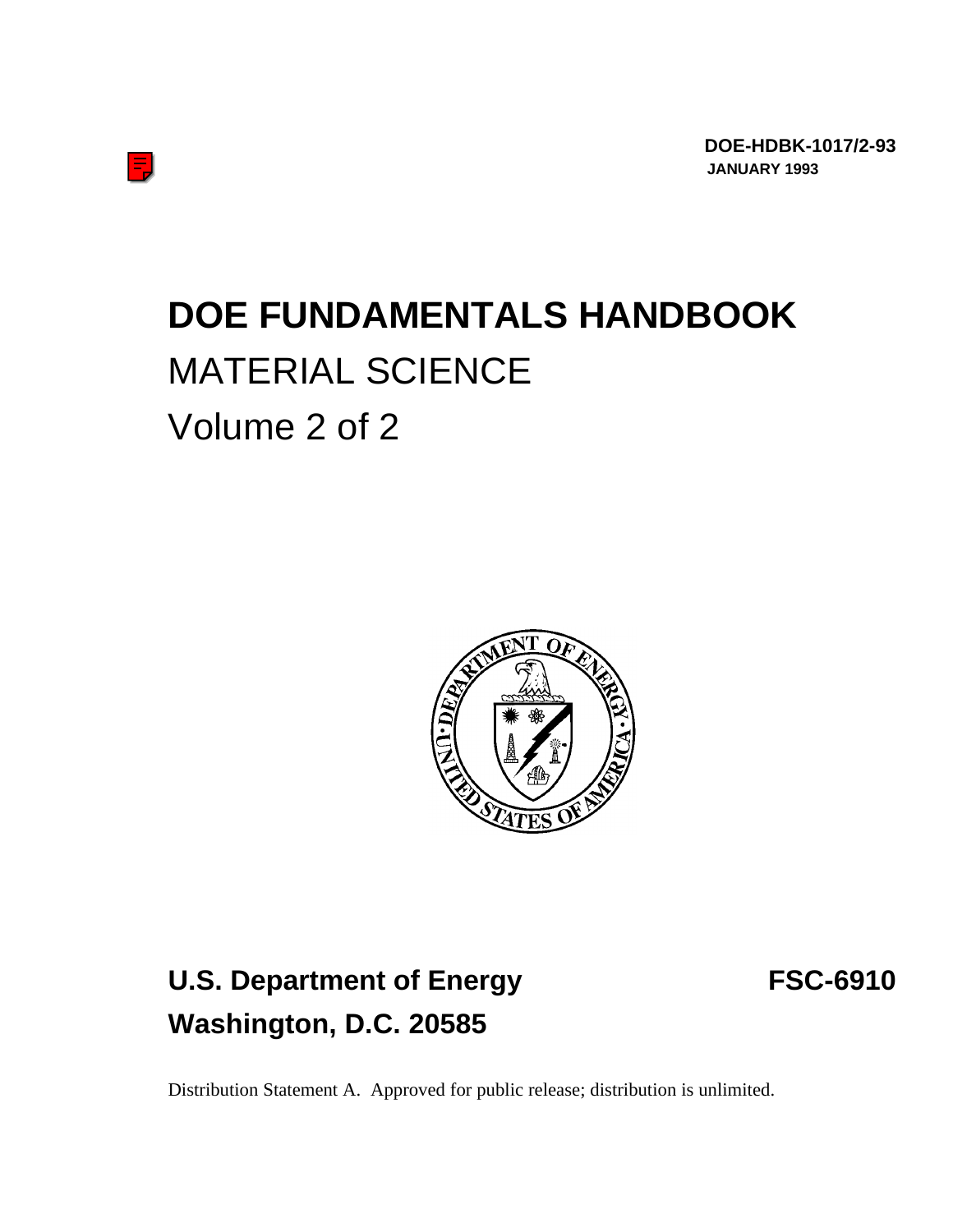**DOE-HDBK-1017/2-93**
**JANUARY 1993**

# DOE FUNDAMENTALS HANDBOOK

MATERIAL SCIENCE

Volume 2 of 2

**U.S. Department of Energy** **FSC-6910**
**Washington, D.C. 20585**

Distribution Statement A. Approved for public release; distribution is unlimited.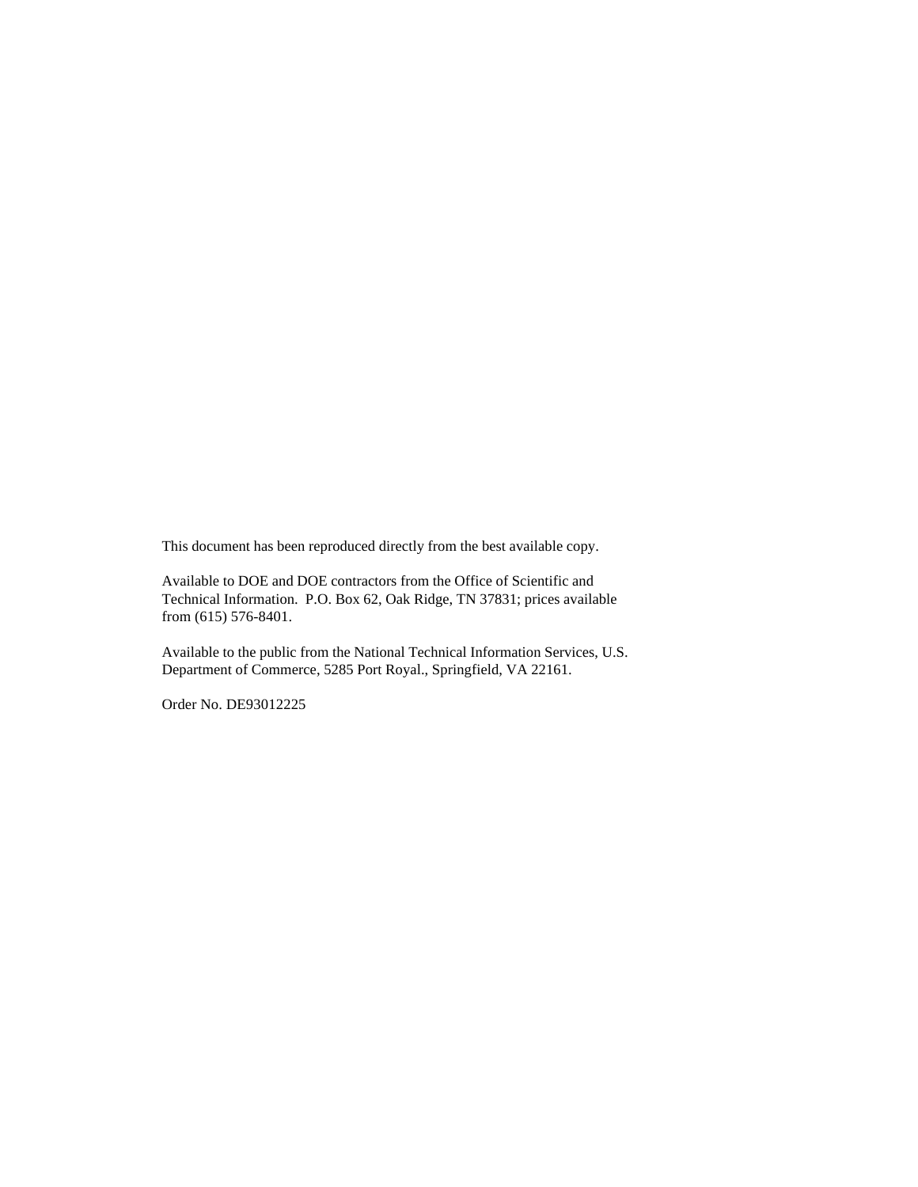This document has been reproduced directly from the best available copy.

Available to DOE and DOE contractors from the Office of Scientific and Technical Information. P.O. Box 62, Oak Ridge, TN 37831; prices available from (615) 576-8401.

Available to the public from the National Technical Information Services, U.S. Department of Commerce, 5285 Port Royal., Springfield, VA 22161.

Order No. DE93012225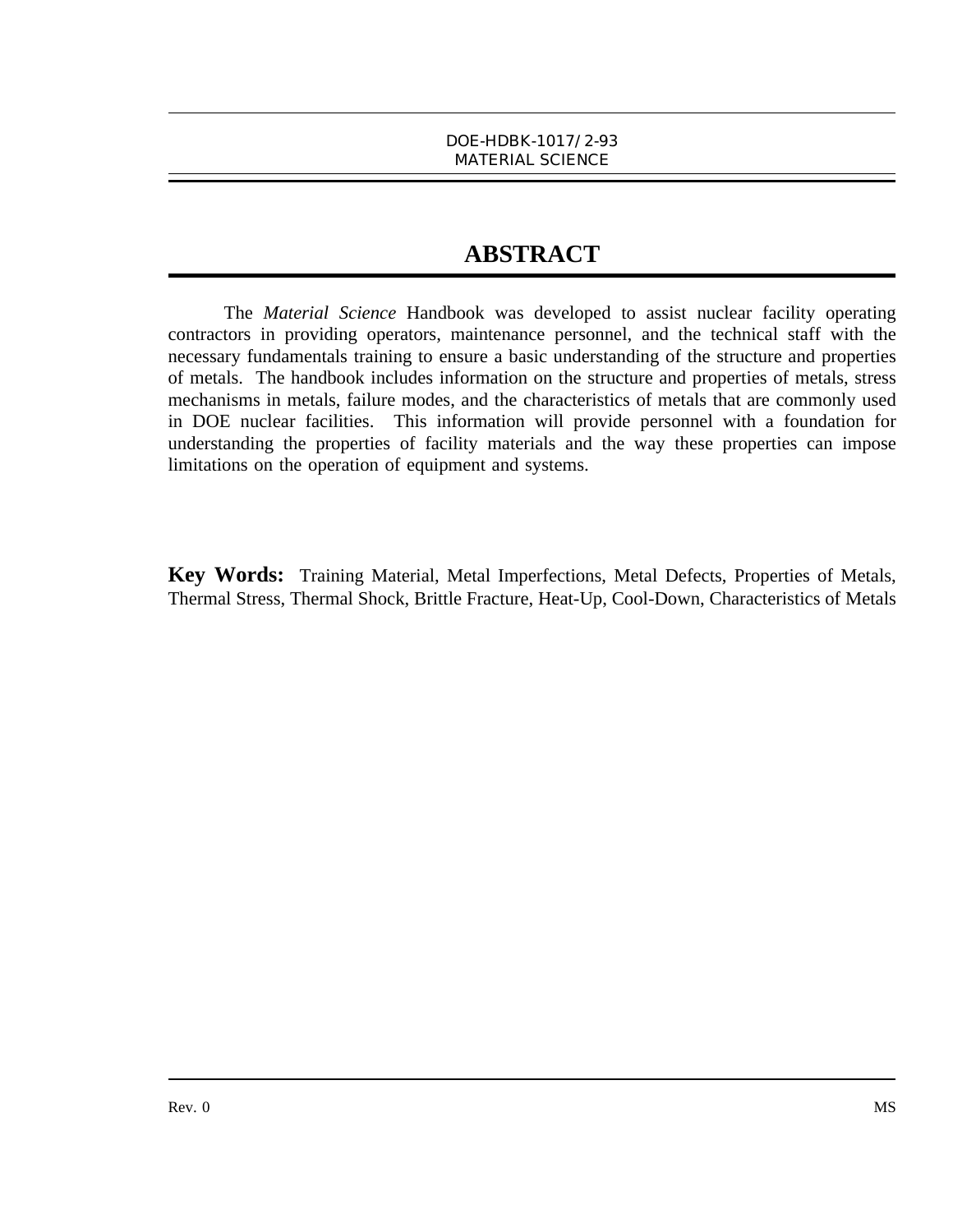# ABSTRACT

The *Material Science* Handbook was developed to assist nuclear facility operating contractors in providing operators, maintenance personnel, and the technical staff with the necessary fundamentals training to ensure a basic understanding of the structure and properties of metals. The handbook includes information on the structure and properties of metals, stress mechanisms in metals, failure modes, and the characteristics of metals that are commonly used in DOE nuclear facilities. This information will provide personnel with a foundation for understanding the properties of facility materials and the way these properties can impose limitations on the operation of equipment and systems.

**Key Words:** Training Material, Metal Imperfections, Metal Defects, Properties of Metals, Thermal Stress, Thermal Shock, Brittle Fracture, Heat-Up, Cool-Down, Characteristics of Metals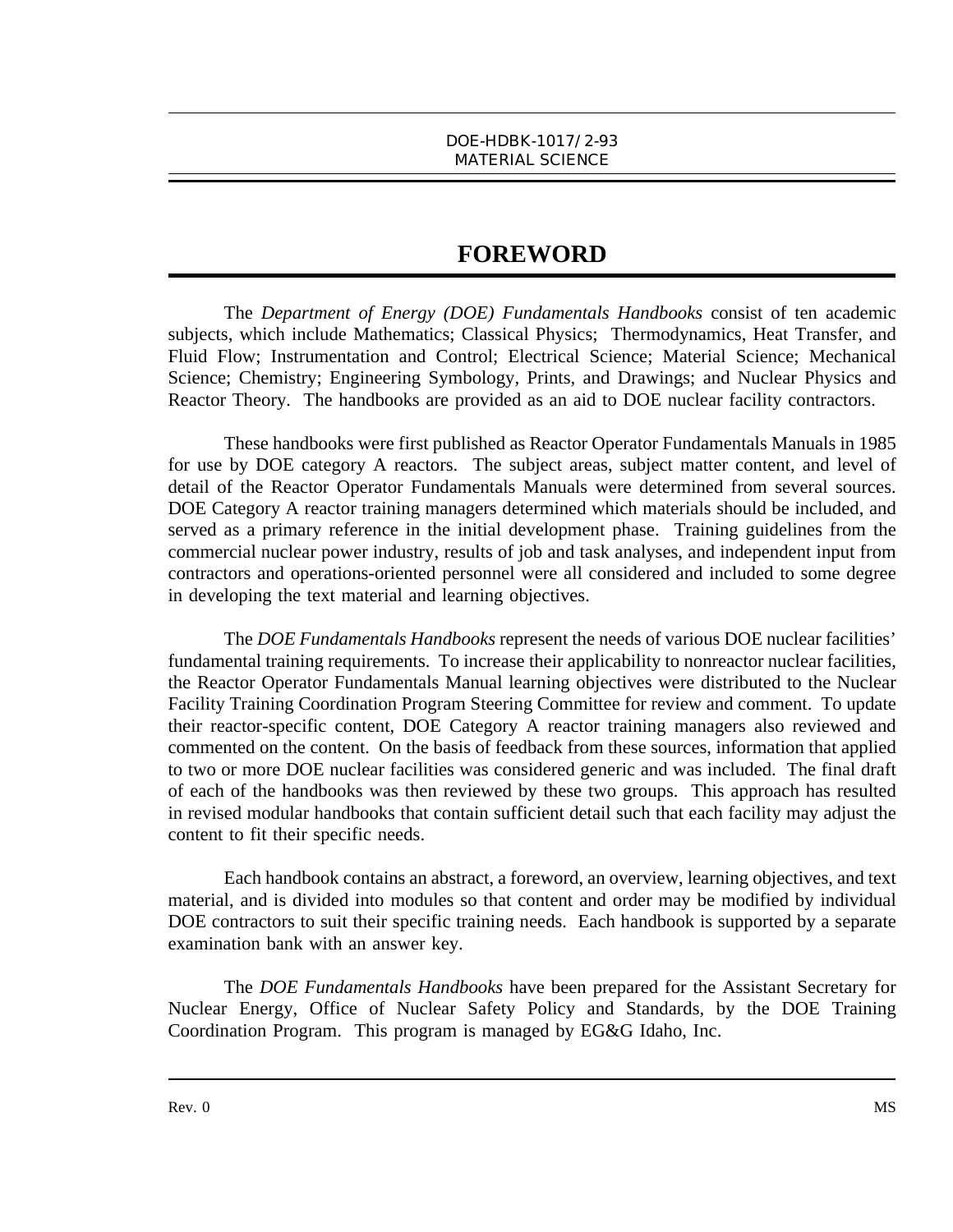# FOREWORD

The *Department of Energy (DOE) Fundamentals Handbooks* consist of ten academic subjects, which include Mathematics; Classical Physics; Thermodynamics, Heat Transfer, and Fluid Flow; Instrumentation and Control; Electrical Science; Material Science; Mechanical Science; Chemistry; Engineering Symbology, Prints, and Drawings; and Nuclear Physics and Reactor Theory. The handbooks are provided as an aid to DOE nuclear facility contractors.

These handbooks were first published as Reactor Operator Fundamentals Manuals in 1985 for use by DOE category A reactors. The subject areas, subject matter content, and level of detail of the Reactor Operator Fundamentals Manuals were determined from several sources. DOE Category A reactor training managers determined which materials should be included, and served as a primary reference in the initial development phase. Training guidelines from the commercial nuclear power industry, results of job and task analyses, and independent input from contractors and operations-oriented personnel were all considered and included to some degree in developing the text material and learning objectives.

The *DOE Fundamentals Handbooks* represent the needs of various DOE nuclear facilities' fundamental training requirements. To increase their applicability to nonreactor nuclear facilities, the Reactor Operator Fundamentals Manual learning objectives were distributed to the Nuclear Facility Training Coordination Program Steering Committee for review and comment. To update their reactor-specific content, DOE Category A reactor training managers also reviewed and commented on the content. On the basis of feedback from these sources, information that applied to two or more DOE nuclear facilities was considered generic and was included. The final draft of each of the handbooks was then reviewed by these two groups. This approach has resulted in revised modular handbooks that contain sufficient detail such that each facility may adjust the content to fit their specific needs.

Each handbook contains an abstract, a foreword, an overview, learning objectives, and text material, and is divided into modules so that content and order may be modified by individual DOE contractors to suit their specific training needs. Each handbook is supported by a separate examination bank with an answer key.

The *DOE Fundamentals Handbooks* have been prepared for the Assistant Secretary for Nuclear Energy, Office of Nuclear Safety Policy and Standards, by the DOE Training Coordination Program. This program is managed by EG&G Idaho, Inc.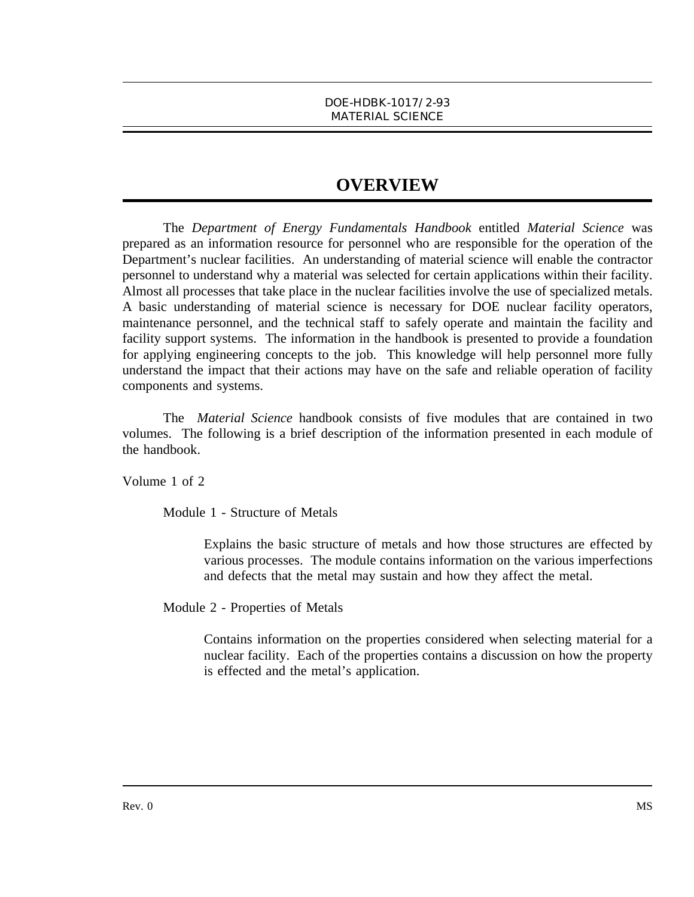# OVERVIEW

The *Department of Energy Fundamentals Handbook* entitled *Material Science* was prepared as an information resource for personnel who are responsible for the operation of the Department's nuclear facilities. An understanding of material science will enable the contractor personnel to understand why a material was selected for certain applications within their facility. Almost all processes that take place in the nuclear facilities involve the use of specialized metals. A basic understanding of material science is necessary for DOE nuclear facility operators, maintenance personnel, and the technical staff to safely operate and maintain the facility and facility support systems. The information in the handbook is presented to provide a foundation for applying engineering concepts to the job. This knowledge will help personnel more fully understand the impact that their actions may have on the safe and reliable operation of facility components and systems.

The *Material Science* handbook consists of five modules that are contained in two volumes. The following is a brief description of the information presented in each module of the handbook.

Volume 1 of 2

Module 1 - Structure of Metals

> Explains the basic structure of metals and how those structures are effected by various processes. The module contains information on the various imperfections and defects that the metal may sustain and how they affect the metal.

Module 2 - Properties of Metals

> Contains information on the properties considered when selecting material for a nuclear facility. Each of the properties contains a discussion on how the property is effected and the metal's application.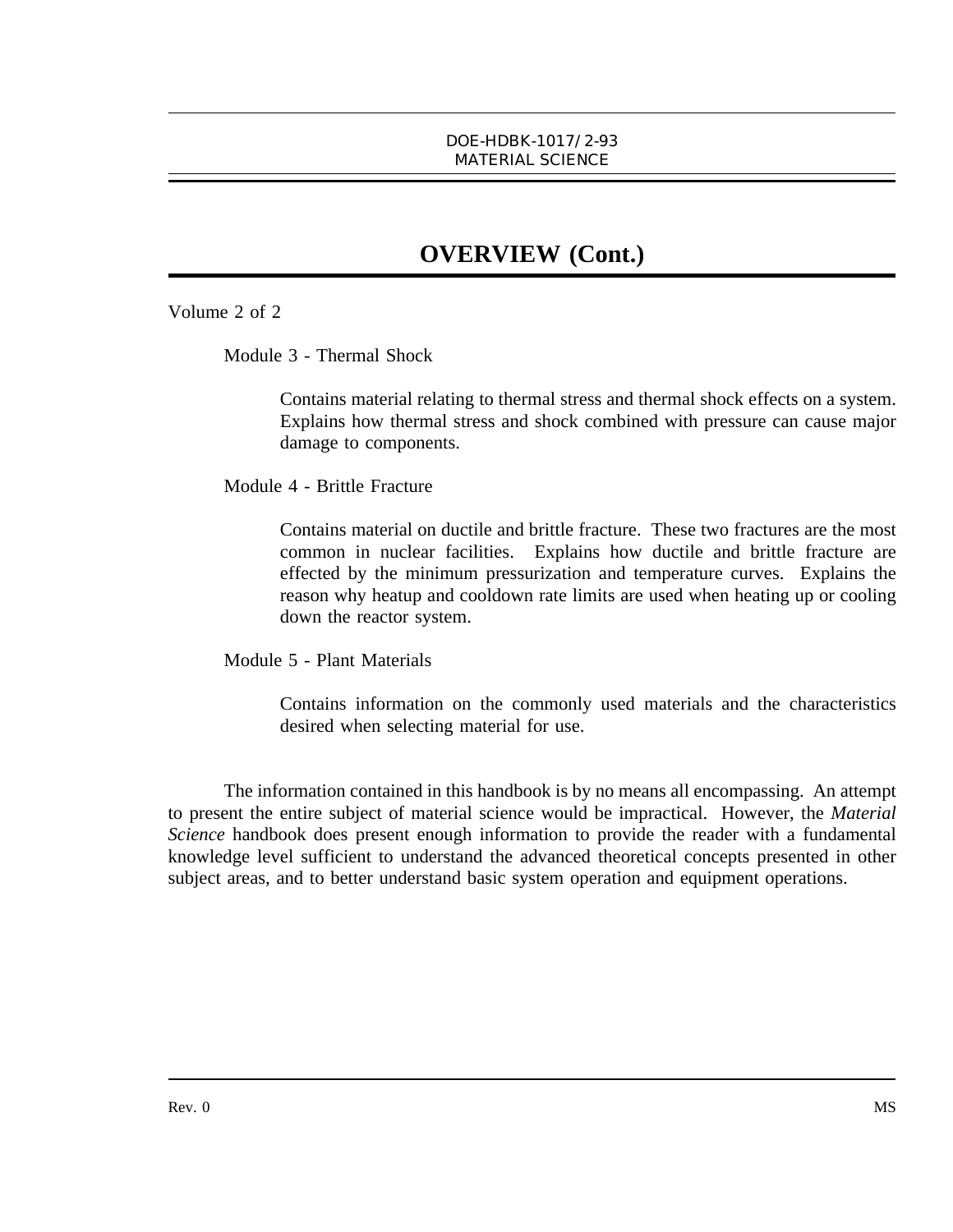# OVERVIEW (Cont.)

Volume 2 of 2

Module 3 - Thermal Shock

Contains material relating to thermal stress and thermal shock effects on a system. Explains how thermal stress and shock combined with pressure can cause major damage to components.

Module 4 - Brittle Fracture

Contains material on ductile and brittle fracture. These two fractures are the most common in nuclear facilities. Explains how ductile and brittle fracture are effected by the minimum pressurization and temperature curves. Explains the reason why heatup and cooldown rate limits are used when heating up or cooling down the reactor system.

Module 5 - Plant Materials

Contains information on the commonly used materials and the characteristics desired when selecting material for use.

The information contained in this handbook is by no means all encompassing. An attempt to present the entire subject of material science would be impractical. However, the *Material Science* handbook does present enough information to provide the reader with a fundamental knowledge level sufficient to understand the advanced theoretical concepts presented in other subject areas, and to better understand basic system operation and equipment operations.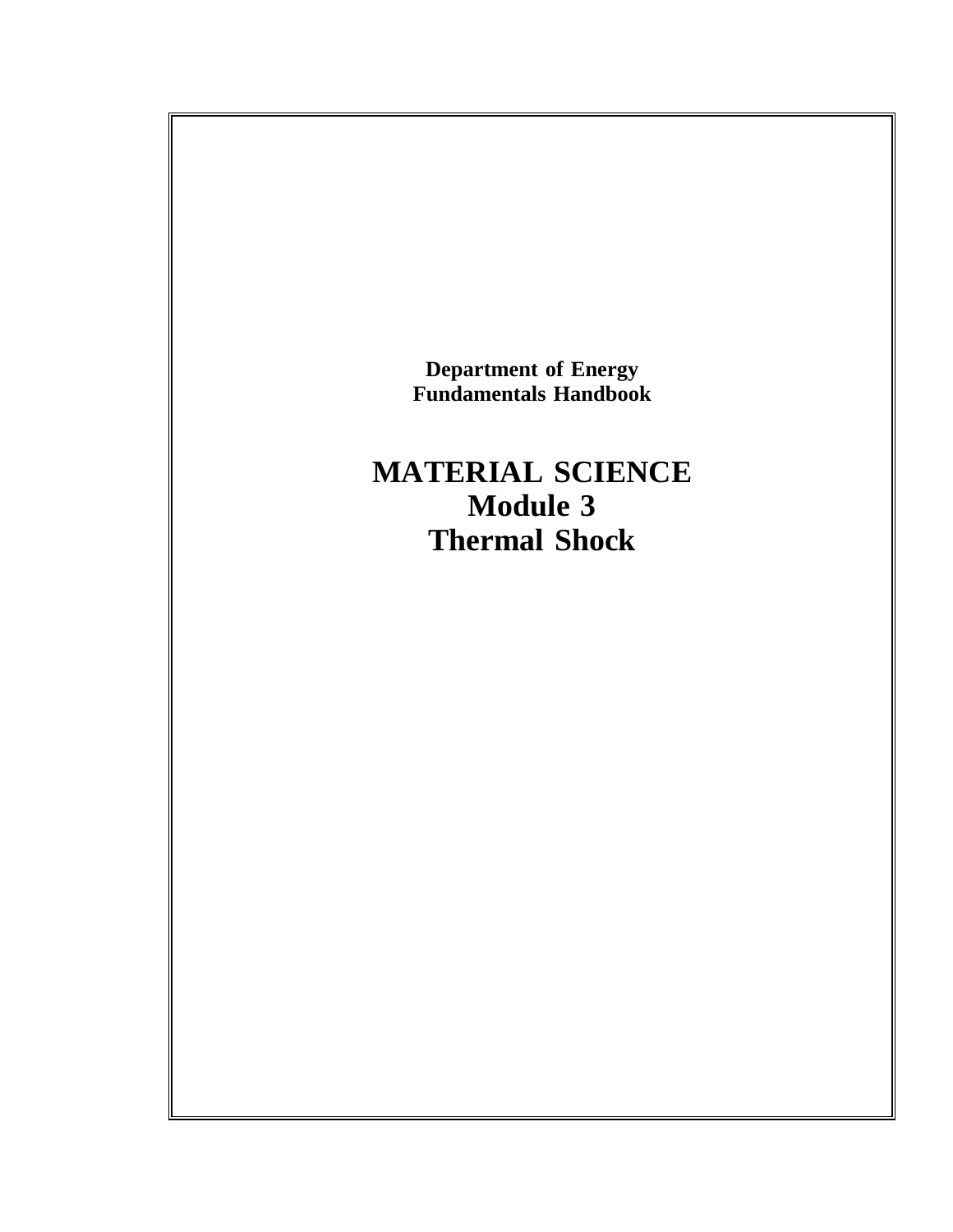**Department of Energy**
**Fundamentals Handbook**

# MATERIAL SCIENCE
# Module 3
# Thermal Shock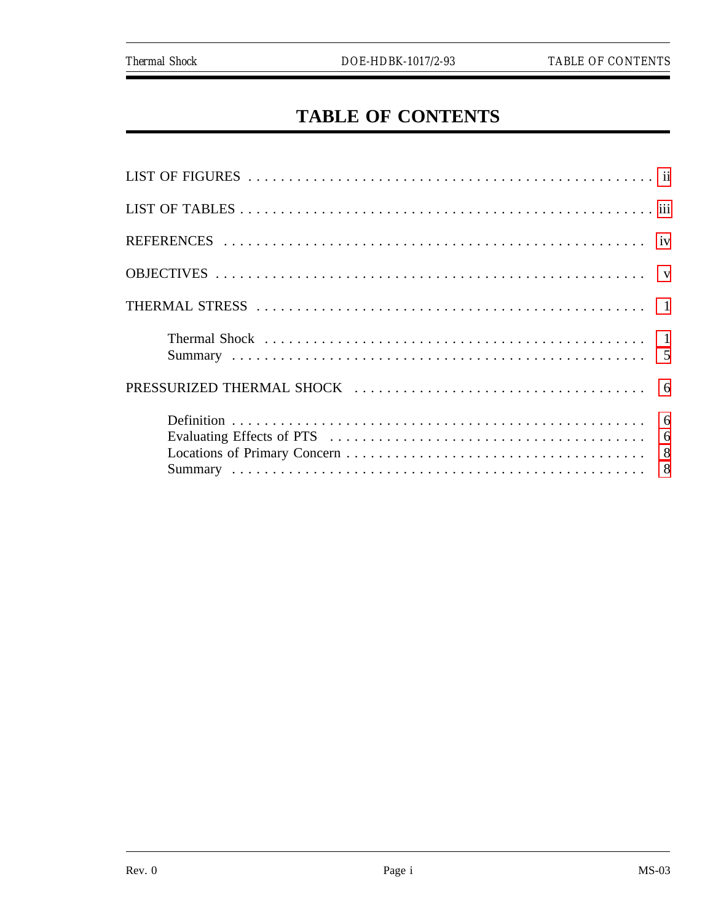# TABLE OF CONTENTS

LIST OF FIGURES . . . . . . . . . . . . . . . . . . . . . . . . . . . . . . . . . . . . . . . . . . . . . . . . ii

LIST OF TABLES . . . . . . . . . . . . . . . . . . . . . . . . . . . . . . . . . . . . . . . . . . . . . . . . iii

REFERENCES . . . . . . . . . . . . . . . . . . . . . . . . . . . . . . . . . . . . . . . . . . . . . . . . iv

OBJECTIVES . . . . . . . . . . . . . . . . . . . . . . . . . . . . . . . . . . . . . . . . . . . . . . . . v

THERMAL STRESS . . . . . . . . . . . . . . . . . . . . . . . . . . . . . . . . . . . . . . . . . . . . . 1

- Thermal Shock . . . . . . . . . . . . . . . . . . . . . . . . . . . . . . . . . . . . . . . . . . . . . 1
- Summary . . . . . . . . . . . . . . . . . . . . . . . . . . . . . . . . . . . . . . . . . . . . . . . . 5

PRESSURIZED THERMAL SHOCK . . . . . . . . . . . . . . . . . . . . . . . . . . . . . . . . . . 6

- Definition . . . . . . . . . . . . . . . . . . . . . . . . . . . . . . . . . . . . . . . . . . . . . . . . 6
- Evaluating Effects of PTS . . . . . . . . . . . . . . . . . . . . . . . . . . . . . . . . . . . . . 6
- Locations of Primary Concern . . . . . . . . . . . . . . . . . . . . . . . . . . . . . . . . . . 8
- Summary . . . . . . . . . . . . . . . . . . . . . . . . . . . . . . . . . . . . . . . . . . . . . . . . 8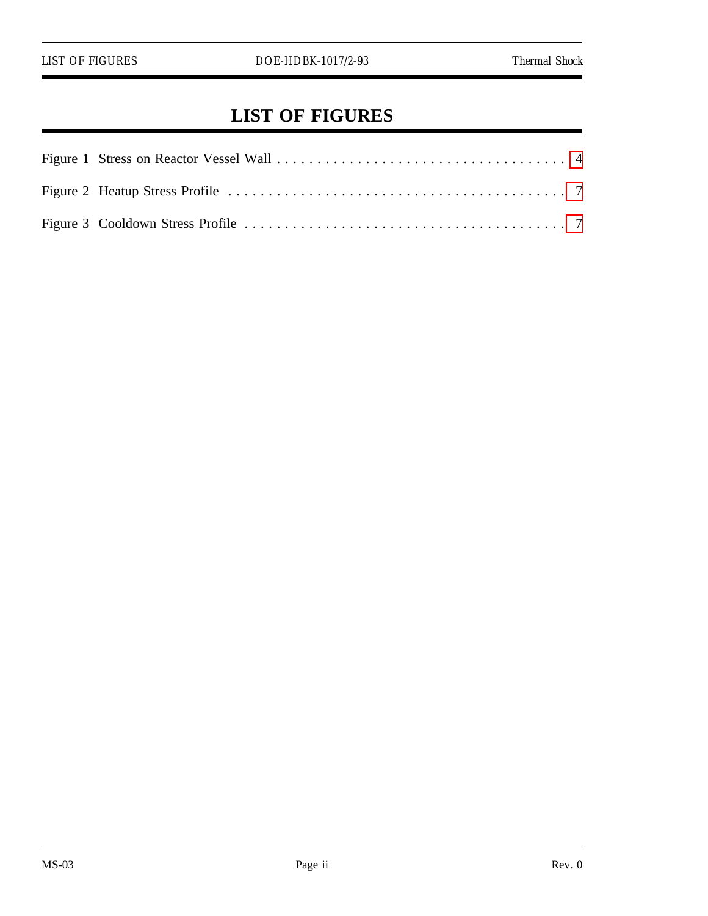# LIST OF FIGURES

Figure 1 Stress on Reactor Vessel Wall . . . . . . . . . . . . . . . . . . . . . . . . . . . . . . . . . . . . 4

Figure 2 Heatup Stress Profile . . . . . . . . . . . . . . . . . . . . . . . . . . . . . . . . . . . . . . . . . . 7

Figure 3 Cooldown Stress Profile . . . . . . . . . . . . . . . . . . . . . . . . . . . . . . . . . . . . . . . 7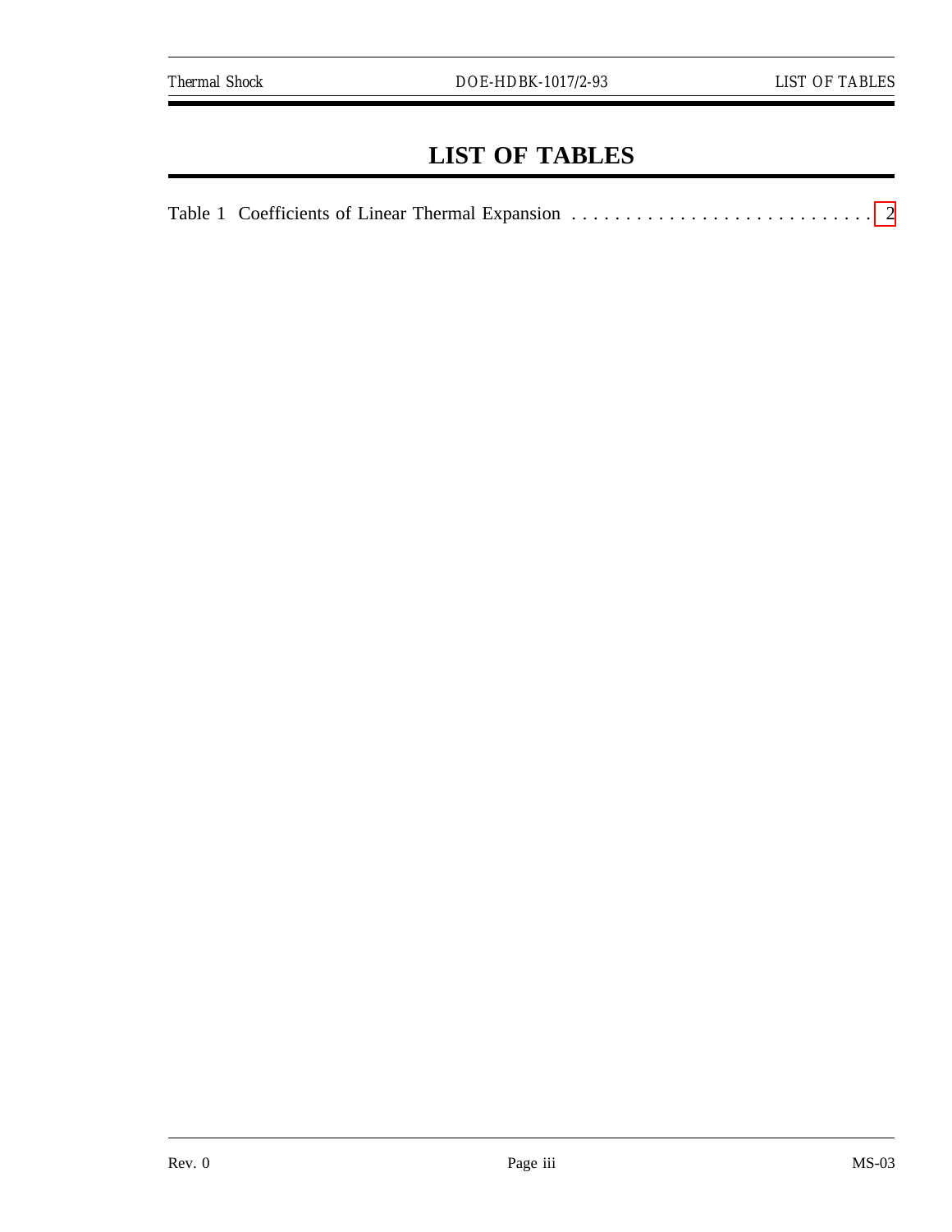# LIST OF TABLES

Table 1 Coefficients of Linear Thermal Expansion . . . . . . . . . . . . . . . . . . . . . . . . . . . . . 2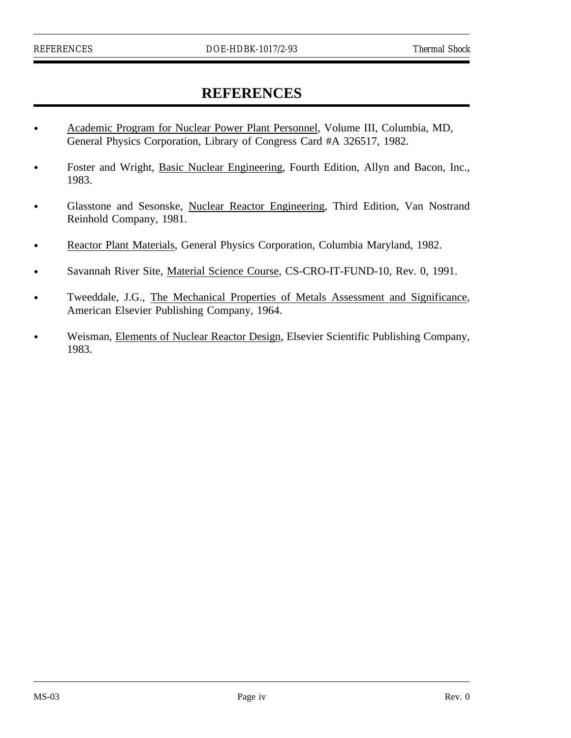# REFERENCES

- Academic Program for Nuclear Power Plant Personnel, Volume III, Columbia, MD, General Physics Corporation, Library of Congress Card #A 326517, 1982.

- Foster and Wright, Basic Nuclear Engineering, Fourth Edition, Allyn and Bacon, Inc., 1983.

- Glasstone and Sesonske, Nuclear Reactor Engineering, Third Edition, Van Nostrand Reinhold Company, 1981.

- Reactor Plant Materials, General Physics Corporation, Columbia Maryland, 1982.

- Savannah River Site, Material Science Course, CS-CRO-IT-FUND-10, Rev. 0, 1991.

- Tweeddale, J.G., The Mechanical Properties of Metals Assessment and Significance, American Elsevier Publishing Company, 1964.

- Weisman, Elements of Nuclear Reactor Design, Elsevier Scientific Publishing Company, 1983.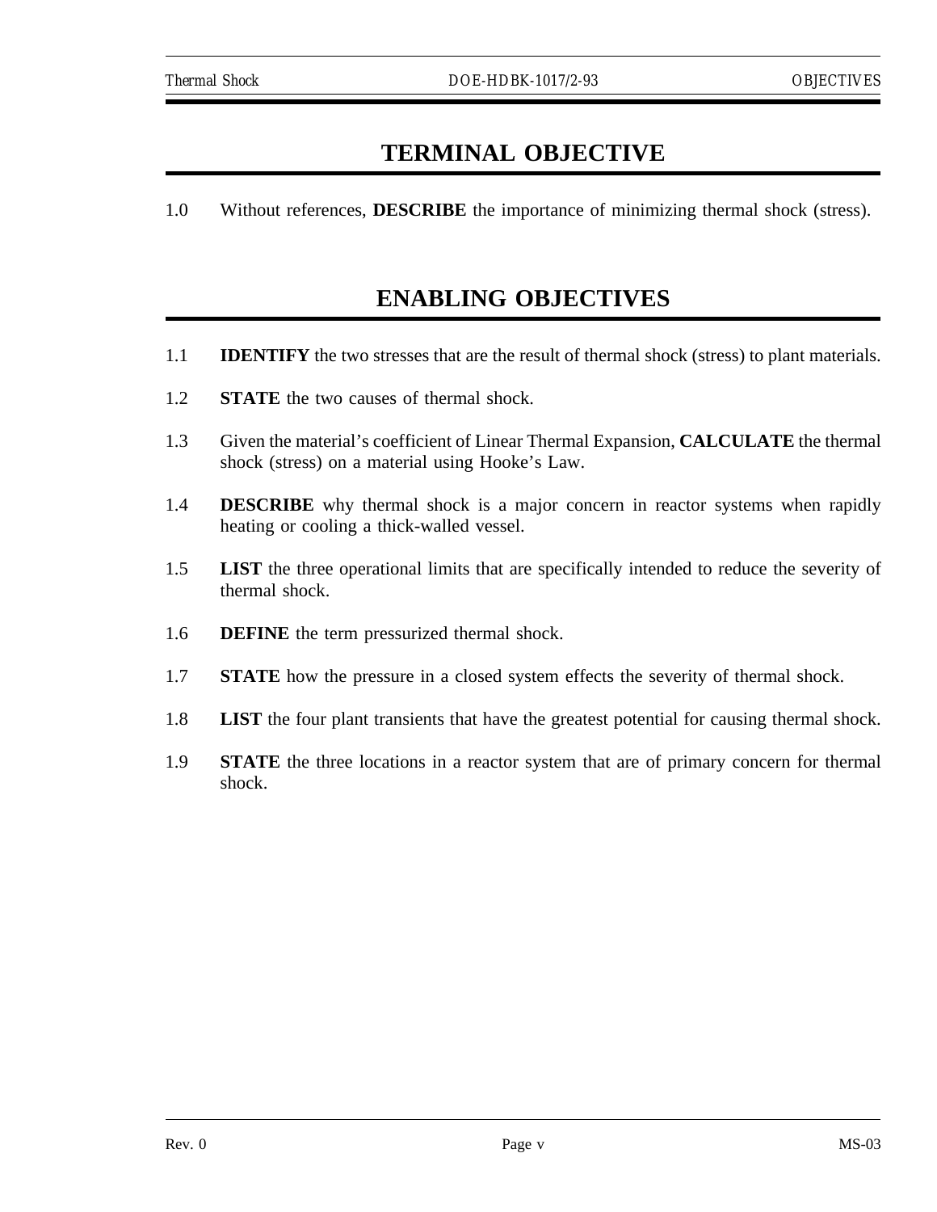# TERMINAL OBJECTIVE

1.0 Without references, **DESCRIBE** the importance of minimizing thermal shock (stress).

# ENABLING OBJECTIVES

1.1 **IDENTIFY** the two stresses that are the result of thermal shock (stress) to plant materials.

1.2 **STATE** the two causes of thermal shock.

1.3 Given the material's coefficient of Linear Thermal Expansion, **CALCULATE** the thermal shock (stress) on a material using Hooke's Law.

1.4 **DESCRIBE** why thermal shock is a major concern in reactor systems when rapidly heating or cooling a thick-walled vessel.

1.5 **LIST** the three operational limits that are specifically intended to reduce the severity of thermal shock.

1.6 **DEFINE** the term pressurized thermal shock.

1.7 **STATE** how the pressure in a closed system effects the severity of thermal shock.

1.8 **LIST** the four plant transients that have the greatest potential for causing thermal shock.

1.9 **STATE** the three locations in a reactor system that are of primary concern for thermal shock.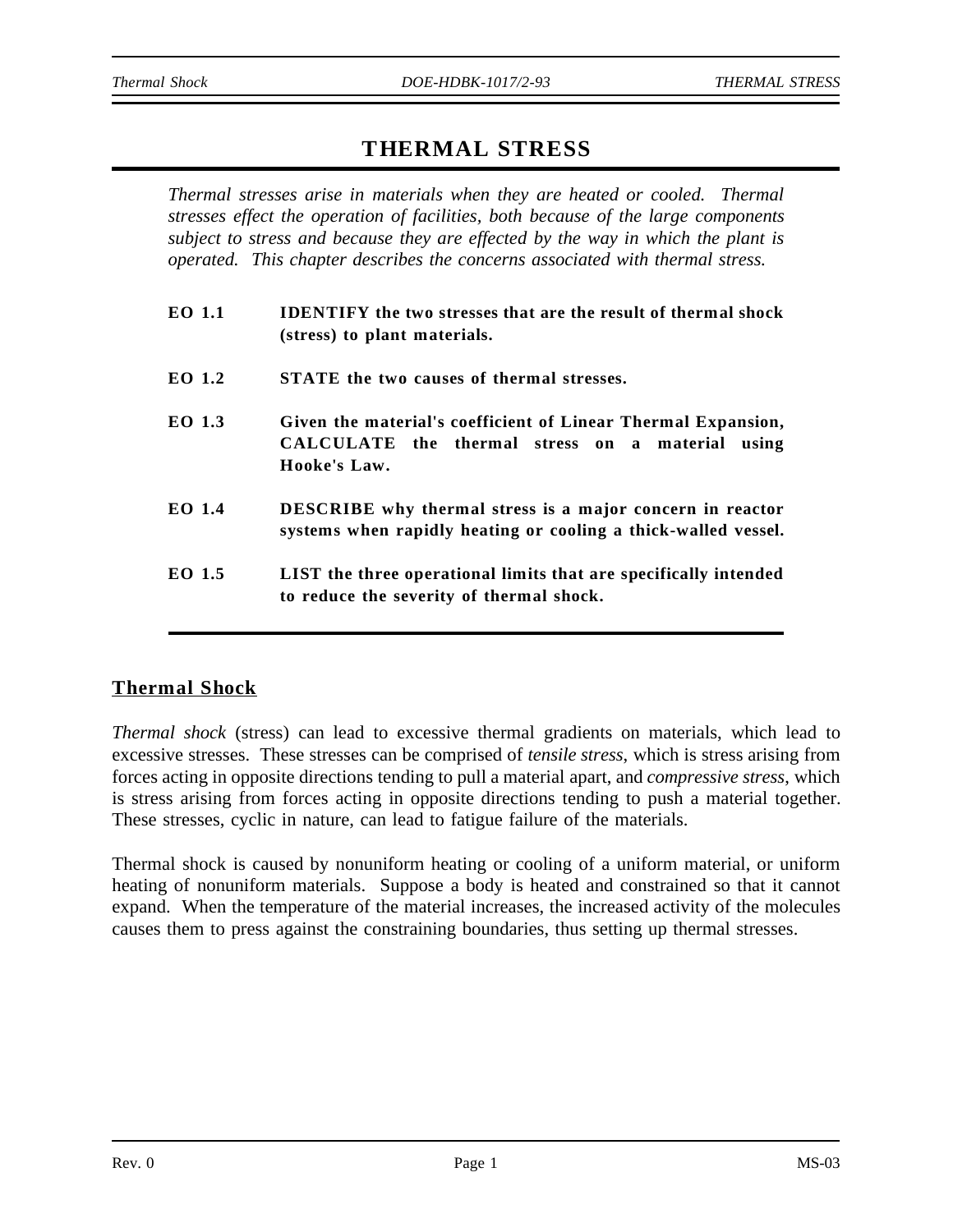# THERMAL STRESS

*Thermal stresses arise in materials when they are heated or cooled. Thermal stresses effect the operation of facilities, both because of the large components subject to stress and because they are effected by the way in which the plant is operated. This chapter describes the concerns associated with thermal stress.*

| | |
|---|---|
| **EO 1.1** | **IDENTIFY the two stresses that are the result of thermal shock (stress) to plant materials.** |
| **EO 1.2** | **STATE the two causes of thermal stresses.** |
| **EO 1.3** | **Given the material's coefficient of Linear Thermal Expansion, CALCULATE the thermal stress on a material using Hooke's Law.** |
| **EO 1.4** | **DESCRIBE why thermal stress is a major concern in reactor systems when rapidly heating or cooling a thick-walled vessel.** |
| **EO 1.5** | **LIST the three operational limits that are specifically intended to reduce the severity of thermal shock.** |

## Thermal Shock

*Thermal shock* (stress) can lead to excessive thermal gradients on materials, which lead to excessive stresses. These stresses can be comprised of *tensile stress*, which is stress arising from forces acting in opposite directions tending to pull a material apart, and *compressive stress*, which is stress arising from forces acting in opposite directions tending to push a material together. These stresses, cyclic in nature, can lead to fatigue failure of the materials.

Thermal shock is caused by nonuniform heating or cooling of a uniform material, or uniform heating of nonuniform materials. Suppose a body is heated and constrained so that it cannot expand. When the temperature of the material increases, the increased activity of the molecules causes them to press against the constraining boundaries, thus setting up thermal stresses.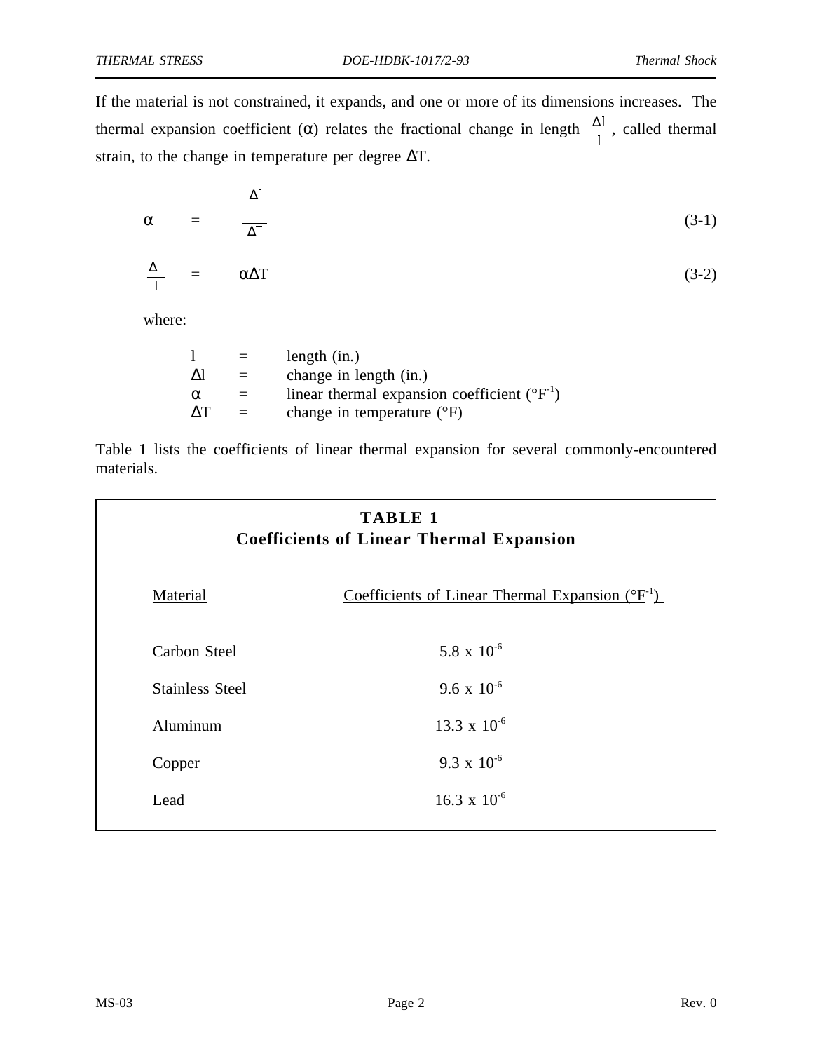If the material is not constrained, it expands, and one or more of its dimensions increases. The thermal expansion coefficient ($\alpha$) relates the fractional change in length $\frac{\Delta l}{l}$, called thermal strain, to the change in temperature per degree $\Delta T$.

$$\alpha = \frac{\frac{\Delta l}{l}}{\Delta T} \tag{3-1}$$

$$\frac{\Delta l}{l} = \alpha \Delta T \tag{3-2}$$

where:

$l$ = length (in.)
$\Delta l$ = change in length (in.)
$\alpha$ = linear thermal expansion coefficient ($°F^{-1}$)
$\Delta T$ = change in temperature (°F)

Table 1 lists the coefficients of linear thermal expansion for several commonly-encountered materials.

**TABLE 1**
**Coefficients of Linear Thermal Expansion**

| Material | Coefficients of Linear Thermal Expansion ($°F^{-1}$) |
|---|---|
| Carbon Steel | $5.8 \times 10^{-6}$ |
| Stainless Steel | $9.6 \times 10^{-6}$ |
| Aluminum | $13.3 \times 10^{-6}$ |
| Copper | $9.3 \times 10^{-6}$ |
| Lead | $16.3 \times 10^{-6}$ |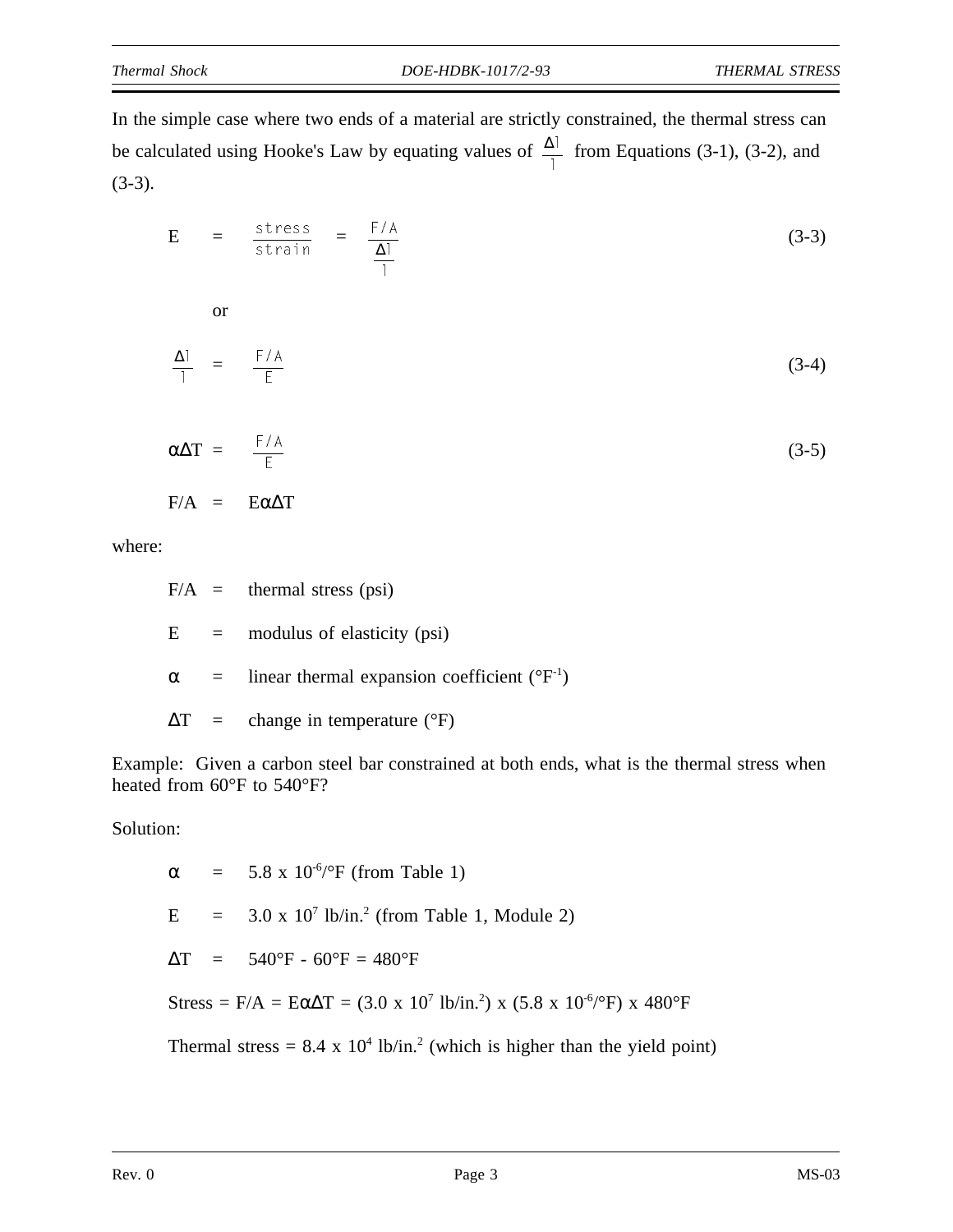In the simple case where two ends of a material are strictly constrained, the thermal stress can be calculated using Hooke's Law by equating values of $\frac{\Delta l}{l}$ from Equations (3-1), (3-2), and (3-3).

$$E = \frac{\text{stress}}{\text{strain}} = \frac{F/A}{\frac{\Delta l}{l}} \tag{3-3}$$

or

$$\frac{\Delta l}{l} = \frac{F/A}{E} \tag{3-4}$$

$$\alpha \Delta T = \frac{F/A}{E} \tag{3-5}$$

$$F/A = E \alpha \Delta T$$

where:

$F/A$ = thermal stress (psi)

$E$ = modulus of elasticity (psi)

$\alpha$ = linear thermal expansion coefficient ($°F^{-1}$)

$\Delta T$ = change in temperature (°F)

Example: Given a carbon steel bar constrained at both ends, what is the thermal stress when heated from 60°F to 540°F?

Solution:

$\alpha$ = $5.8 \times 10^{-6}/°F$ (from Table 1)

$E$ = $3.0 \times 10^{7}$ lb/in.$^2$ (from Table 1, Module 2)

$\Delta T$ = 540°F - 60°F = 480°F

Stress = $F/A = E\alpha\Delta T = (3.0 \times 10^{7}\ \text{lb/in.}^2) \times (5.8 \times 10^{-6}/°F) \times 480°F$

Thermal stress = $8.4 \times 10^{4}$ lb/in.$^2$ (which is higher than the yield point)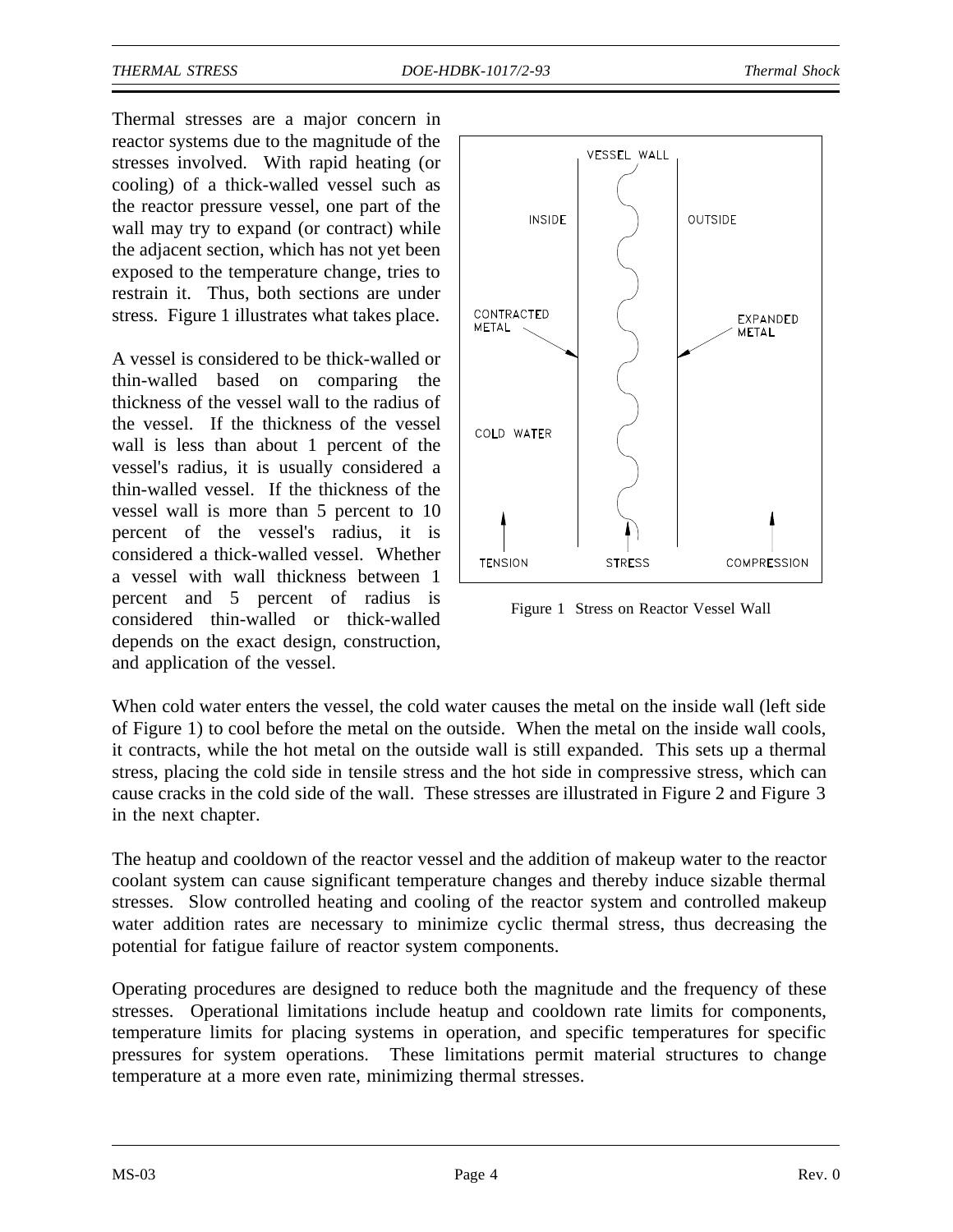Thermal stresses are a major concern in reactor systems due to the magnitude of the stresses involved. With rapid heating (or cooling) of a thick-walled vessel such as the reactor pressure vessel, one part of the wall may try to expand (or contract) while the adjacent section, which has not yet been exposed to the temperature change, tries to restrain it. Thus, both sections are under stress. Figure 1 illustrates what takes place.

A vessel is considered to be thick-walled or thin-walled based on comparing the thickness of the vessel wall to the radius of the vessel. If the thickness of the vessel wall is less than about 1 percent of the vessel's radius, it is usually considered a thin-walled vessel. If the thickness of the vessel wall is more than 5 percent to 10 percent of the vessel's radius, it is considered a thick-walled vessel. Whether a vessel with wall thickness between 1 percent and 5 percent of radius is considered thin-walled or thick-walled depends on the exact design, construction, and application of the vessel.

Figure 1 Stress on Reactor Vessel Wall

When cold water enters the vessel, the cold water causes the metal on the inside wall (left side of Figure 1) to cool before the metal on the outside. When the metal on the inside wall cools, it contracts, while the hot metal on the outside wall is still expanded. This sets up a thermal stress, placing the cold side in tensile stress and the hot side in compressive stress, which can cause cracks in the cold side of the wall. These stresses are illustrated in Figure 2 and Figure 3 in the next chapter.

The heatup and cooldown of the reactor vessel and the addition of makeup water to the reactor coolant system can cause significant temperature changes and thereby induce sizable thermal stresses. Slow controlled heating and cooling of the reactor system and controlled makeup water addition rates are necessary to minimize cyclic thermal stress, thus decreasing the potential for fatigue failure of reactor system components.

Operating procedures are designed to reduce both the magnitude and the frequency of these stresses. Operational limitations include heatup and cooldown rate limits for components, temperature limits for placing systems in operation, and specific temperatures for specific pressures for system operations. These limitations permit material structures to change temperature at a more even rate, minimizing thermal stresses.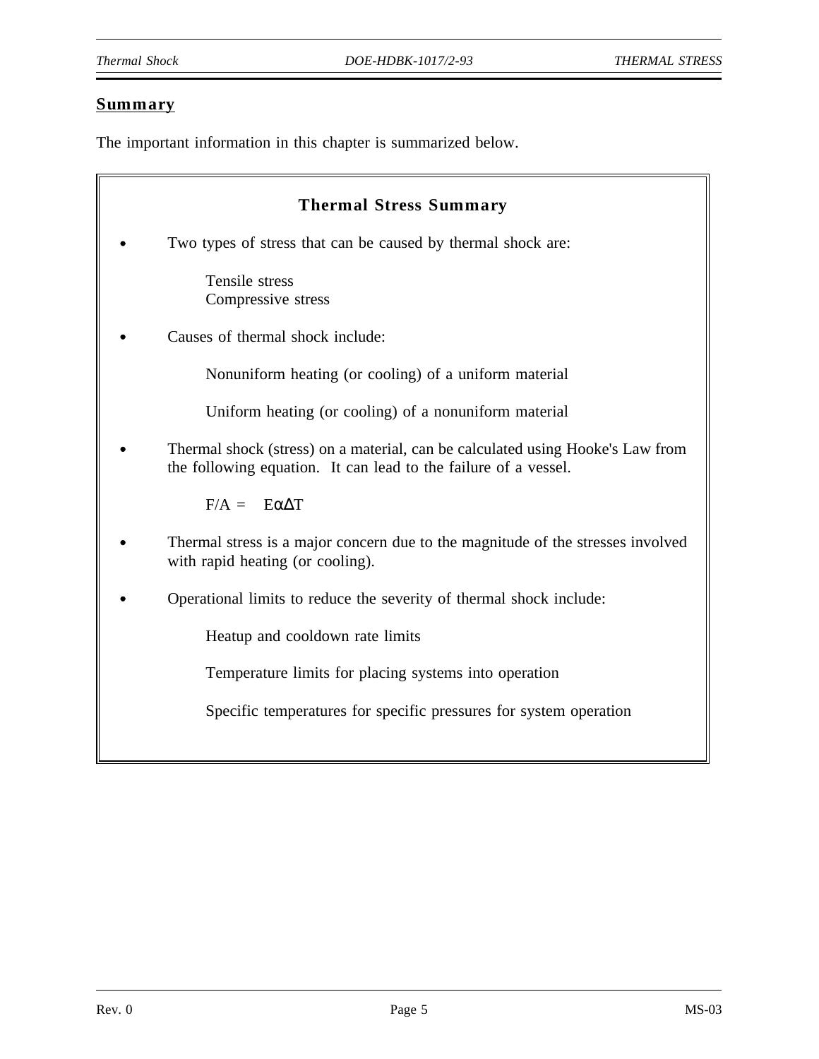## Summary

The important information in this chapter is summarized below.

### Thermal Stress Summary

- Two types of stress that can be caused by thermal shock are:

  Tensile stress
  Compressive stress

- Causes of thermal shock include:

  Nonuniform heating (or cooling) of a uniform material

  Uniform heating (or cooling) of a nonuniform material

- Thermal shock (stress) on a material, can be calculated using Hooke's Law from the following equation. It can lead to the failure of a vessel.

  $$F/A = E\alpha\Delta T$$

- Thermal stress is a major concern due to the magnitude of the stresses involved with rapid heating (or cooling).

- Operational limits to reduce the severity of thermal shock include:

  Heatup and cooldown rate limits

  Temperature limits for placing systems into operation

  Specific temperatures for specific pressures for system operation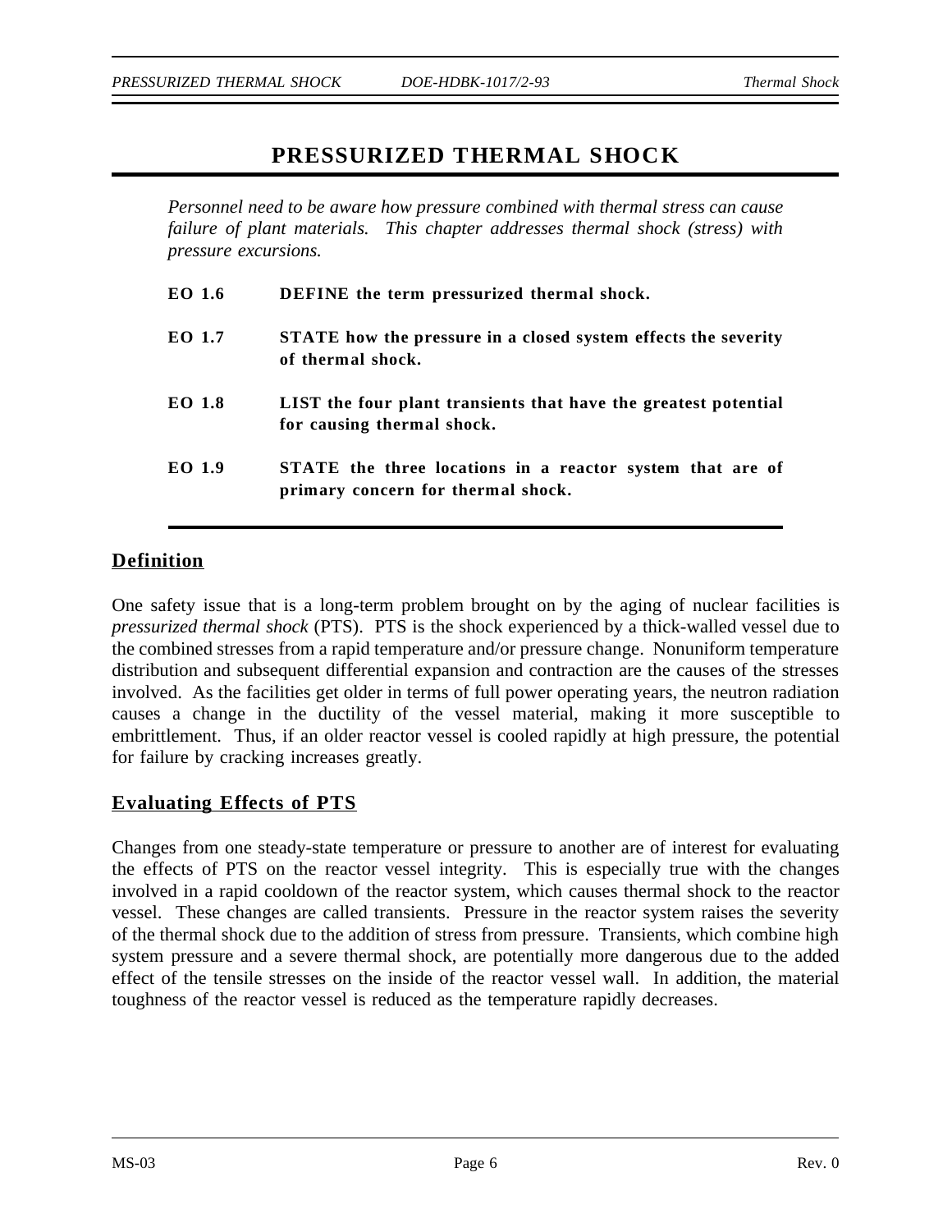# PRESSURIZED THERMAL SHOCK

*Personnel need to be aware how pressure combined with thermal stress can cause failure of plant materials. This chapter addresses thermal shock (stress) with pressure excursions.*

**EO 1.6** **DEFINE the term pressurized thermal shock.**

**EO 1.7** **STATE how the pressure in a closed system effects the severity of thermal shock.**

**EO 1.8** **LIST the four plant transients that have the greatest potential for causing thermal shock.**

**EO 1.9** **STATE the three locations in a reactor system that are of primary concern for thermal shock.**

## Definition

One safety issue that is a long-term problem brought on by the aging of nuclear facilities is *pressurized thermal shock* (PTS). PTS is the shock experienced by a thick-walled vessel due to the combined stresses from a rapid temperature and/or pressure change. Nonuniform temperature distribution and subsequent differential expansion and contraction are the causes of the stresses involved. As the facilities get older in terms of full power operating years, the neutron radiation causes a change in the ductility of the vessel material, making it more susceptible to embrittlement. Thus, if an older reactor vessel is cooled rapidly at high pressure, the potential for failure by cracking increases greatly.

## Evaluating Effects of PTS

Changes from one steady-state temperature or pressure to another are of interest for evaluating the effects of PTS on the reactor vessel integrity. This is especially true with the changes involved in a rapid cooldown of the reactor system, which causes thermal shock to the reactor vessel. These changes are called transients. Pressure in the reactor system raises the severity of the thermal shock due to the addition of stress from pressure. Transients, which combine high system pressure and a severe thermal shock, are potentially more dangerous due to the added effect of the tensile stresses on the inside of the reactor vessel wall. In addition, the material toughness of the reactor vessel is reduced as the temperature rapidly decreases.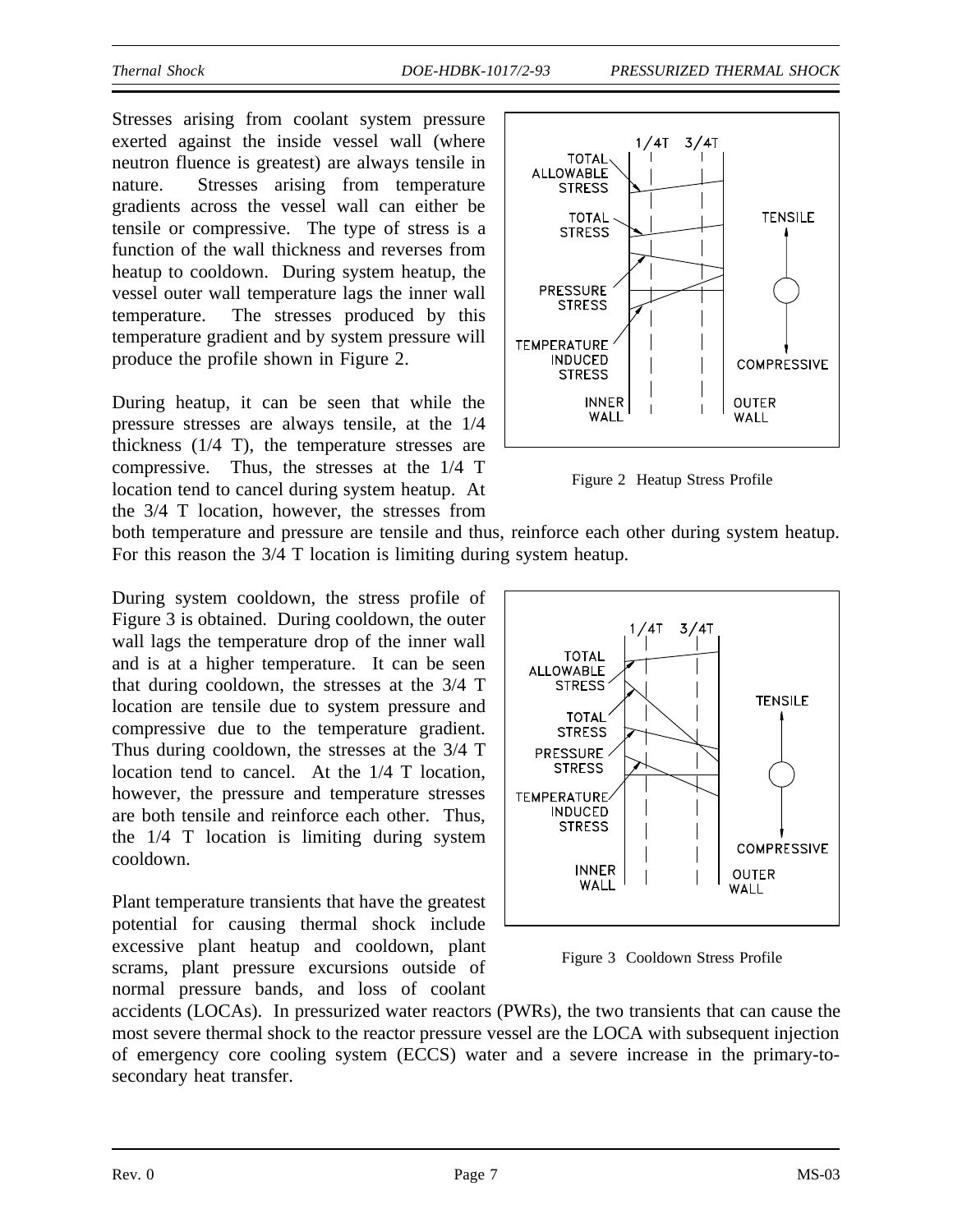Stresses arising from coolant system pressure exerted against the inside vessel wall (where neutron fluence is greatest) are always tensile in nature. Stresses arising from temperature gradients across the vessel wall can either be tensile or compressive. The type of stress is a function of the wall thickness and reverses from heatup to cooldown. During system heatup, the vessel outer wall temperature lags the inner wall temperature. The stresses produced by this temperature gradient and by system pressure will produce the profile shown in Figure 2.

Figure 2 Heatup Stress Profile

During heatup, it can be seen that while the pressure stresses are always tensile, at the 1/4 thickness (1/4 T), the temperature stresses are compressive. Thus, the stresses at the 1/4 T location tend to cancel during system heatup. At the 3/4 T location, however, the stresses from both temperature and pressure are tensile and thus, reinforce each other during system heatup. For this reason the 3/4 T location is limiting during system heatup.

During system cooldown, the stress profile of Figure 3 is obtained. During cooldown, the outer wall lags the temperature drop of the inner wall and is at a higher temperature. It can be seen that during cooldown, the stresses at the 3/4 T location are tensile due to system pressure and compressive due to the temperature gradient. Thus during cooldown, the stresses at the 3/4 T location tend to cancel. At the 1/4 T location, however, the pressure and temperature stresses are both tensile and reinforce each other. Thus, the 1/4 T location is limiting during system cooldown.

Figure 3 Cooldown Stress Profile

Plant temperature transients that have the greatest potential for causing thermal shock include excessive plant heatup and cooldown, plant scrams, plant pressure excursions outside of normal pressure bands, and loss of coolant accidents (LOCAs). In pressurized water reactors (PWRs), the two transients that can cause the most severe thermal shock to the reactor pressure vessel are the LOCA with subsequent injection of emergency core cooling system (ECCS) water and a severe increase in the primary-to-secondary heat transfer.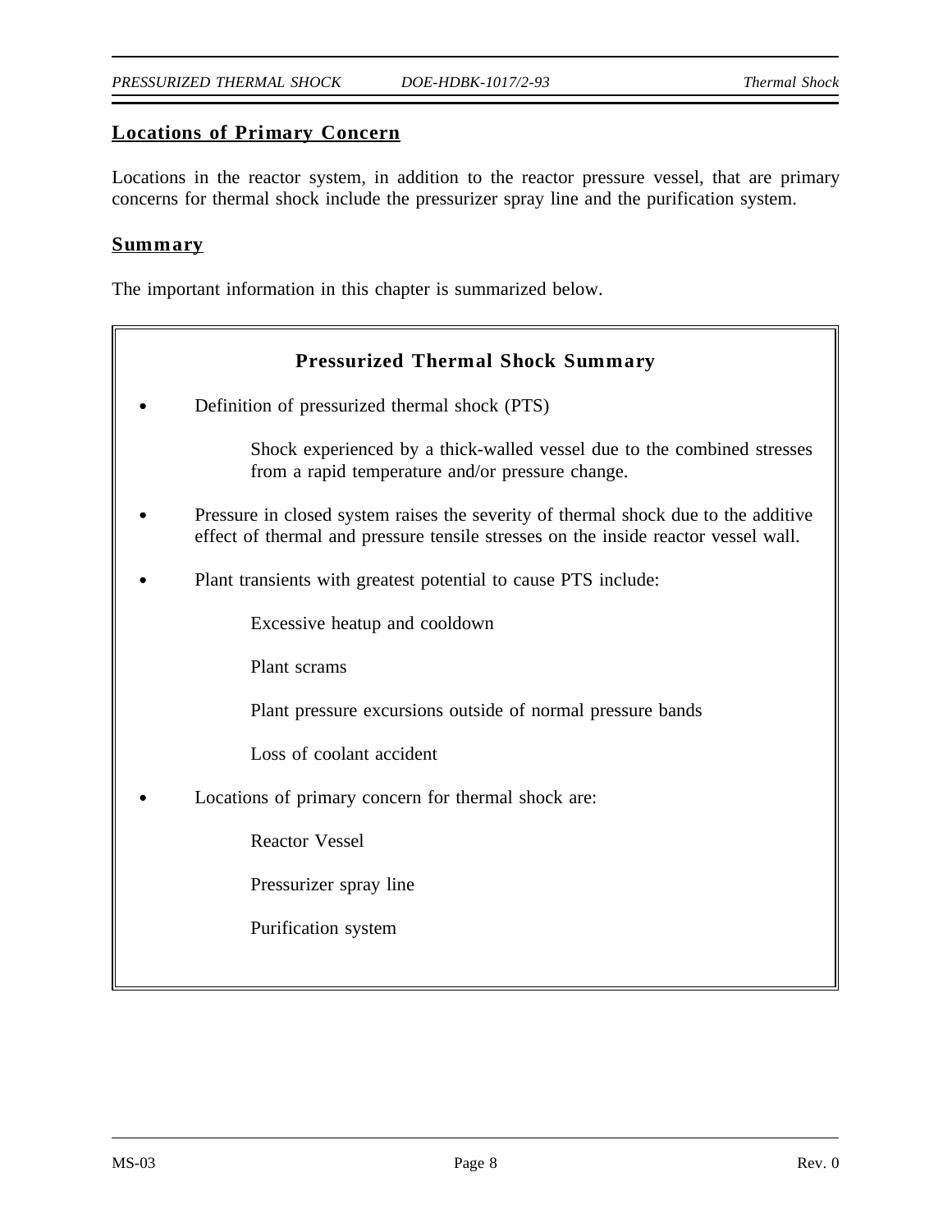## Locations of Primary Concern

Locations in the reactor system, in addition to the reactor pressure vessel, that are primary concerns for thermal shock include the pressurizer spray line and the purification system.

## Summary

The important information in this chapter is summarized below.

### Pressurized Thermal Shock Summary

- Definition of pressurized thermal shock (PTS)

  Shock experienced by a thick-walled vessel due to the combined stresses from a rapid temperature and/or pressure change.

- Pressure in closed system raises the severity of thermal shock due to the additive effect of thermal and pressure tensile stresses on the inside reactor vessel wall.

- Plant transients with greatest potential to cause PTS include:

  Excessive heatup and cooldown

  Plant scrams

  Plant pressure excursions outside of normal pressure bands

  Loss of coolant accident

- Locations of primary concern for thermal shock are:

  Reactor Vessel

  Pressurizer spray line

  Purification system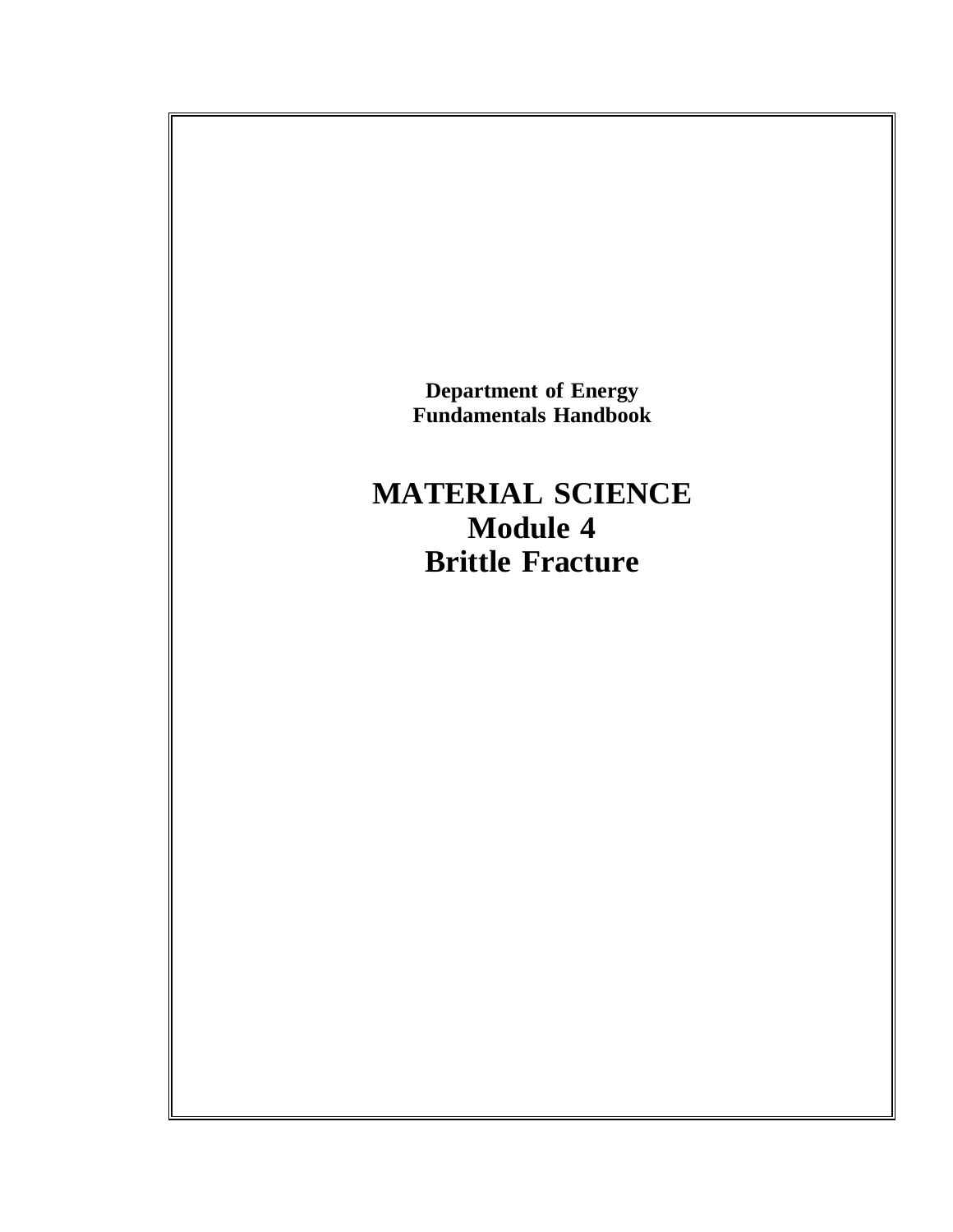**Department of Energy**
**Fundamentals Handbook**

# MATERIAL SCIENCE
## Module 4
## Brittle Fracture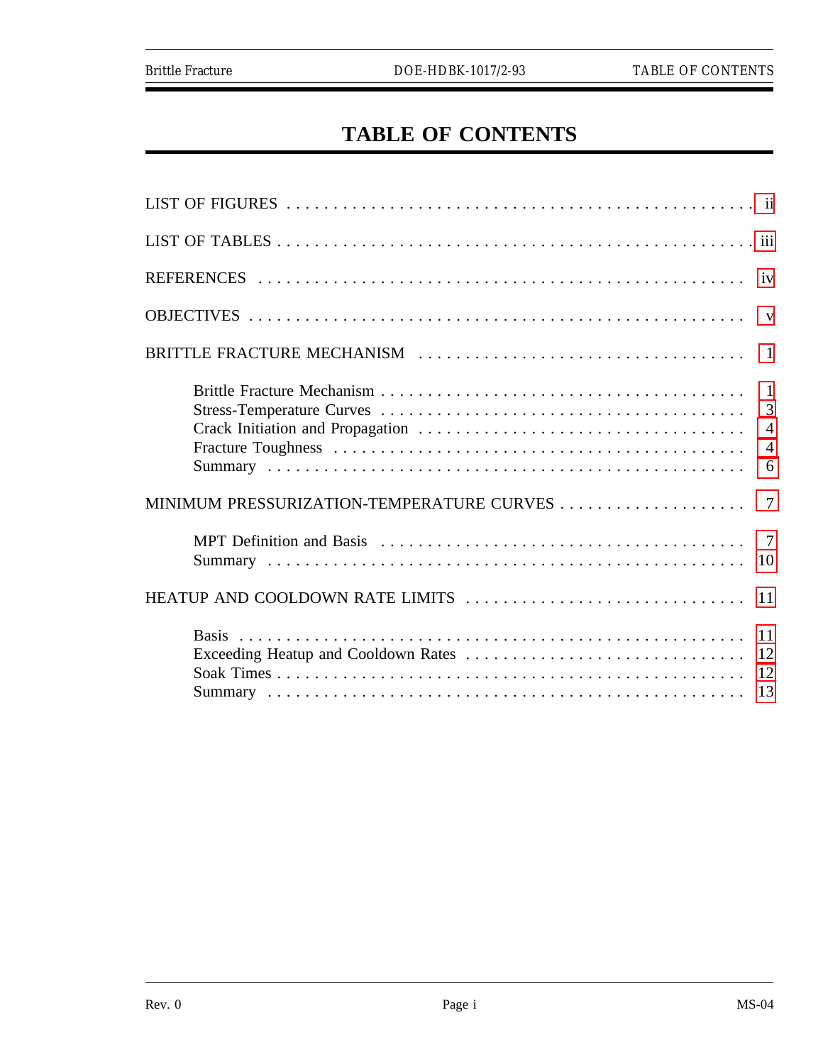# TABLE OF CONTENTS

LIST OF FIGURES . . . . . . . . . . . . . . . . . . . . . . . . . . . . . . . . . . . . . . . . . . . . . . ii

LIST OF TABLES . . . . . . . . . . . . . . . . . . . . . . . . . . . . . . . . . . . . . . . . . . . . . . iii

REFERENCES . . . . . . . . . . . . . . . . . . . . . . . . . . . . . . . . . . . . . . . . . . . . . . iv

OBJECTIVES . . . . . . . . . . . . . . . . . . . . . . . . . . . . . . . . . . . . . . . . . . . . . . v

BRITTLE FRACTURE MECHANISM . . . . . . . . . . . . . . . . . . . . . . . . . . . . . . . . . 1

- Brittle Fracture Mechanism . . . . . . . . . . . . . . . . . . . . . . . . . . . . . . . . . . . 1
- Stress-Temperature Curves . . . . . . . . . . . . . . . . . . . . . . . . . . . . . . . . . . . 3
- Crack Initiation and Propagation . . . . . . . . . . . . . . . . . . . . . . . . . . . . . . . 4
- Fracture Toughness . . . . . . . . . . . . . . . . . . . . . . . . . . . . . . . . . . . . . . . 4
- Summary . . . . . . . . . . . . . . . . . . . . . . . . . . . . . . . . . . . . . . . . . . . . . 6

MINIMUM PRESSURIZATION-TEMPERATURE CURVES . . . . . . . . . . . . . . . . . . . . 7

- MPT Definition and Basis . . . . . . . . . . . . . . . . . . . . . . . . . . . . . . . . . . . 7
- Summary . . . . . . . . . . . . . . . . . . . . . . . . . . . . . . . . . . . . . . . . . . . . . 10

HEATUP AND COOLDOWN RATE LIMITS . . . . . . . . . . . . . . . . . . . . . . . . . . . . 11

- Basis . . . . . . . . . . . . . . . . . . . . . . . . . . . . . . . . . . . . . . . . . . . . . . . 11
- Exceeding Heatup and Cooldown Rates . . . . . . . . . . . . . . . . . . . . . . . . . . . 12
- Soak Times . . . . . . . . . . . . . . . . . . . . . . . . . . . . . . . . . . . . . . . . . . . . 12
- Summary . . . . . . . . . . . . . . . . . . . . . . . . . . . . . . . . . . . . . . . . . . . . . 13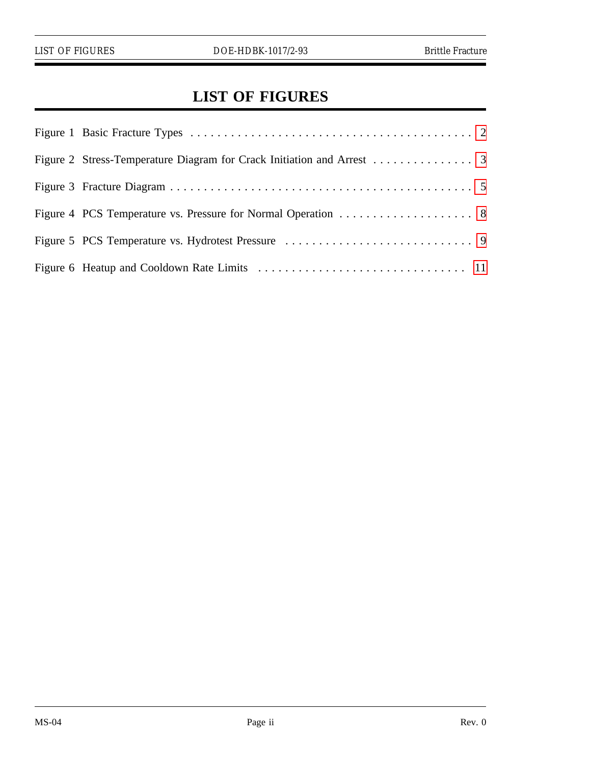# LIST OF FIGURES

Figure 1 Basic Fracture Types . . . . . . . . . . . . . . . . . . . . . . . . . . . . . . . . . . . . . . . . 2

Figure 2 Stress-Temperature Diagram for Crack Initiation and Arrest . . . . . . . . . . . . . . . 3

Figure 3 Fracture Diagram . . . . . . . . . . . . . . . . . . . . . . . . . . . . . . . . . . . . . . . . . . . 5

Figure 4 PCS Temperature vs. Pressure for Normal Operation . . . . . . . . . . . . . . . . . . . . 8

Figure 5 PCS Temperature vs. Hydrotest Pressure . . . . . . . . . . . . . . . . . . . . . . . . . . . 9

Figure 6 Heatup and Cooldown Rate Limits . . . . . . . . . . . . . . . . . . . . . . . . . . . . . . 11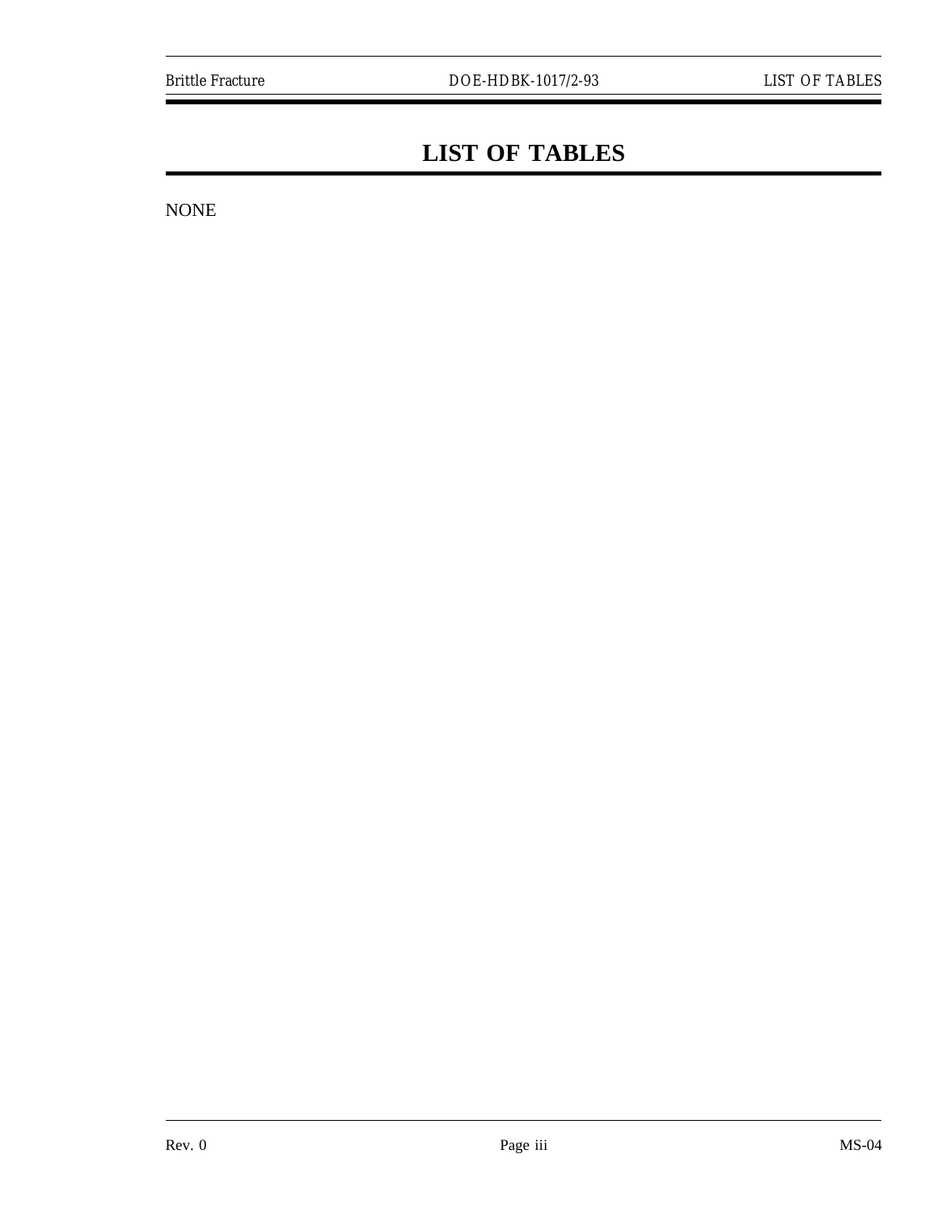# LIST OF TABLES

NONE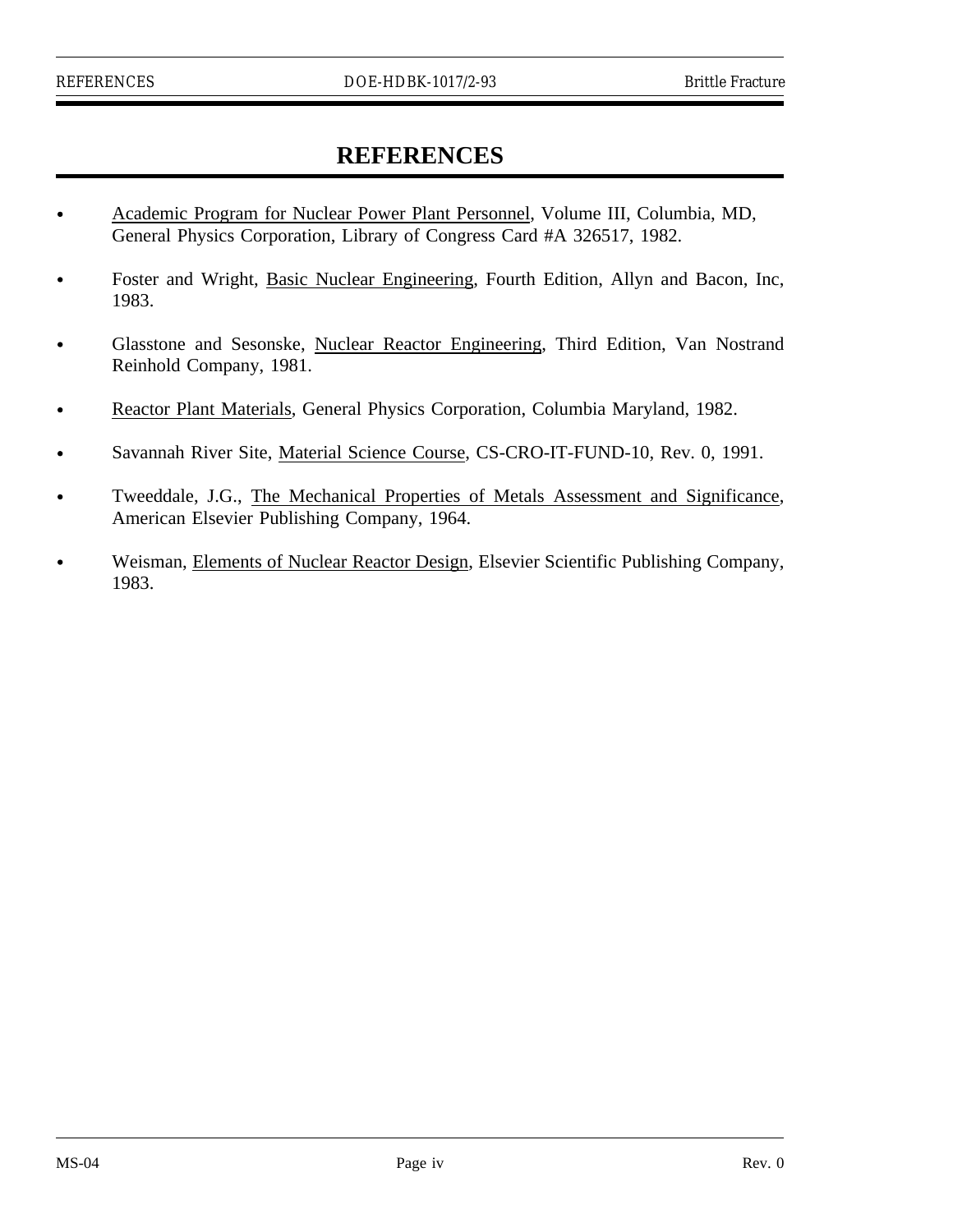# REFERENCES

- Academic Program for Nuclear Power Plant Personnel, Volume III, Columbia, MD, General Physics Corporation, Library of Congress Card #A 326517, 1982.
- Foster and Wright, Basic Nuclear Engineering, Fourth Edition, Allyn and Bacon, Inc, 1983.
- Glasstone and Sesonske, Nuclear Reactor Engineering, Third Edition, Van Nostrand Reinhold Company, 1981.
- Reactor Plant Materials, General Physics Corporation, Columbia Maryland, 1982.
- Savannah River Site, Material Science Course, CS-CRO-IT-FUND-10, Rev. 0, 1991.
- Tweeddale, J.G., The Mechanical Properties of Metals Assessment and Significance, American Elsevier Publishing Company, 1964.
- Weisman, Elements of Nuclear Reactor Design, Elsevier Scientific Publishing Company, 1983.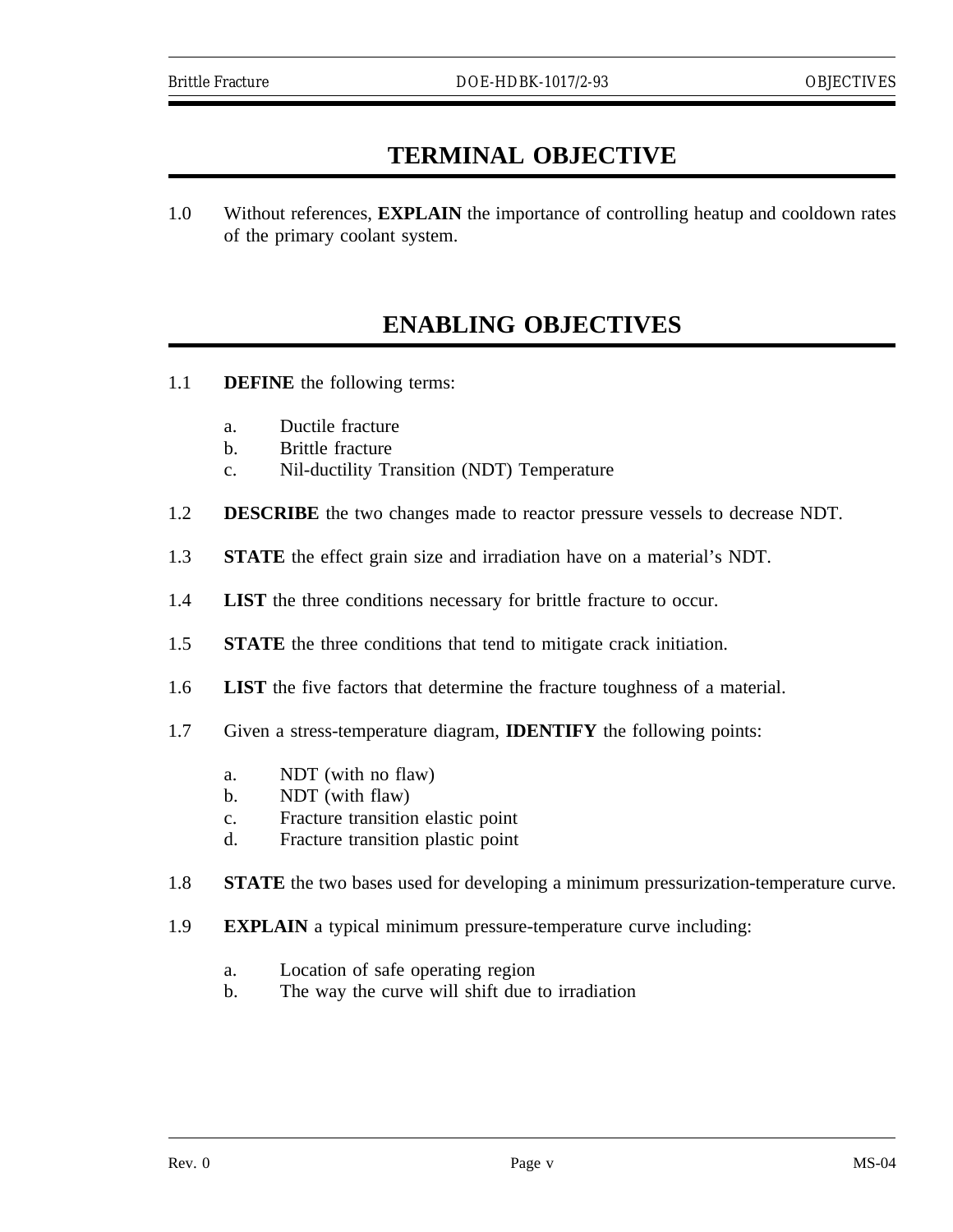# TERMINAL OBJECTIVE

1.0 Without references, **EXPLAIN** the importance of controlling heatup and cooldown rates of the primary coolant system.

# ENABLING OBJECTIVES

1.1 **DEFINE** the following terms:

   a. Ductile fracture
   b. Brittle fracture
   c. Nil-ductility Transition (NDT) Temperature

1.2 **DESCRIBE** the two changes made to reactor pressure vessels to decrease NDT.

1.3 **STATE** the effect grain size and irradiation have on a material's NDT.

1.4 **LIST** the three conditions necessary for brittle fracture to occur.

1.5 **STATE** the three conditions that tend to mitigate crack initiation.

1.6 **LIST** the five factors that determine the fracture toughness of a material.

1.7 Given a stress-temperature diagram, **IDENTIFY** the following points:

   a. NDT (with no flaw)
   b. NDT (with flaw)
   c. Fracture transition elastic point
   d. Fracture transition plastic point

1.8 **STATE** the two bases used for developing a minimum pressurization-temperature curve.

1.9 **EXPLAIN** a typical minimum pressure-temperature curve including:

   a. Location of safe operating region
   b. The way the curve will shift due to irradiation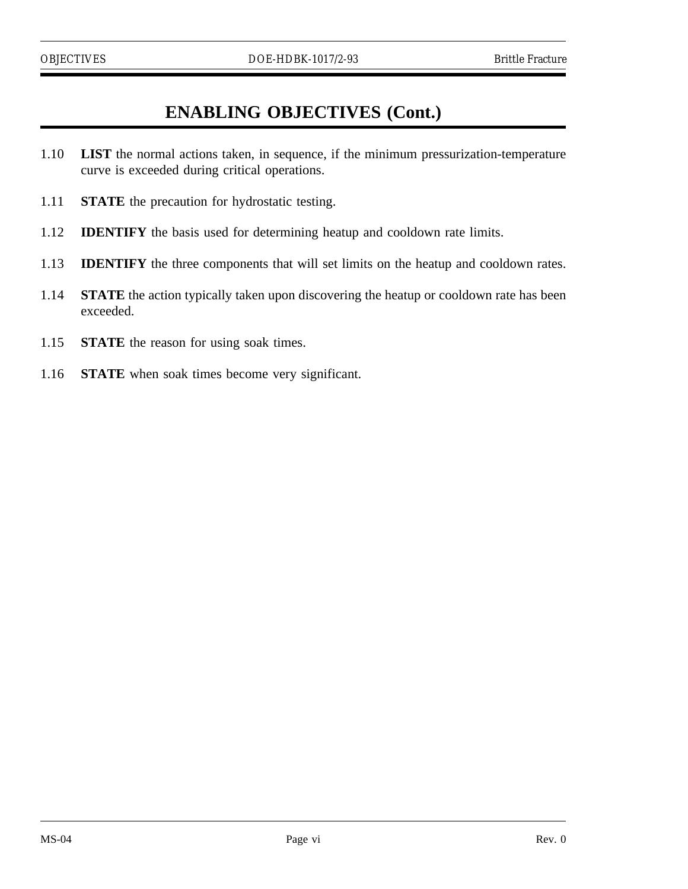# ENABLING OBJECTIVES (Cont.)

1.10 **LIST** the normal actions taken, in sequence, if the minimum pressurization-temperature curve is exceeded during critical operations.

1.11 **STATE** the precaution for hydrostatic testing.

1.12 **IDENTIFY** the basis used for determining heatup and cooldown rate limits.

1.13 **IDENTIFY** the three components that will set limits on the heatup and cooldown rates.

1.14 **STATE** the action typically taken upon discovering the heatup or cooldown rate has been exceeded.

1.15 **STATE** the reason for using soak times.

1.16 **STATE** when soak times become very significant.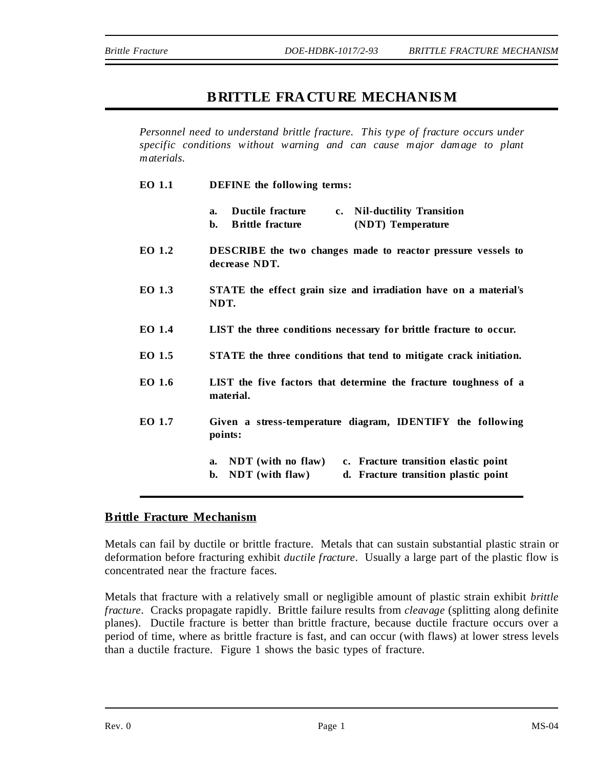# BRITTLE FRACTURE MECHANISM

*Personnel need to understand brittle fracture. This type of fracture occurs under specific conditions without warning and can cause major damage to plant materials.*

**EO 1.1** **DEFINE the following terms:**

- **a. Ductile fracture**
- **b. Brittle fracture**
- **c. Nil-ductility Transition (NDT) Temperature**

**EO 1.2** **DESCRIBE the two changes made to reactor pressure vessels to decrease NDT.**

**EO 1.3** **STATE the effect grain size and irradiation have on a material's NDT.**

**EO 1.4** **LIST the three conditions necessary for brittle fracture to occur.**

**EO 1.5** **STATE the three conditions that tend to mitigate crack initiation.**

**EO 1.6** **LIST the five factors that determine the fracture toughness of a material.**

**EO 1.7** **Given a stress-temperature diagram, IDENTIFY the following points:**

- **a. NDT (with no flaw)**
- **b. NDT (with flaw)**
- **c. Fracture transition elastic point**
- **d. Fracture transition plastic point**

## Brittle Fracture Mechanism

Metals can fail by ductile or brittle fracture. Metals that can sustain substantial plastic strain or deformation before fracturing exhibit *ductile fracture*. Usually a large part of the plastic flow is concentrated near the fracture faces.

Metals that fracture with a relatively small or negligible amount of plastic strain exhibit *brittle fracture*. Cracks propagate rapidly. Brittle failure results from *cleavage* (splitting along definite planes). Ductile fracture is better than brittle fracture, because ductile fracture occurs over a period of time, where as brittle fracture is fast, and can occur (with flaws) at lower stress levels than a ductile fracture. Figure 1 shows the basic types of fracture.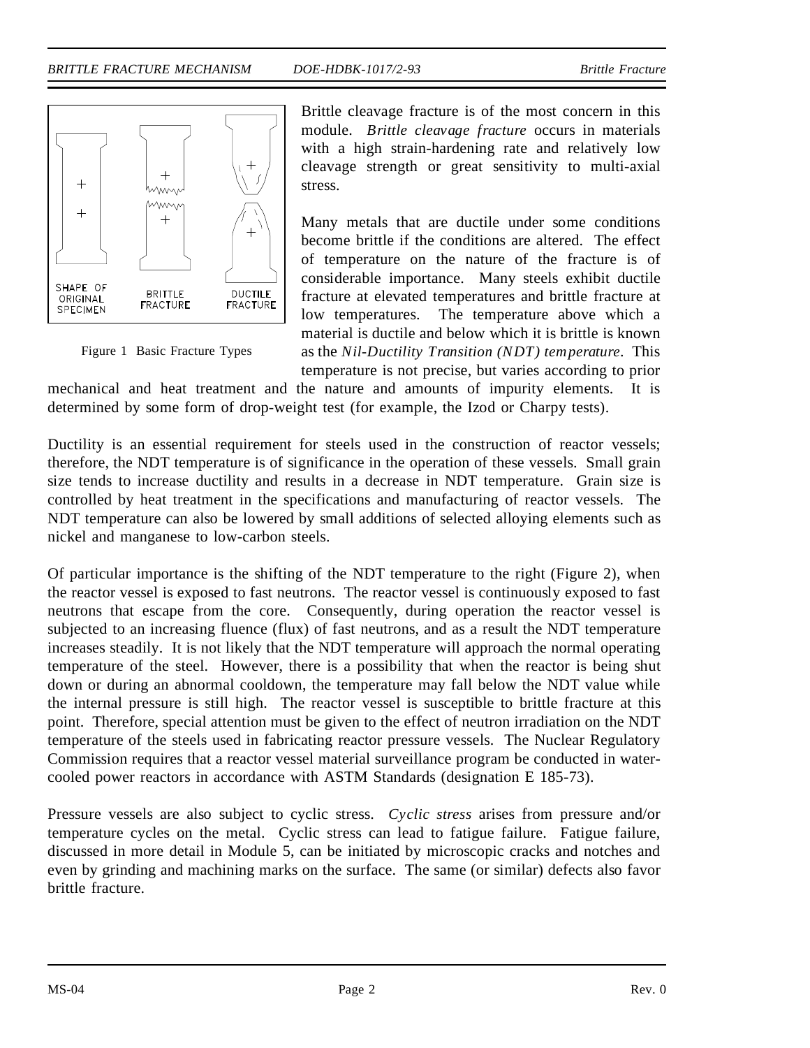SHAPE OF ORIGINAL SPECIMEN | BRITTLE FRACTURE | DUCTILE FRACTURE

Figure 1 Basic Fracture Types

Brittle cleavage fracture is of the most concern in this module. *Brittle cleavage fracture* occurs in materials with a high strain-hardening rate and relatively low cleavage strength or great sensitivity to multi-axial stress.

Many metals that are ductile under some conditions become brittle if the conditions are altered. The effect of temperature on the nature of the fracture is of considerable importance. Many steels exhibit ductile fracture at elevated temperatures and brittle fracture at low temperatures. The temperature above which a material is ductile and below which it is brittle is known as the *Nil-Ductility Transition (NDT) temperature*. This temperature is not precise, but varies according to prior mechanical and heat treatment and the nature and amounts of impurity elements. It is determined by some form of drop-weight test (for example, the Izod or Charpy tests).

Ductility is an essential requirement for steels used in the construction of reactor vessels; therefore, the NDT temperature is of significance in the operation of these vessels. Small grain size tends to increase ductility and results in a decrease in NDT temperature. Grain size is controlled by heat treatment in the specifications and manufacturing of reactor vessels. The NDT temperature can also be lowered by small additions of selected alloying elements such as nickel and manganese to low-carbon steels.

Of particular importance is the shifting of the NDT temperature to the right (Figure 2), when the reactor vessel is exposed to fast neutrons. The reactor vessel is continuously exposed to fast neutrons that escape from the core. Consequently, during operation the reactor vessel is subjected to an increasing fluence (flux) of fast neutrons, and as a result the NDT temperature increases steadily. It is not likely that the NDT temperature will approach the normal operating temperature of the steel. However, there is a possibility that when the reactor is being shut down or during an abnormal cooldown, the temperature may fall below the NDT value while the internal pressure is still high. The reactor vessel is susceptible to brittle fracture at this point. Therefore, special attention must be given to the effect of neutron irradiation on the NDT temperature of the steels used in fabricating reactor pressure vessels. The Nuclear Regulatory Commission requires that a reactor vessel material surveillance program be conducted in water-cooled power reactors in accordance with ASTM Standards (designation E 185-73).

Pressure vessels are also subject to cyclic stress. *Cyclic stress* arises from pressure and/or temperature cycles on the metal. Cyclic stress can lead to fatigue failure. Fatigue failure, discussed in more detail in Module 5, can be initiated by microscopic cracks and notches and even by grinding and machining marks on the surface. The same (or similar) defects also favor brittle fracture.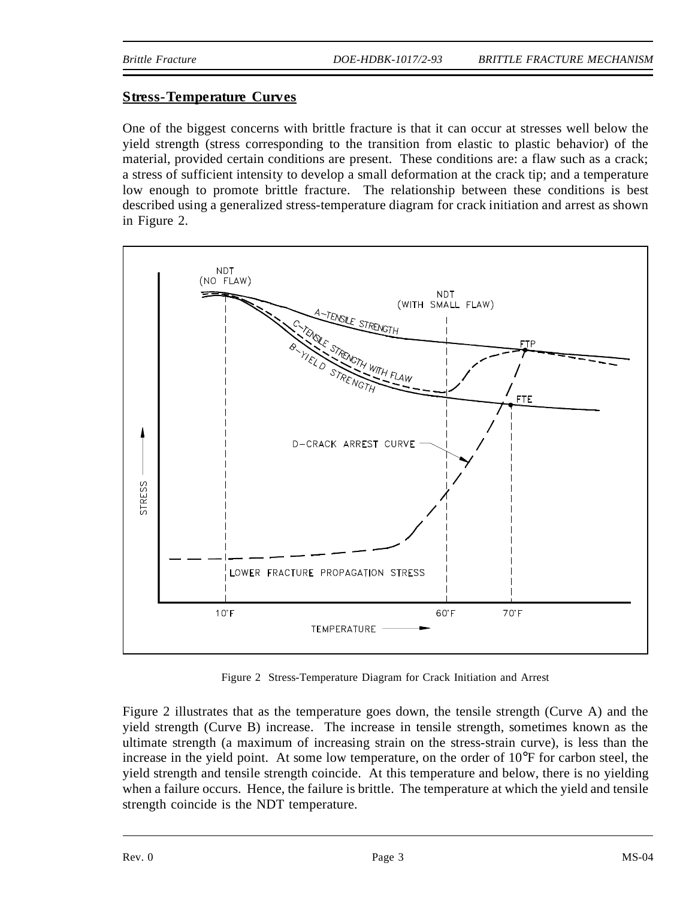## Stress-Temperature Curves

One of the biggest concerns with brittle fracture is that it can occur at stresses well below the yield strength (stress corresponding to the transition from elastic to plastic behavior) of the material, provided certain conditions are present. These conditions are: a flaw such as a crack; a stress of sufficient intensity to develop a small deformation at the crack tip; and a temperature low enough to promote brittle fracture. The relationship between these conditions is best described using a generalized stress-temperature diagram for crack initiation and arrest as shown in Figure 2.

Figure 2 Stress-Temperature Diagram for Crack Initiation and Arrest

Figure 2 illustrates that as the temperature goes down, the tensile strength (Curve A) and the yield strength (Curve B) increase. The increase in tensile strength, sometimes known as the ultimate strength (a maximum of increasing strain on the stress-strain curve), is less than the increase in the yield point. At some low temperature, on the order of 10°F for carbon steel, the yield strength and tensile strength coincide. At this temperature and below, there is no yielding when a failure occurs. Hence, the failure is brittle. The temperature at which the yield and tensile strength coincide is the NDT temperature.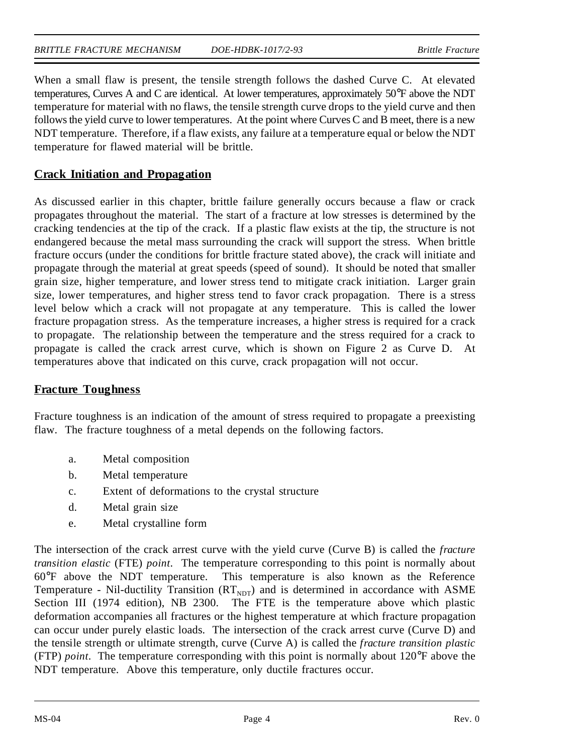When a small flaw is present, the tensile strength follows the dashed Curve C. At elevated temperatures, Curves A and C are identical. At lower temperatures, approximately 50°F above the NDT temperature for material with no flaws, the tensile strength curve drops to the yield curve and then follows the yield curve to lower temperatures. At the point where Curves C and B meet, there is a new NDT temperature. Therefore, if a flaw exists, any failure at a temperature equal or below the NDT temperature for flawed material will be brittle.

## Crack Initiation and Propagation

As discussed earlier in this chapter, brittle failure generally occurs because a flaw or crack propagates throughout the material. The start of a fracture at low stresses is determined by the cracking tendencies at the tip of the crack. If a plastic flaw exists at the tip, the structure is not endangered because the metal mass surrounding the crack will support the stress. When brittle fracture occurs (under the conditions for brittle fracture stated above), the crack will initiate and propagate through the material at great speeds (speed of sound). It should be noted that smaller grain size, higher temperature, and lower stress tend to mitigate crack initiation. Larger grain size, lower temperatures, and higher stress tend to favor crack propagation. There is a stress level below which a crack will not propagate at any temperature. This is called the lower fracture propagation stress. As the temperature increases, a higher stress is required for a crack to propagate. The relationship between the temperature and the stress required for a crack to propagate is called the crack arrest curve, which is shown on Figure 2 as Curve D. At temperatures above that indicated on this curve, crack propagation will not occur.

## Fracture Toughness

Fracture toughness is an indication of the amount of stress required to propagate a preexisting flaw. The fracture toughness of a metal depends on the following factors.

a. Metal composition
b. Metal temperature
c. Extent of deformations to the crystal structure
d. Metal grain size
e. Metal crystalline form

The intersection of the crack arrest curve with the yield curve (Curve B) is called the *fracture transition elastic* (FTE) *point*. The temperature corresponding to this point is normally about 60°F above the NDT temperature. This temperature is also known as the Reference Temperature - Nil-ductility Transition ($RT_{NDT}$) and is determined in accordance with ASME Section III (1974 edition), NB 2300. The FTE is the temperature above which plastic deformation accompanies all fractures or the highest temperature at which fracture propagation can occur under purely elastic loads. The intersection of the crack arrest curve (Curve D) and the tensile strength or ultimate strength, curve (Curve A) is called the *fracture transition plastic* (FTP) *point*. The temperature corresponding with this point is normally about 120°F above the NDT temperature. Above this temperature, only ductile fractures occur.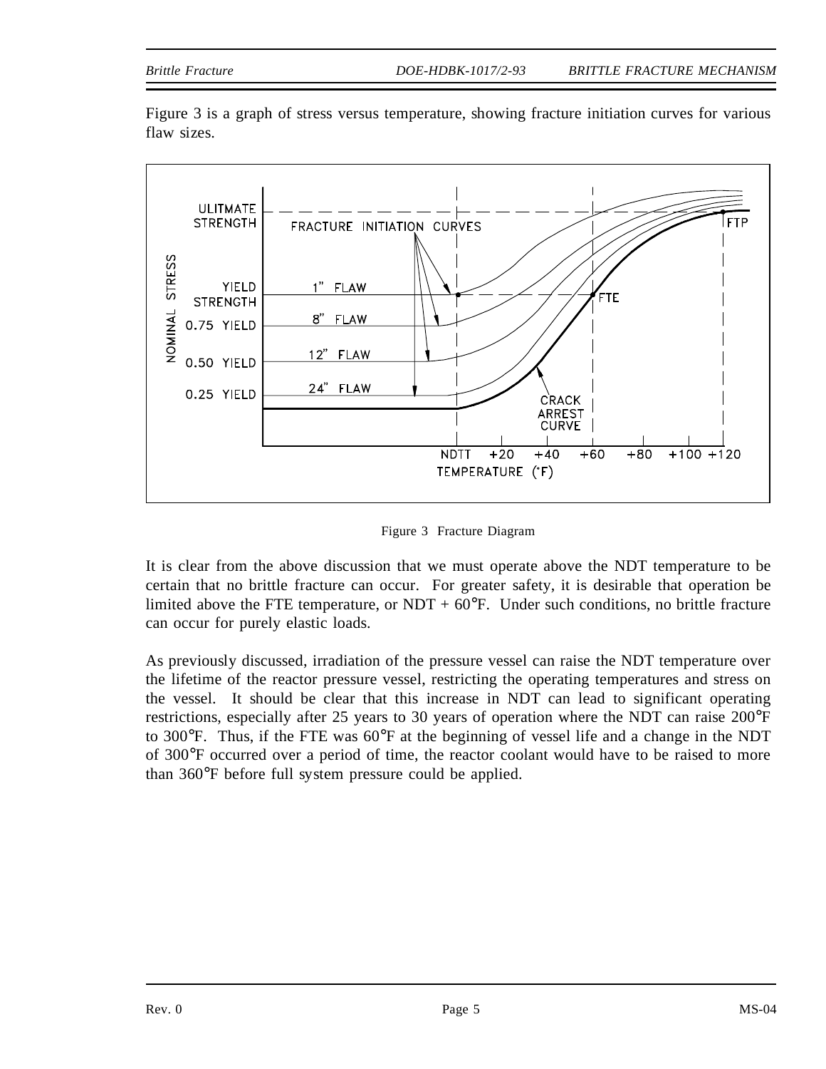Figure 3 is a graph of stress versus temperature, showing fracture initiation curves for various flaw sizes.

Figure 3 Fracture Diagram

It is clear from the above discussion that we must operate above the NDT temperature to be certain that no brittle fracture can occur. For greater safety, it is desirable that operation be limited above the FTE temperature, or NDT + 60°F. Under such conditions, no brittle fracture can occur for purely elastic loads.

As previously discussed, irradiation of the pressure vessel can raise the NDT temperature over the lifetime of the reactor pressure vessel, restricting the operating temperatures and stress on the vessel. It should be clear that this increase in NDT can lead to significant operating restrictions, especially after 25 years to 30 years of operation where the NDT can raise 200°F to 300°F. Thus, if the FTE was 60°F at the beginning of vessel life and a change in the NDT of 300°F occurred over a period of time, the reactor coolant would have to be raised to more than 360°F before full system pressure could be applied.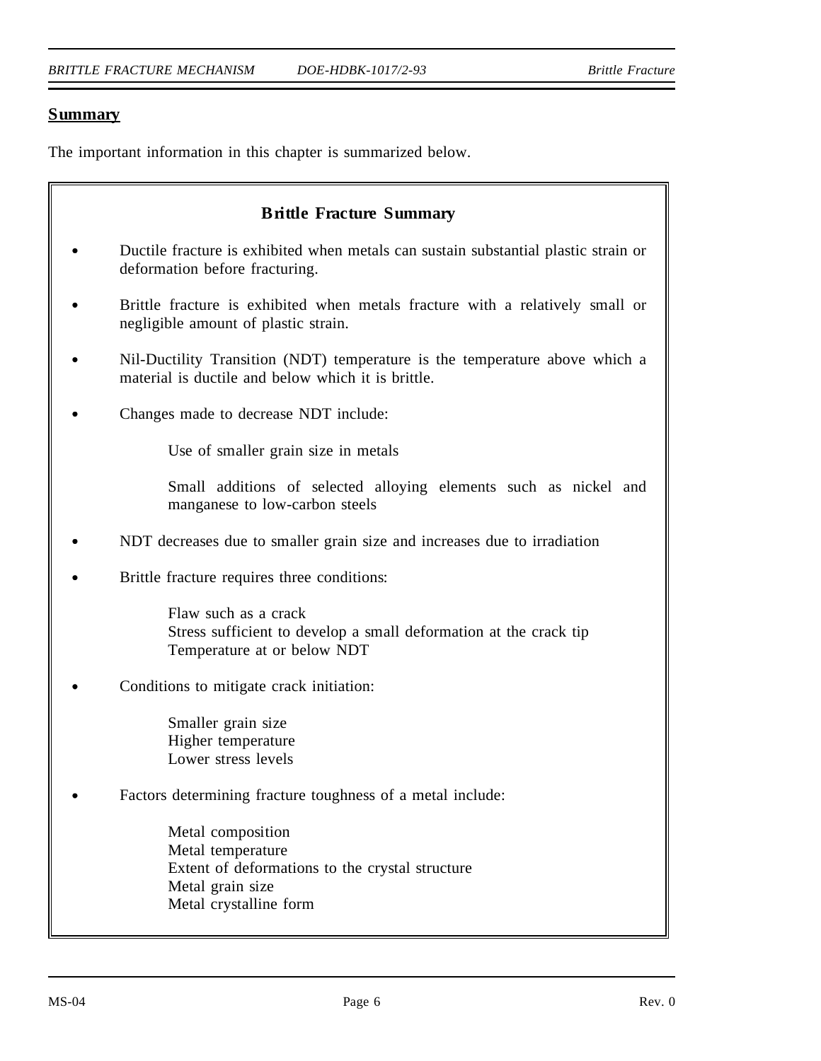## Summary

The important information in this chapter is summarized below.

### Brittle Fracture Summary

- Ductile fracture is exhibited when metals can sustain substantial plastic strain or deformation before fracturing.
- Brittle fracture is exhibited when metals fracture with a relatively small or negligible amount of plastic strain.
- Nil-Ductility Transition (NDT) temperature is the temperature above which a material is ductile and below which it is brittle.
- Changes made to decrease NDT include:

  Use of smaller grain size in metals

  Small additions of selected alloying elements such as nickel and manganese to low-carbon steels

- NDT decreases due to smaller grain size and increases due to irradiation
- Brittle fracture requires three conditions:

  Flaw such as a crack
  Stress sufficient to develop a small deformation at the crack tip
  Temperature at or below NDT

- Conditions to mitigate crack initiation:

  Smaller grain size
  Higher temperature
  Lower stress levels

- Factors determining fracture toughness of a metal include:

  Metal composition
  Metal temperature
  Extent of deformations to the crystal structure
  Metal grain size
  Metal crystalline form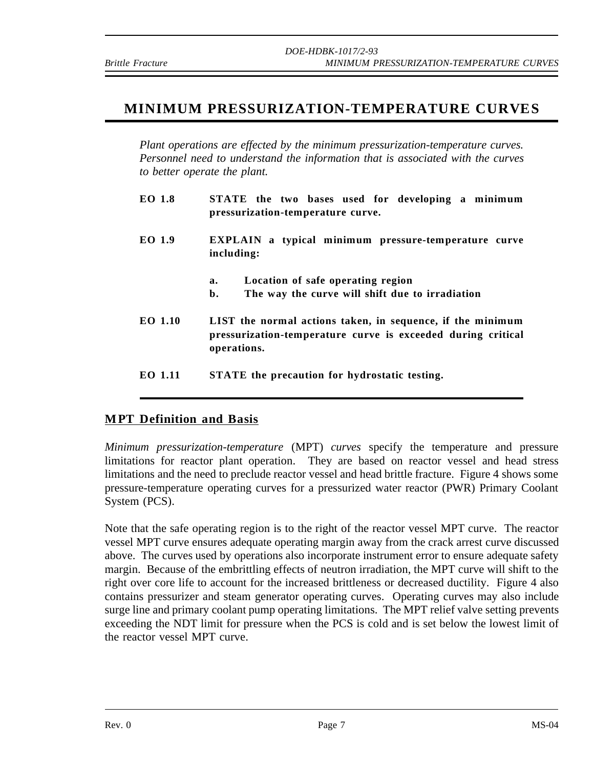# MINIMUM PRESSURIZATION-TEMPERATURE CURVES

*Plant operations are effected by the minimum pressurization-temperature curves. Personnel need to understand the information that is associated with the curves to better operate the plant.*

**EO 1.8** **STATE the two bases used for developing a minimum pressurization-temperature curve.**

**EO 1.9** **EXPLAIN a typical minimum pressure-temperature curve including:**

- **a. Location of safe operating region**
- **b. The way the curve will shift due to irradiation**

**EO 1.10** **LIST the normal actions taken, in sequence, if the minimum pressurization-temperature curve is exceeded during critical operations.**

**EO 1.11** **STATE the precaution for hydrostatic testing.**

## MPT Definition and Basis

*Minimum pressurization-temperature* (MPT) *curves* specify the temperature and pressure limitations for reactor plant operation. They are based on reactor vessel and head stress limitations and the need to preclude reactor vessel and head brittle fracture. Figure 4 shows some pressure-temperature operating curves for a pressurized water reactor (PWR) Primary Coolant System (PCS).

Note that the safe operating region is to the right of the reactor vessel MPT curve. The reactor vessel MPT curve ensures adequate operating margin away from the crack arrest curve discussed above. The curves used by operations also incorporate instrument error to ensure adequate safety margin. Because of the embrittling effects of neutron irradiation, the MPT curve will shift to the right over core life to account for the increased brittleness or decreased ductility. Figure 4 also contains pressurizer and steam generator operating curves. Operating curves may also include surge line and primary coolant pump operating limitations. The MPT relief valve setting prevents exceeding the NDT limit for pressure when the PCS is cold and is set below the lowest limit of the reactor vessel MPT curve.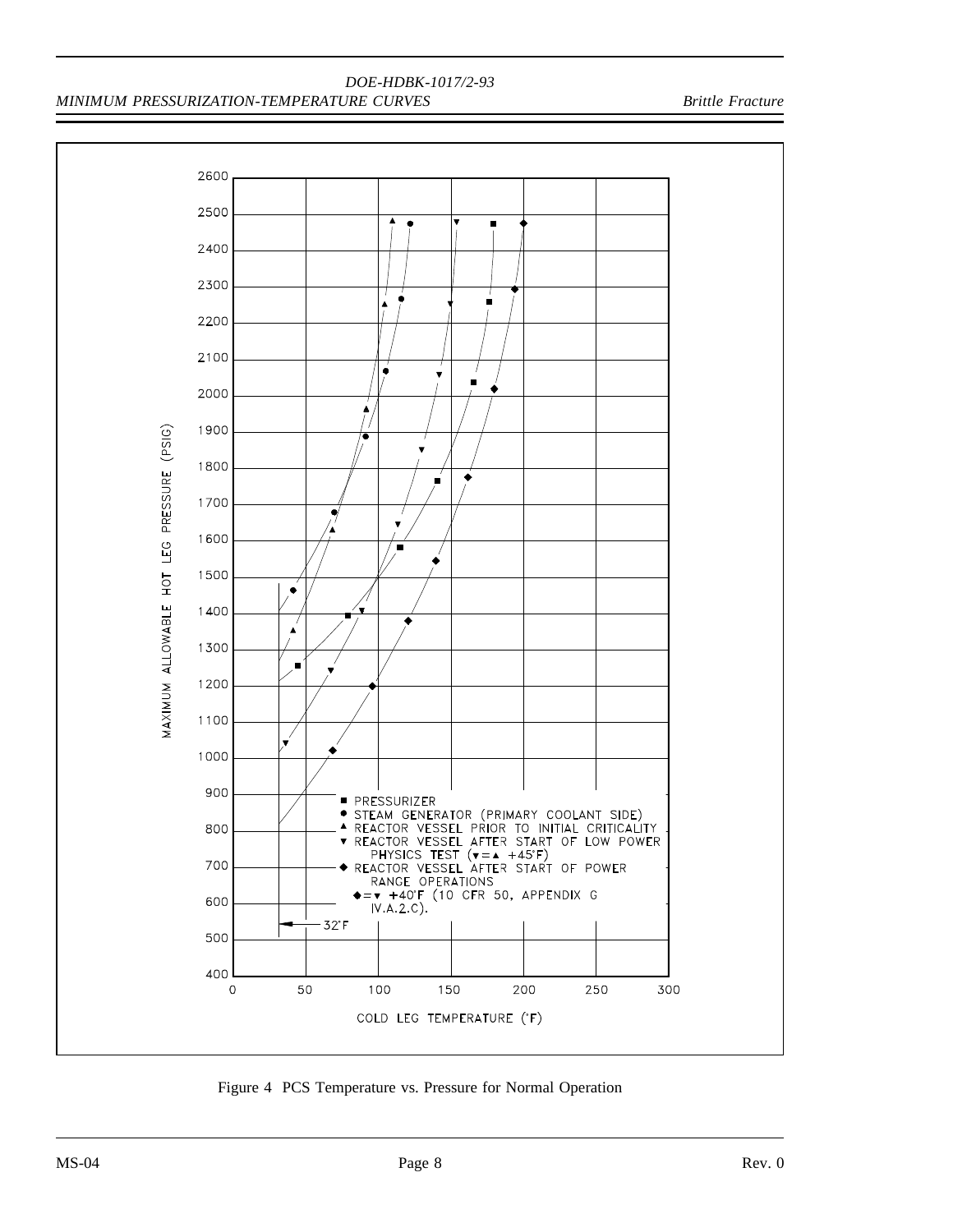MAXIMUM ALLOWABLE HOT LEG PRESSURE (PSIG)

COLD LEG TEMPERATURE (°F)

- ■ PRESSURIZER
- ● STEAM GENERATOR (PRIMARY COOLANT SIDE)
- ▲ REACTOR VESSEL PRIOR TO INITIAL CRITICALITY
- ▼ REACTOR VESSEL AFTER START OF LOW POWER PHYSICS TEST (▼=▲ +45°F)
- ◆ REACTOR VESSEL AFTER START OF POWER RANGE OPERATIONS ◆=▼ +40°F (10 CFR 50, APPENDIX G IV.A.2.C).

32°F

Figure 4 PCS Temperature vs. Pressure for Normal Operation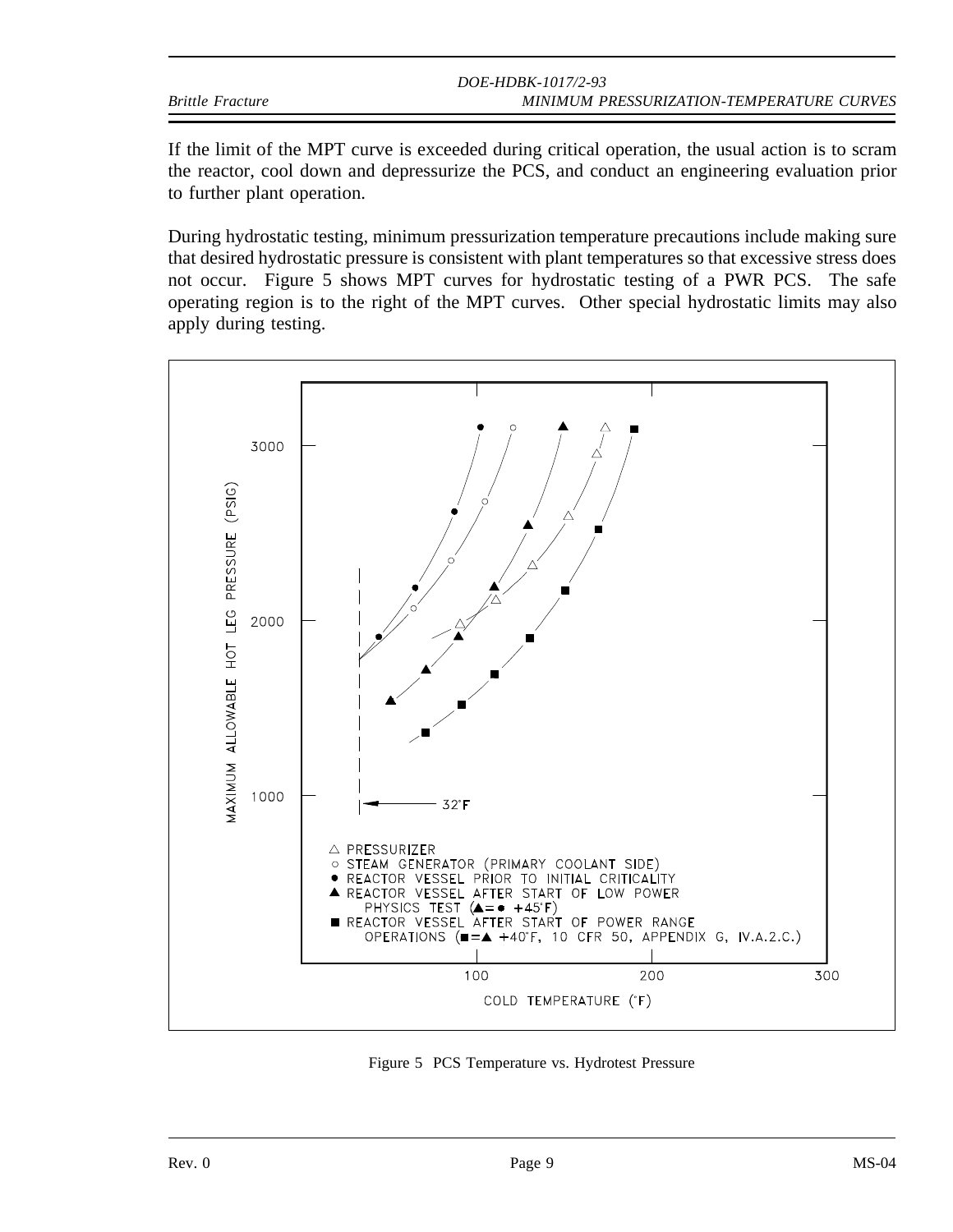If the limit of the MPT curve is exceeded during critical operation, the usual action is to scram the reactor, cool down and depressurize the PCS, and conduct an engineering evaluation prior to further plant operation.

During hydrostatic testing, minimum pressurization temperature precautions include making sure that desired hydrostatic pressure is consistent with plant temperatures so that excessive stress does not occur. Figure 5 shows MPT curves for hydrostatic testing of a PWR PCS. The safe operating region is to the right of the MPT curves. Other special hydrostatic limits may also apply during testing.

Figure 5 PCS Temperature vs. Hydrotest Pressure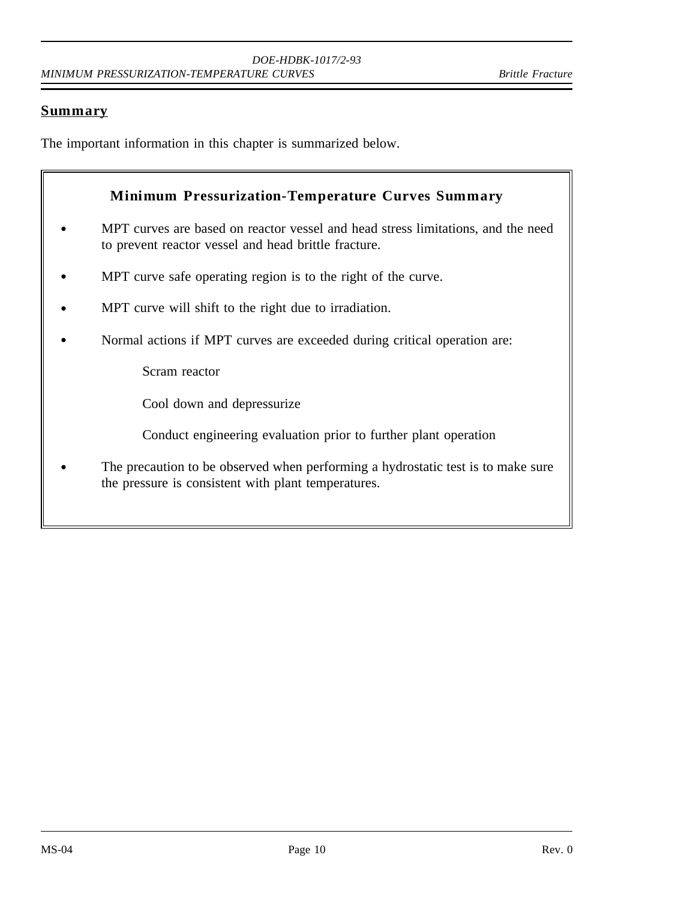## Summary

The important information in this chapter is summarized below.

### Minimum Pressurization-Temperature Curves Summary

- MPT curves are based on reactor vessel and head stress limitations, and the need to prevent reactor vessel and head brittle fracture.
- MPT curve safe operating region is to the right of the curve.
- MPT curve will shift to the right due to irradiation.
- Normal actions if MPT curves are exceeded during critical operation are:

  Scram reactor

  Cool down and depressurize

  Conduct engineering evaluation prior to further plant operation

- The precaution to be observed when performing a hydrostatic test is to make sure the pressure is consistent with plant temperatures.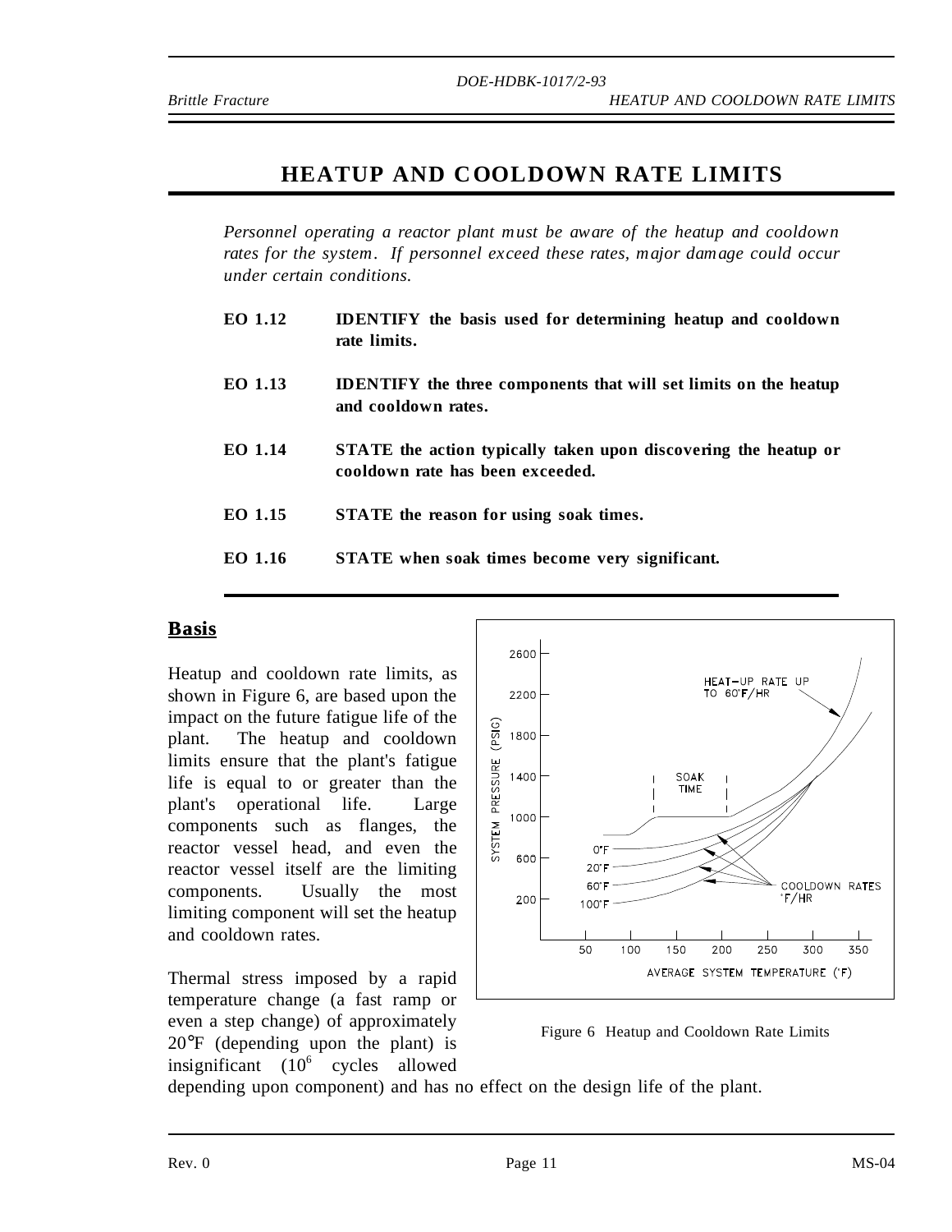# HEATUP AND COOLDOWN RATE LIMITS

*Personnel operating a reactor plant must be aware of the heatup and cooldown rates for the system. If personnel exceed these rates, major damage could occur under certain conditions.*

| | |
|---|---|
| **EO 1.12** | **IDENTIFY the basis used for determining heatup and cooldown rate limits.** |
| **EO 1.13** | **IDENTIFY the three components that will set limits on the heatup and cooldown rates.** |
| **EO 1.14** | **STATE the action typically taken upon discovering the heatup or cooldown rate has been exceeded.** |
| **EO 1.15** | **STATE the reason for using soak times.** |
| **EO 1.16** | **STATE when soak times become very significant.** |

## Basis

Heatup and cooldown rate limits, as shown in Figure 6, are based upon the impact on the future fatigue life of the plant. The heatup and cooldown limits ensure that the plant's fatigue life is equal to or greater than the plant's operational life. Large components such as flanges, the reactor vessel head, and even the reactor vessel itself are the limiting components. Usually the most limiting component will set the heatup and cooldown rates.

Figure 6 Heatup and Cooldown Rate Limits

Thermal stress imposed by a rapid temperature change (a fast ramp or even a step change) of approximately 20°F (depending upon the plant) is insignificant ($10^6$ cycles allowed depending upon component) and has no effect on the design life of the plant.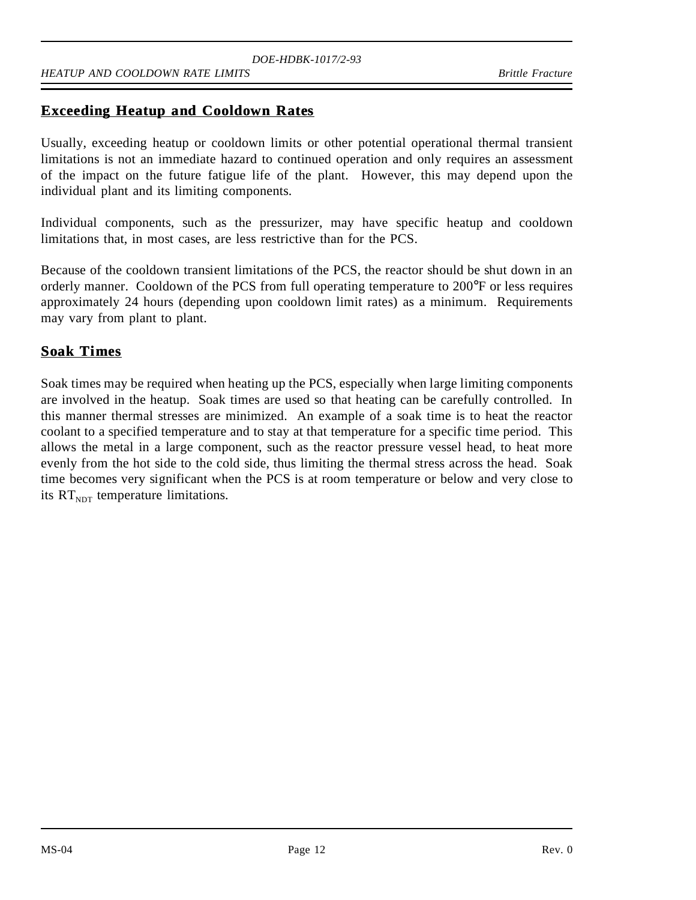## Exceeding Heatup and Cooldown Rates

Usually, exceeding heatup or cooldown limits or other potential operational thermal transient limitations is not an immediate hazard to continued operation and only requires an assessment of the impact on the future fatigue life of the plant. However, this may depend upon the individual plant and its limiting components.

Individual components, such as the pressurizer, may have specific heatup and cooldown limitations that, in most cases, are less restrictive than for the PCS.

Because of the cooldown transient limitations of the PCS, the reactor should be shut down in an orderly manner. Cooldown of the PCS from full operating temperature to 200°F or less requires approximately 24 hours (depending upon cooldown limit rates) as a minimum. Requirements may vary from plant to plant.

## Soak Times

Soak times may be required when heating up the PCS, especially when large limiting components are involved in the heatup. Soak times are used so that heating can be carefully controlled. In this manner thermal stresses are minimized. An example of a soak time is to heat the reactor coolant to a specified temperature and to stay at that temperature for a specific time period. This allows the metal in a large component, such as the reactor pressure vessel head, to heat more evenly from the hot side to the cold side, thus limiting the thermal stress across the head. Soak time becomes very significant when the PCS is at room temperature or below and very close to its $RT_{NDT}$ temperature limitations.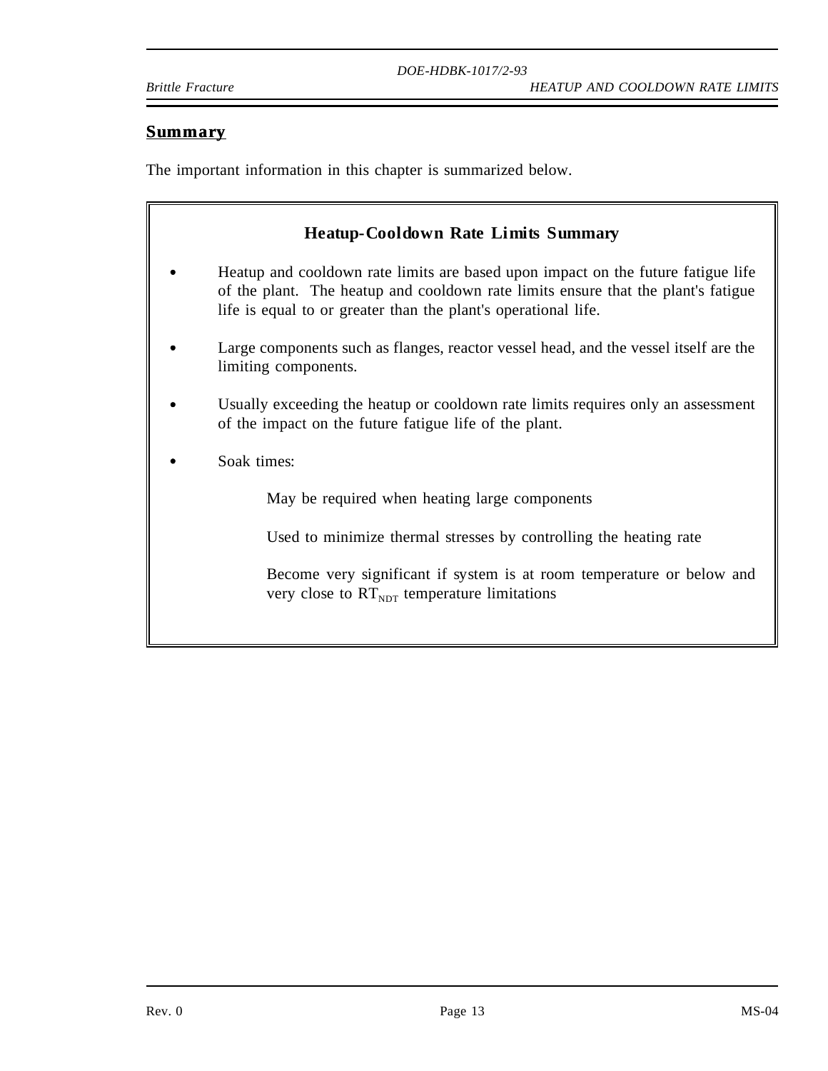## Summary

The important information in this chapter is summarized below.

### Heatup-Cooldown Rate Limits Summary

- Heatup and cooldown rate limits are based upon impact on the future fatigue life of the plant. The heatup and cooldown rate limits ensure that the plant's fatigue life is equal to or greater than the plant's operational life.
- Large components such as flanges, reactor vessel head, and the vessel itself are the limiting components.
- Usually exceeding the heatup or cooldown rate limits requires only an assessment of the impact on the future fatigue life of the plant.
- Soak times:

  May be required when heating large components

  Used to minimize thermal stresses by controlling the heating rate

  Become very significant if system is at room temperature or below and very close to $RT_{NDT}$ temperature limitations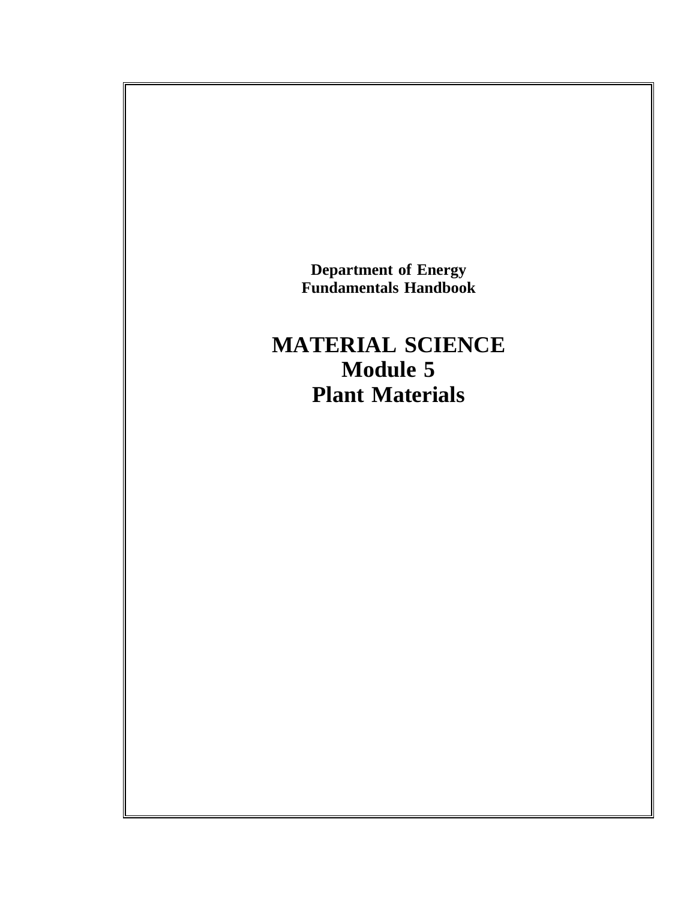**Department of Energy**
**Fundamentals Handbook**

# MATERIAL SCIENCE
# Module 5
# Plant Materials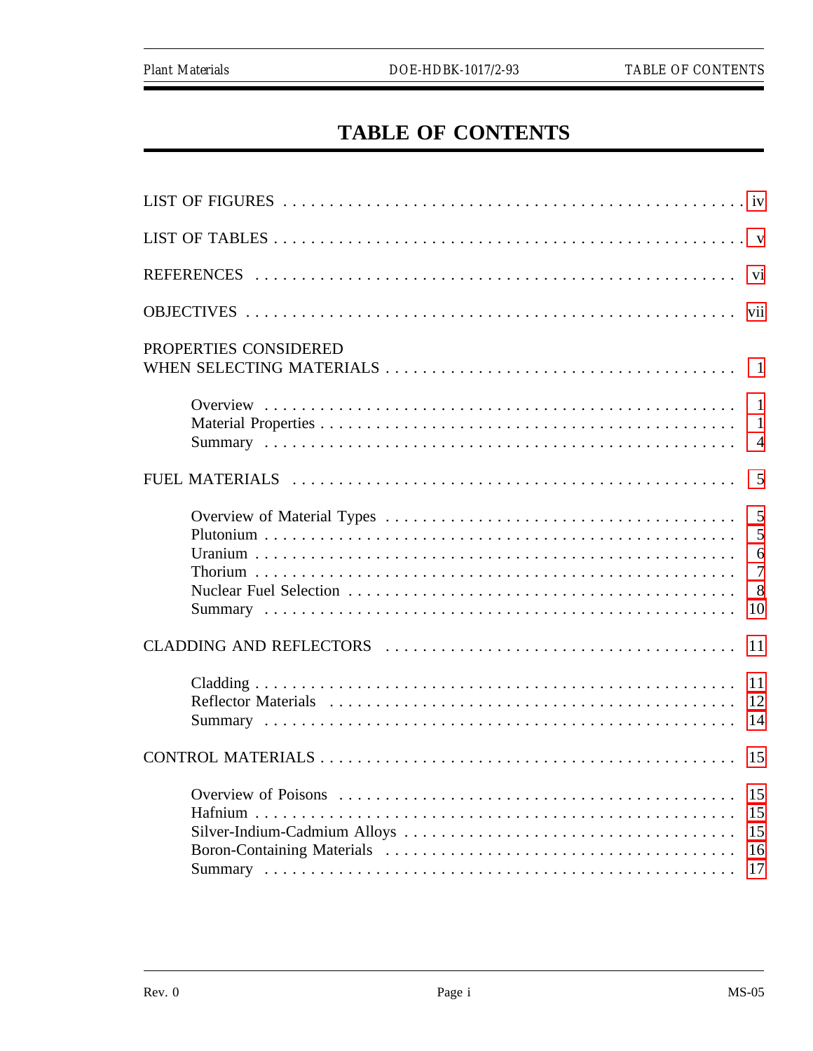# TABLE OF CONTENTS

LIST OF FIGURES . . . . . . . . . . . . . . . . . . . . . . . . . . . . . . . . . . . . . . . . . . . . . iv

LIST OF TABLES . . . . . . . . . . . . . . . . . . . . . . . . . . . . . . . . . . . . . . . . . . . . . v

REFERENCES . . . . . . . . . . . . . . . . . . . . . . . . . . . . . . . . . . . . . . . . . . . . . vi

OBJECTIVES . . . . . . . . . . . . . . . . . . . . . . . . . . . . . . . . . . . . . . . . . . . . . vii

PROPERTIES CONSIDERED WHEN SELECTING MATERIALS . . . . . . . . . . . . . . . . . . . . . . 1

- Overview . . . . . . . . . . . . . . . . . . . . . . . . . . . . . . . . . . . . . . . . . . . . . 1
- Material Properties . . . . . . . . . . . . . . . . . . . . . . . . . . . . . . . . . . . . . . . 1
- Summary . . . . . . . . . . . . . . . . . . . . . . . . . . . . . . . . . . . . . . . . . . . . . 4

FUEL MATERIALS . . . . . . . . . . . . . . . . . . . . . . . . . . . . . . . . . . . . . . . . . . 5

- Overview of Material Types . . . . . . . . . . . . . . . . . . . . . . . . . . . . . . . . . . 5
- Plutonium . . . . . . . . . . . . . . . . . . . . . . . . . . . . . . . . . . . . . . . . . . . . 5
- Uranium . . . . . . . . . . . . . . . . . . . . . . . . . . . . . . . . . . . . . . . . . . . . . 6
- Thorium . . . . . . . . . . . . . . . . . . . . . . . . . . . . . . . . . . . . . . . . . . . . . 7
- Nuclear Fuel Selection . . . . . . . . . . . . . . . . . . . . . . . . . . . . . . . . . . . . . 8
- Summary . . . . . . . . . . . . . . . . . . . . . . . . . . . . . . . . . . . . . . . . . . . . . 10

CLADDING AND REFLECTORS . . . . . . . . . . . . . . . . . . . . . . . . . . . . . . . . . . . 11

- Cladding . . . . . . . . . . . . . . . . . . . . . . . . . . . . . . . . . . . . . . . . . . . . . 11
- Reflector Materials . . . . . . . . . . . . . . . . . . . . . . . . . . . . . . . . . . . . . . . 12
- Summary . . . . . . . . . . . . . . . . . . . . . . . . . . . . . . . . . . . . . . . . . . . . . 14

CONTROL MATERIALS . . . . . . . . . . . . . . . . . . . . . . . . . . . . . . . . . . . . . . . 15

- Overview of Poisons . . . . . . . . . . . . . . . . . . . . . . . . . . . . . . . . . . . . . . 15
- Hafnium . . . . . . . . . . . . . . . . . . . . . . . . . . . . . . . . . . . . . . . . . . . . . 15
- Silver-Indium-Cadmium Alloys . . . . . . . . . . . . . . . . . . . . . . . . . . . . . . . . 15
- Boron-Containing Materials . . . . . . . . . . . . . . . . . . . . . . . . . . . . . . . . . . 16
- Summary . . . . . . . . . . . . . . . . . . . . . . . . . . . . . . . . . . . . . . . . . . . . . 17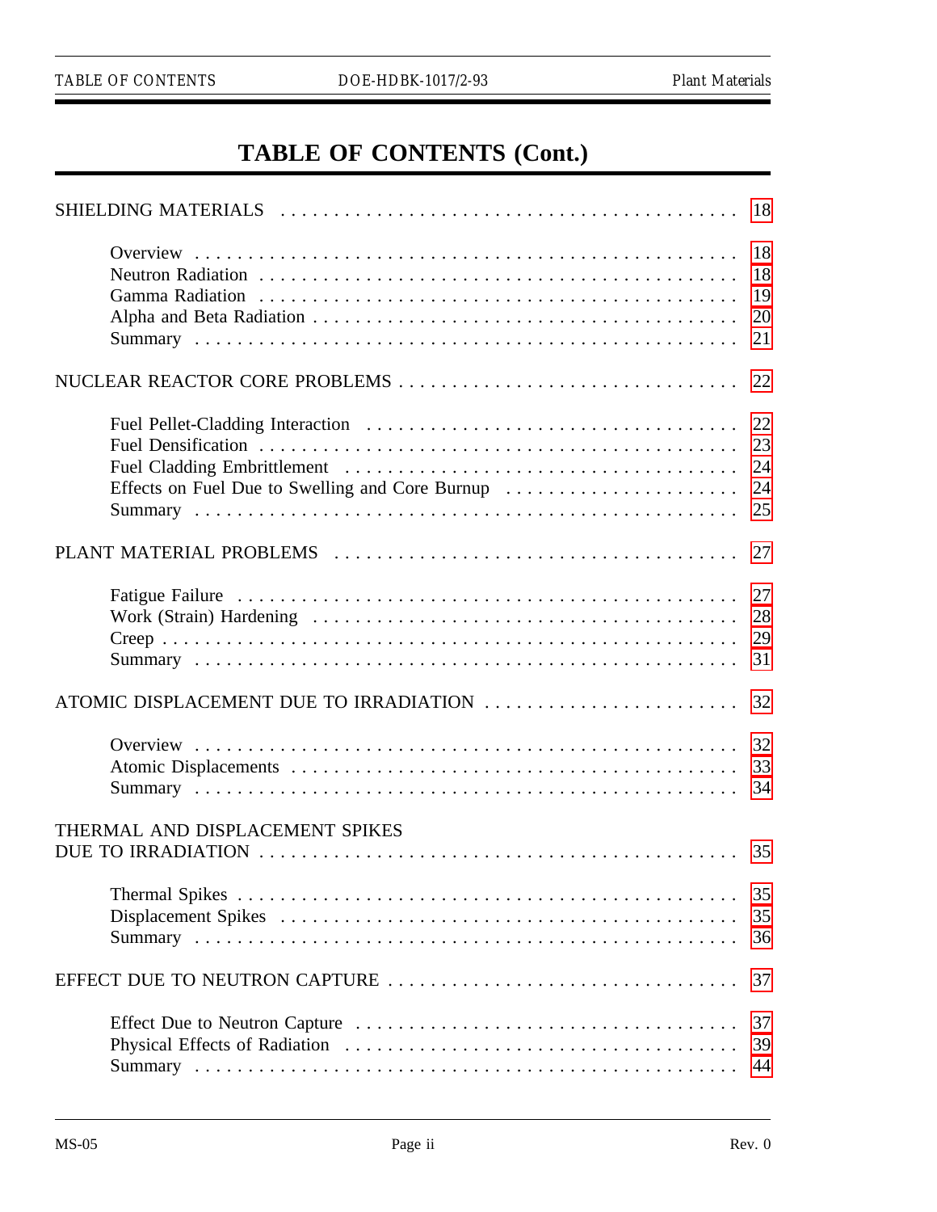# TABLE OF CONTENTS (Cont.)

| | |
|---|---|
| SHIELDING MATERIALS | 18 |
| Overview | 18 |
| Neutron Radiation | 18 |
| Gamma Radiation | 19 |
| Alpha and Beta Radiation | 20 |
| Summary | 21 |
| NUCLEAR REACTOR CORE PROBLEMS | 22 |
| Fuel Pellet-Cladding Interaction | 22 |
| Fuel Densification | 23 |
| Fuel Cladding Embrittlement | 24 |
| Effects on Fuel Due to Swelling and Core Burnup | 24 |
| Summary | 25 |
| PLANT MATERIAL PROBLEMS | 27 |
| Fatigue Failure | 27 |
| Work (Strain) Hardening | 28 |
| Creep | 29 |
| Summary | 31 |
| ATOMIC DISPLACEMENT DUE TO IRRADIATION | 32 |
| Overview | 32 |
| Atomic Displacements | 33 |
| Summary | 34 |
| THERMAL AND DISPLACEMENT SPIKES DUE TO IRRADIATION | 35 |
| Thermal Spikes | 35 |
| Displacement Spikes | 35 |
| Summary | 36 |
| EFFECT DUE TO NEUTRON CAPTURE | 37 |
| Effect Due to Neutron Capture | 37 |
| Physical Effects of Radiation | 39 |
| Summary | 44 |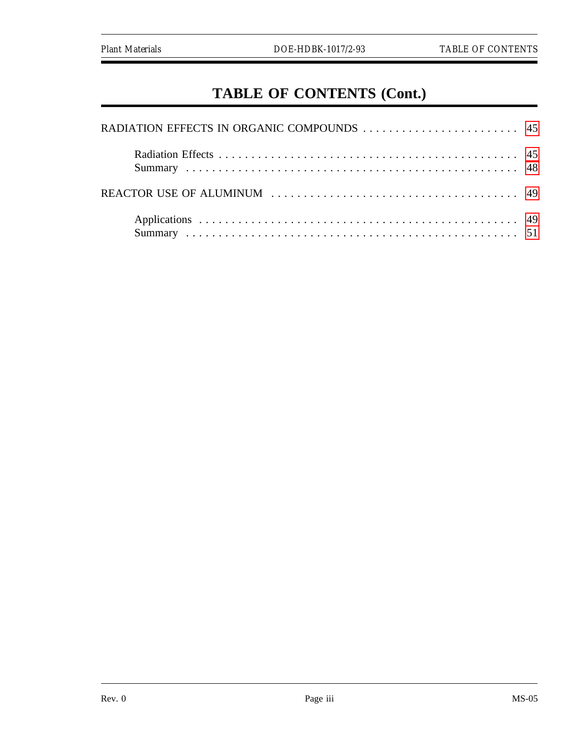# TABLE OF CONTENTS (Cont.)

RADIATION EFFECTS IN ORGANIC COMPOUNDS . . . . . . . . . . . . . . . . . . . . . . . . . 45

- Radiation Effects . . . . . . . . . . . . . . . . . . . . . . . . . . . . . . . . . . . . . . . . . . . . . . 45
- Summary . . . . . . . . . . . . . . . . . . . . . . . . . . . . . . . . . . . . . . . . . . . . . . . . . . . 48

REACTOR USE OF ALUMINUM . . . . . . . . . . . . . . . . . . . . . . . . . . . . . . . . . . . . 49

- Applications . . . . . . . . . . . . . . . . . . . . . . . . . . . . . . . . . . . . . . . . . . . . . . . . . 49
- Summary . . . . . . . . . . . . . . . . . . . . . . . . . . . . . . . . . . . . . . . . . . . . . . . . . . . 51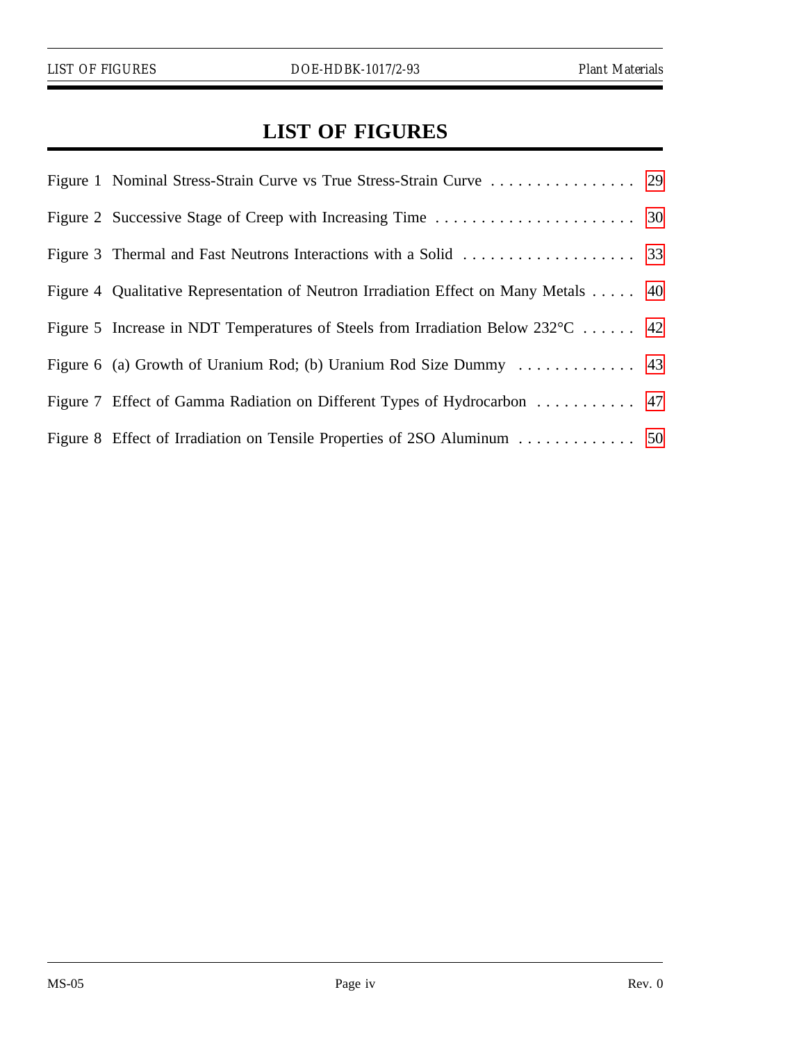# LIST OF FIGURES

Figure 1 Nominal Stress-Strain Curve vs True Stress-Strain Curve . . . . . . . . . . . . . . . . . 29

Figure 2 Successive Stage of Creep with Increasing Time . . . . . . . . . . . . . . . . . . . . . . . 30

Figure 3 Thermal and Fast Neutrons Interactions with a Solid . . . . . . . . . . . . . . . . . . . . 33

Figure 4 Qualitative Representation of Neutron Irradiation Effect on Many Metals . . . . . 40

Figure 5 Increase in NDT Temperatures of Steels from Irradiation Below 232°C . . . . . . 42

Figure 6 (a) Growth of Uranium Rod; (b) Uranium Rod Size Dummy . . . . . . . . . . . . . 43

Figure 7 Effect of Gamma Radiation on Different Types of Hydrocarbon . . . . . . . . . . . 47

Figure 8 Effect of Irradiation on Tensile Properties of 2SO Aluminum . . . . . . . . . . . . . 50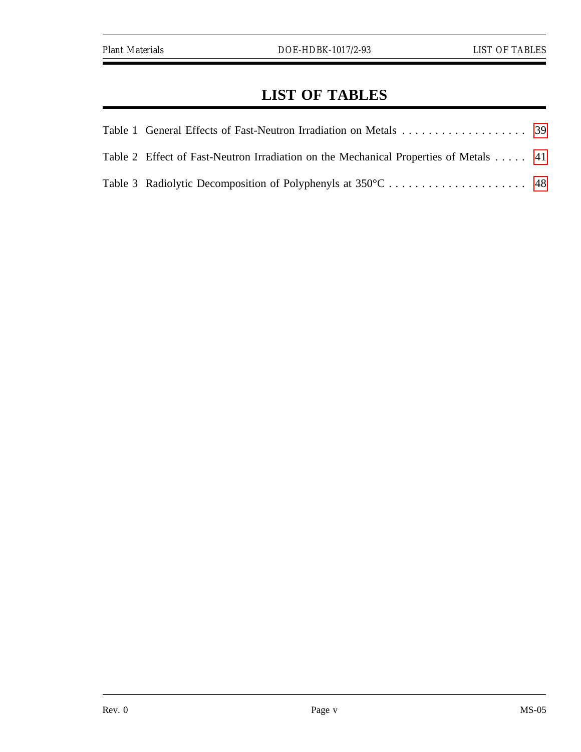# LIST OF TABLES

Table 1 General Effects of Fast-Neutron Irradiation on Metals . . . . . . . . . . . . . . . . . . . . 39

Table 2 Effect of Fast-Neutron Irradiation on the Mechanical Properties of Metals . . . . . 41

Table 3 Radiolytic Decomposition of Polyphenyls at 350°C . . . . . . . . . . . . . . . . . . . . . . 48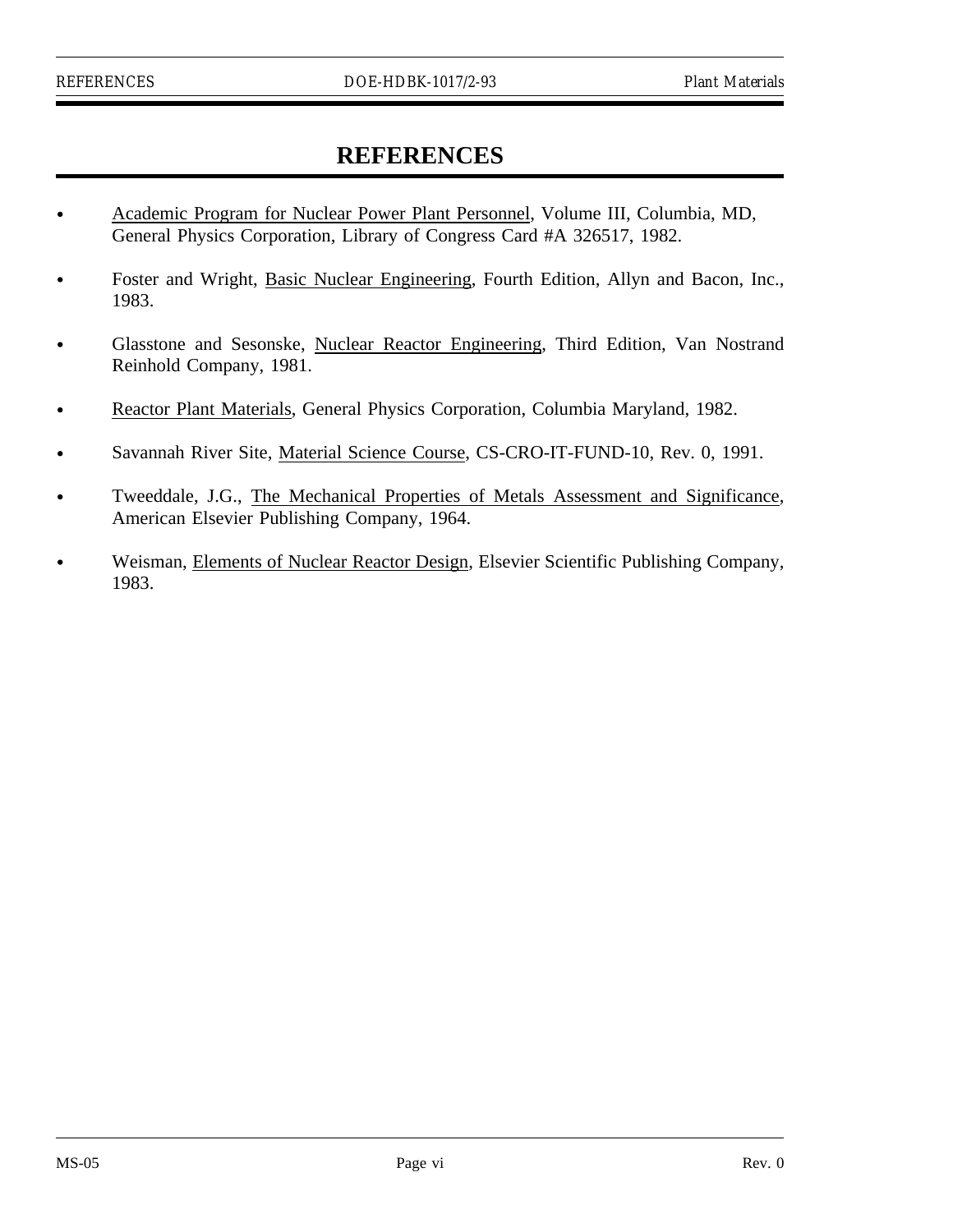# REFERENCES

- Academic Program for Nuclear Power Plant Personnel, Volume III, Columbia, MD, General Physics Corporation, Library of Congress Card #A 326517, 1982.
- Foster and Wright, Basic Nuclear Engineering, Fourth Edition, Allyn and Bacon, Inc., 1983.
- Glasstone and Sesonske, Nuclear Reactor Engineering, Third Edition, Van Nostrand Reinhold Company, 1981.
- Reactor Plant Materials, General Physics Corporation, Columbia Maryland, 1982.
- Savannah River Site, Material Science Course, CS-CRO-IT-FUND-10, Rev. 0, 1991.
- Tweeddale, J.G., The Mechanical Properties of Metals Assessment and Significance, American Elsevier Publishing Company, 1964.
- Weisman, Elements of Nuclear Reactor Design, Elsevier Scientific Publishing Company, 1983.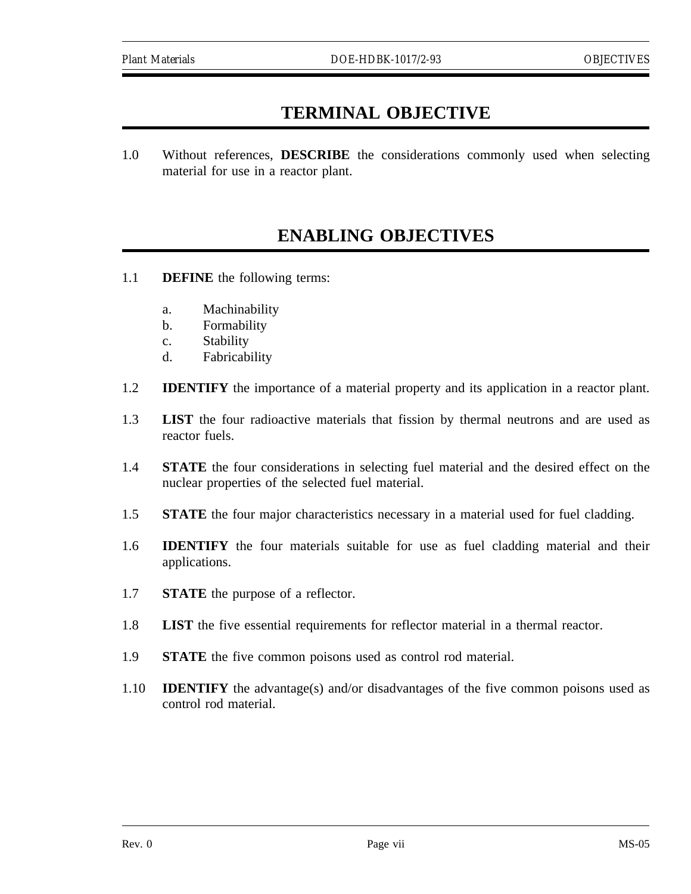# TERMINAL OBJECTIVE

1.0 Without references, **DESCRIBE** the considerations commonly used when selecting material for use in a reactor plant.

# ENABLING OBJECTIVES

1.1 **DEFINE** the following terms:

   a. Machinability
   b. Formability
   c. Stability
   d. Fabricability

1.2 **IDENTIFY** the importance of a material property and its application in a reactor plant.

1.3 **LIST** the four radioactive materials that fission by thermal neutrons and are used as reactor fuels.

1.4 **STATE** the four considerations in selecting fuel material and the desired effect on the nuclear properties of the selected fuel material.

1.5 **STATE** the four major characteristics necessary in a material used for fuel cladding.

1.6 **IDENTIFY** the four materials suitable for use as fuel cladding material and their applications.

1.7 **STATE** the purpose of a reflector.

1.8 **LIST** the five essential requirements for reflector material in a thermal reactor.

1.9 **STATE** the five common poisons used as control rod material.

1.10 **IDENTIFY** the advantage(s) and/or disadvantages of the five common poisons used as control rod material.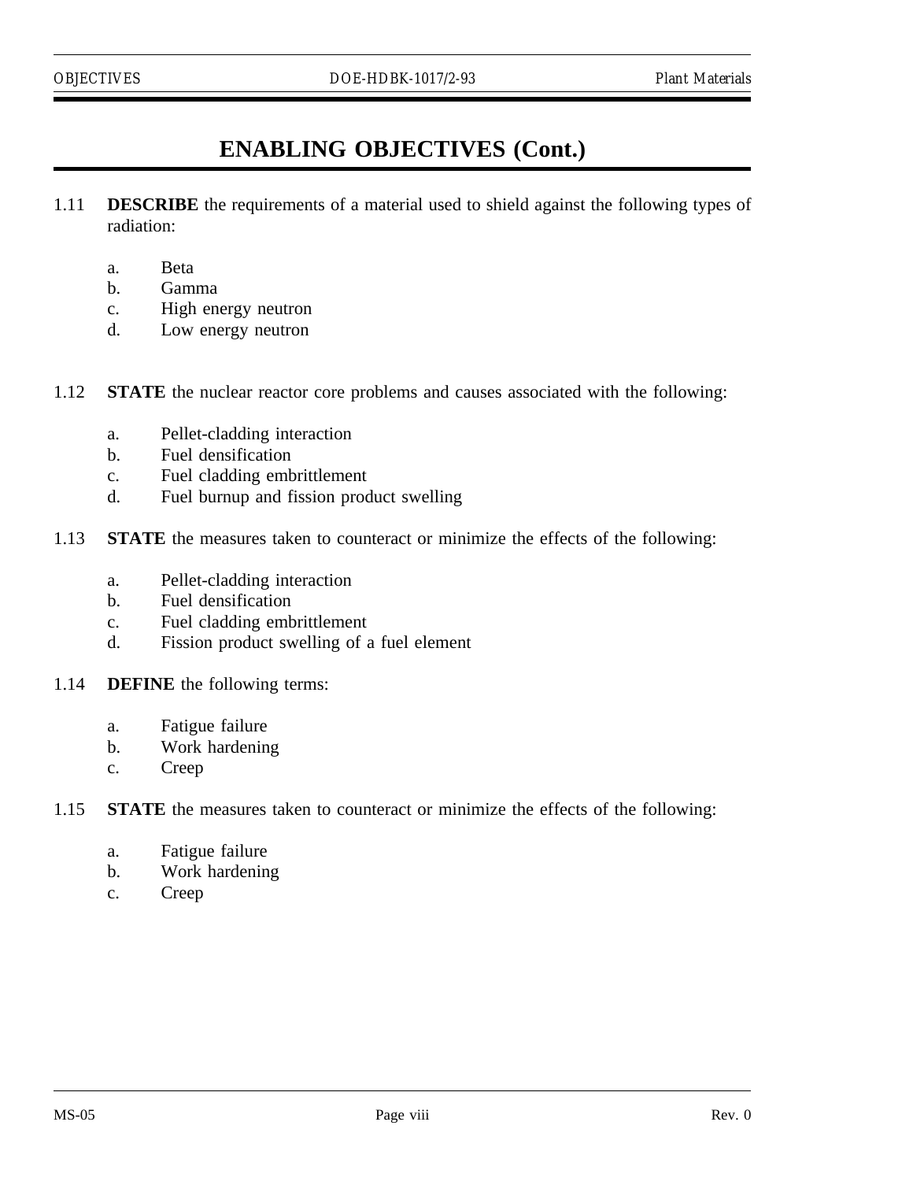## ENABLING OBJECTIVES (Cont.)

1.11 **DESCRIBE** the requirements of a material used to shield against the following types of radiation:

   a. Beta
   b. Gamma
   c. High energy neutron
   d. Low energy neutron

1.12 **STATE** the nuclear reactor core problems and causes associated with the following:

   a. Pellet-cladding interaction
   b. Fuel densification
   c. Fuel cladding embrittlement
   d. Fuel burnup and fission product swelling

1.13 **STATE** the measures taken to counteract or minimize the effects of the following:

   a. Pellet-cladding interaction
   b. Fuel densification
   c. Fuel cladding embrittlement
   d. Fission product swelling of a fuel element

1.14 **DEFINE** the following terms:

   a. Fatigue failure
   b. Work hardening
   c. Creep

1.15 **STATE** the measures taken to counteract or minimize the effects of the following:

   a. Fatigue failure
   b. Work hardening
   c. Creep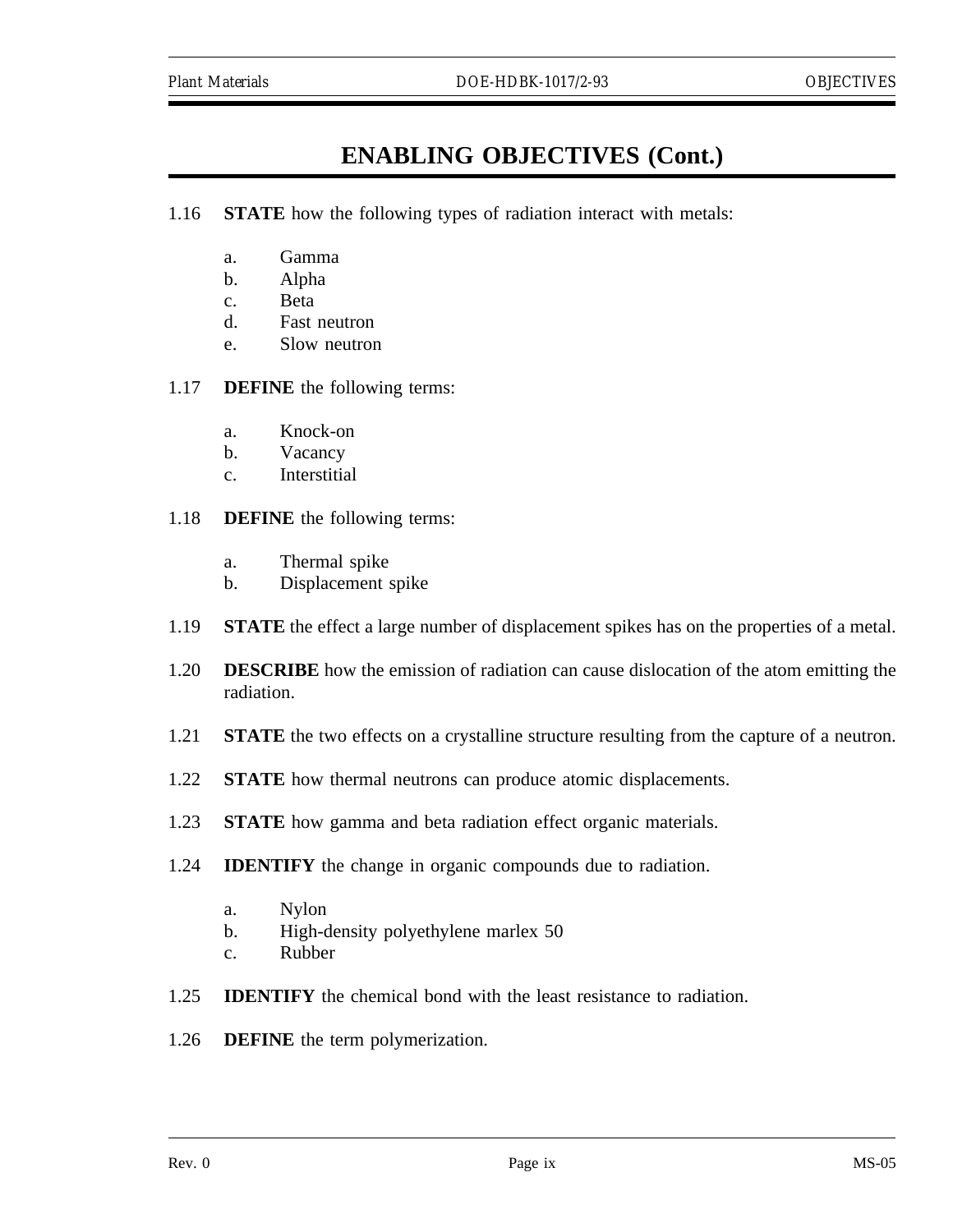## ENABLING OBJECTIVES (Cont.)

1.16 **STATE** how the following types of radiation interact with metals:

   a. Gamma
   b. Alpha
   c. Beta
   d. Fast neutron
   e. Slow neutron

1.17 **DEFINE** the following terms:

   a. Knock-on
   b. Vacancy
   c. Interstitial

1.18 **DEFINE** the following terms:

   a. Thermal spike
   b. Displacement spike

1.19 **STATE** the effect a large number of displacement spikes has on the properties of a metal.

1.20 **DESCRIBE** how the emission of radiation can cause dislocation of the atom emitting the radiation.

1.21 **STATE** the two effects on a crystalline structure resulting from the capture of a neutron.

1.22 **STATE** how thermal neutrons can produce atomic displacements.

1.23 **STATE** how gamma and beta radiation effect organic materials.

1.24 **IDENTIFY** the change in organic compounds due to radiation.

   a. Nylon
   b. High-density polyethylene marlex 50
   c. Rubber

1.25 **IDENTIFY** the chemical bond with the least resistance to radiation.

1.26 **DEFINE** the term polymerization.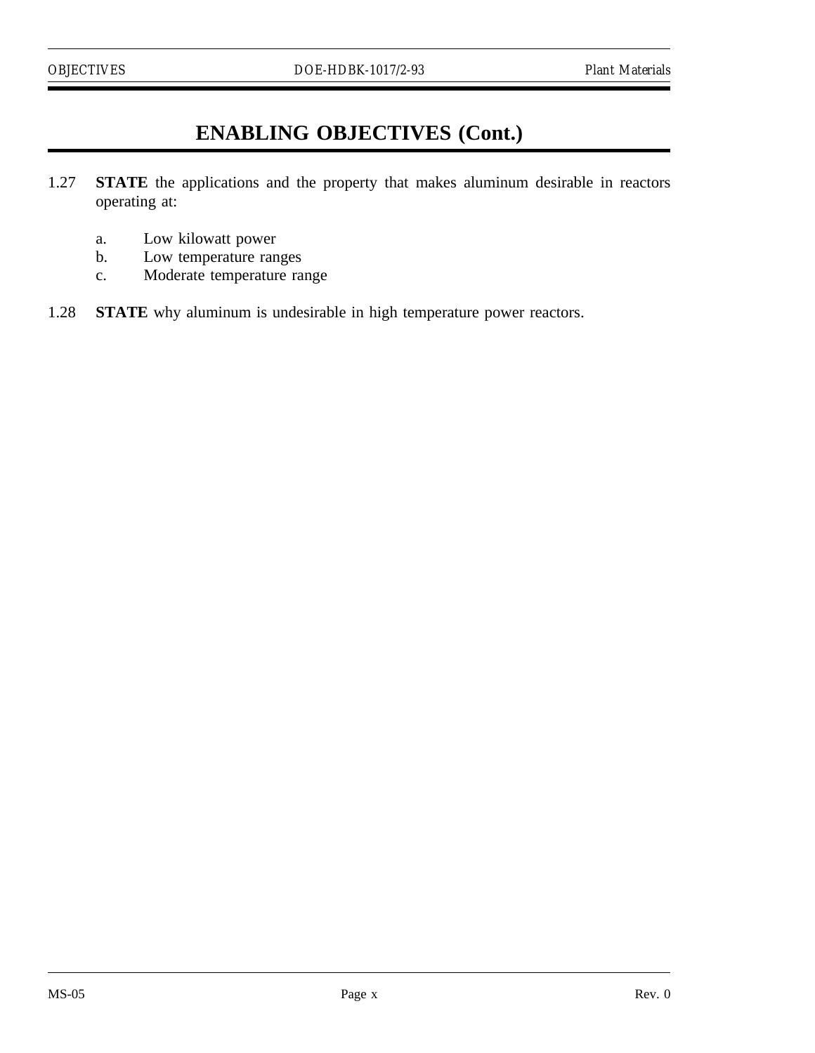## ENABLING OBJECTIVES (Cont.)

1.27 **STATE** the applications and the property that makes aluminum desirable in reactors operating at:

   a. Low kilowatt power
   b. Low temperature ranges
   c. Moderate temperature range

1.28 **STATE** why aluminum is undesirable in high temperature power reactors.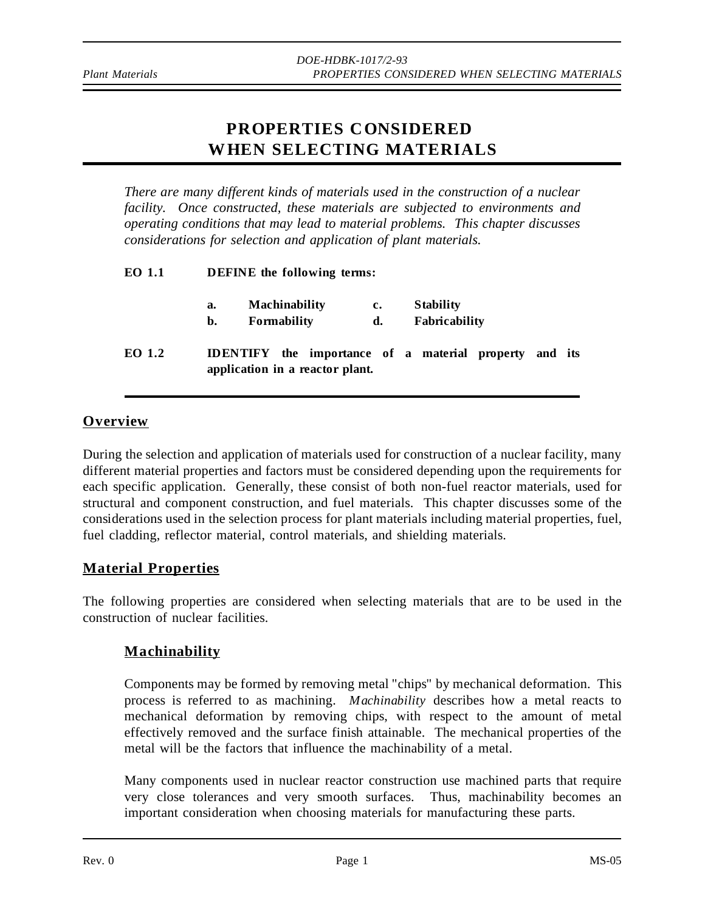# PROPERTIES CONSIDERED WHEN SELECTING MATERIALS

*There are many different kinds of materials used in the construction of a nuclear facility. Once constructed, these materials are subjected to environments and operating conditions that may lead to material problems. This chapter discusses considerations for selection and application of plant materials.*

**EO 1.1 DEFINE the following terms:**

| | | | |
|---|---|---|---|
| **a.** | **Machinability** | **c.** | **Stability** |
| **b.** | **Formability** | **d.** | **Fabricability** |

**EO 1.2 IDENTIFY the importance of a material property and its application in a reactor plant.**

## Overview

During the selection and application of materials used for construction of a nuclear facility, many different material properties and factors must be considered depending upon the requirements for each specific application. Generally, these consist of both non-fuel reactor materials, used for structural and component construction, and fuel materials. This chapter discusses some of the considerations used in the selection process for plant materials including material properties, fuel, fuel cladding, reflector material, control materials, and shielding materials.

## Material Properties

The following properties are considered when selecting materials that are to be used in the construction of nuclear facilities.

### Machinability

Components may be formed by removing metal "chips" by mechanical deformation. This process is referred to as machining. *Machinability* describes how a metal reacts to mechanical deformation by removing chips, with respect to the amount of metal effectively removed and the surface finish attainable. The mechanical properties of the metal will be the factors that influence the machinability of a metal.

Many components used in nuclear reactor construction use machined parts that require very close tolerances and very smooth surfaces. Thus, machinability becomes an important consideration when choosing materials for manufacturing these parts.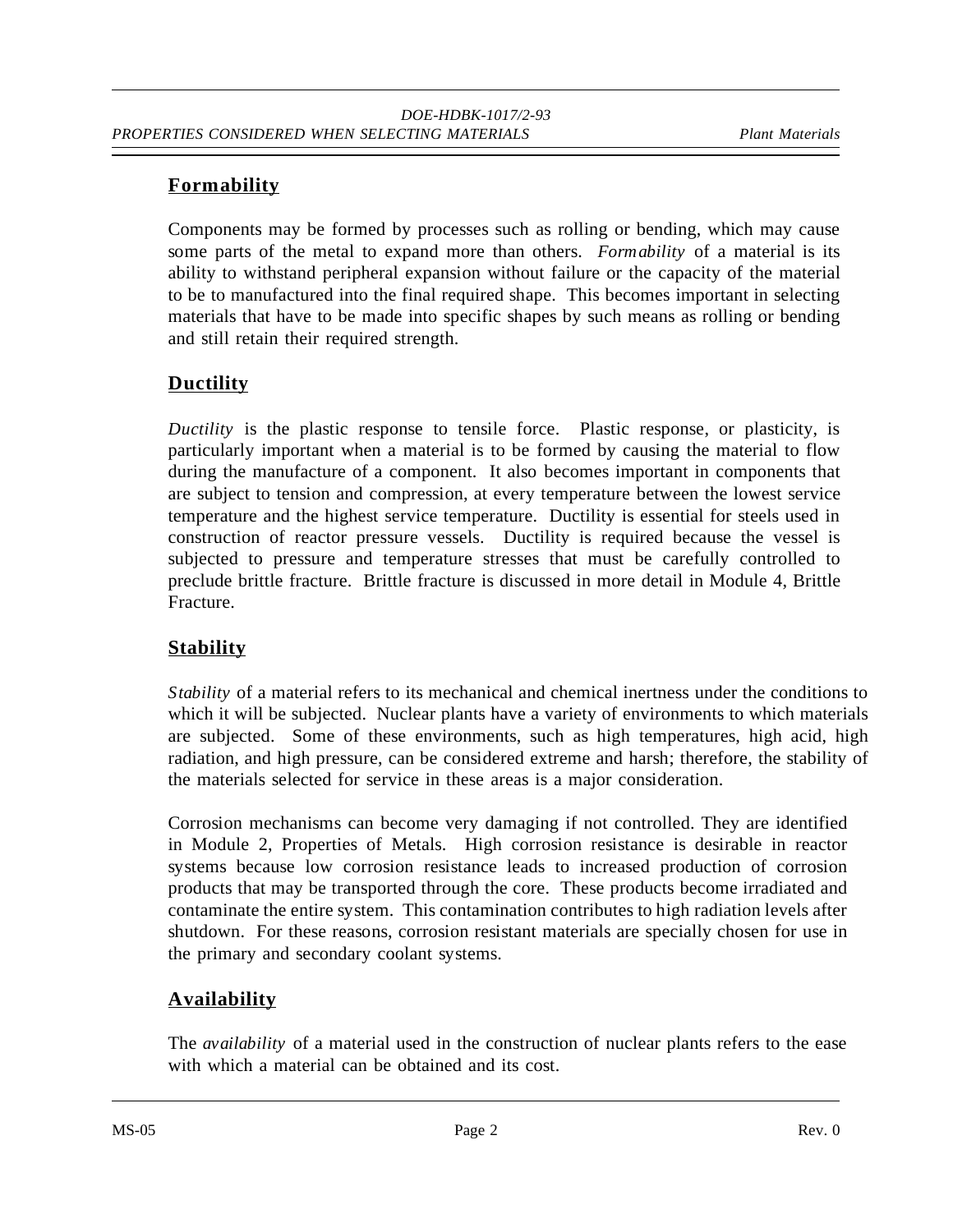## Formability

Components may be formed by processes such as rolling or bending, which may cause some parts of the metal to expand more than others. *Formability* of a material is its ability to withstand peripheral expansion without failure or the capacity of the material to be to manufactured into the final required shape. This becomes important in selecting materials that have to be made into specific shapes by such means as rolling or bending and still retain their required strength.

## Ductility

*Ductility* is the plastic response to tensile force. Plastic response, or plasticity, is particularly important when a material is to be formed by causing the material to flow during the manufacture of a component. It also becomes important in components that are subject to tension and compression, at every temperature between the lowest service temperature and the highest service temperature. Ductility is essential for steels used in construction of reactor pressure vessels. Ductility is required because the vessel is subjected to pressure and temperature stresses that must be carefully controlled to preclude brittle fracture. Brittle fracture is discussed in more detail in Module 4, Brittle Fracture.

## Stability

*Stability* of a material refers to its mechanical and chemical inertness under the conditions to which it will be subjected. Nuclear plants have a variety of environments to which materials are subjected. Some of these environments, such as high temperatures, high acid, high radiation, and high pressure, can be considered extreme and harsh; therefore, the stability of the materials selected for service in these areas is a major consideration.

Corrosion mechanisms can become very damaging if not controlled. They are identified in Module 2, Properties of Metals. High corrosion resistance is desirable in reactor systems because low corrosion resistance leads to increased production of corrosion products that may be transported through the core. These products become irradiated and contaminate the entire system. This contamination contributes to high radiation levels after shutdown. For these reasons, corrosion resistant materials are specially chosen for use in the primary and secondary coolant systems.

## Availability

The *availability* of a material used in the construction of nuclear plants refers to the ease with which a material can be obtained and its cost.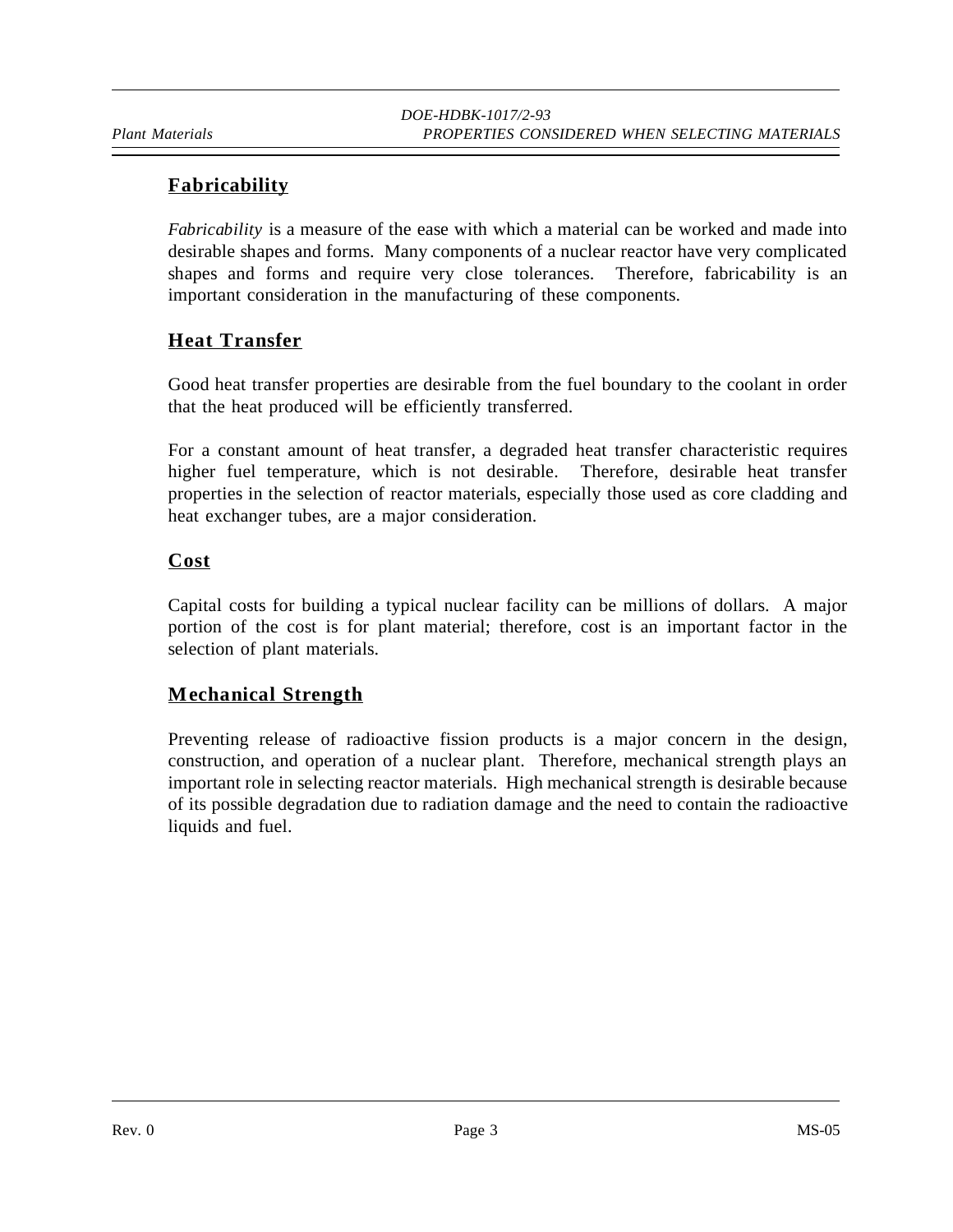## Fabricability

*Fabricability* is a measure of the ease with which a material can be worked and made into desirable shapes and forms. Many components of a nuclear reactor have very complicated shapes and forms and require very close tolerances. Therefore, fabricability is an important consideration in the manufacturing of these components.

## Heat Transfer

Good heat transfer properties are desirable from the fuel boundary to the coolant in order that the heat produced will be efficiently transferred.

For a constant amount of heat transfer, a degraded heat transfer characteristic requires higher fuel temperature, which is not desirable. Therefore, desirable heat transfer properties in the selection of reactor materials, especially those used as core cladding and heat exchanger tubes, are a major consideration.

## Cost

Capital costs for building a typical nuclear facility can be millions of dollars. A major portion of the cost is for plant material; therefore, cost is an important factor in the selection of plant materials.

## Mechanical Strength

Preventing release of radioactive fission products is a major concern in the design, construction, and operation of a nuclear plant. Therefore, mechanical strength plays an important role in selecting reactor materials. High mechanical strength is desirable because of its possible degradation due to radiation damage and the need to contain the radioactive liquids and fuel.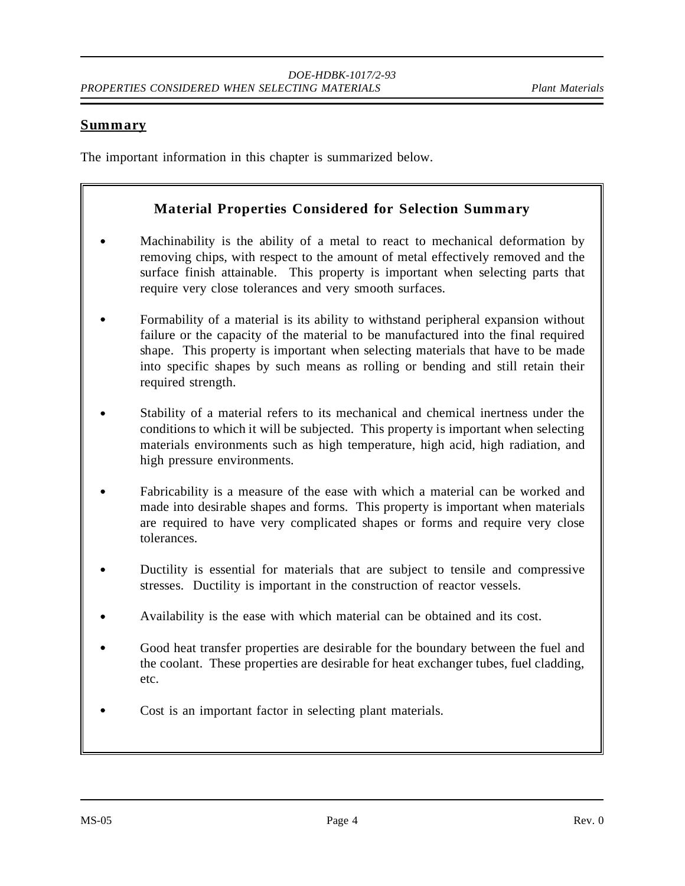## Summary

The important information in this chapter is summarized below.

### Material Properties Considered for Selection Summary

- Machinability is the ability of a metal to react to mechanical deformation by removing chips, with respect to the amount of metal effectively removed and the surface finish attainable. This property is important when selecting parts that require very close tolerances and very smooth surfaces.
- Formability of a material is its ability to withstand peripheral expansion without failure or the capacity of the material to be manufactured into the final required shape. This property is important when selecting materials that have to be made into specific shapes by such means as rolling or bending and still retain their required strength.
- Stability of a material refers to its mechanical and chemical inertness under the conditions to which it will be subjected. This property is important when selecting materials environments such as high temperature, high acid, high radiation, and high pressure environments.
- Fabricability is a measure of the ease with which a material can be worked and made into desirable shapes and forms. This property is important when materials are required to have very complicated shapes or forms and require very close tolerances.
- Ductility is essential for materials that are subject to tensile and compressive stresses. Ductility is important in the construction of reactor vessels.
- Availability is the ease with which material can be obtained and its cost.
- Good heat transfer properties are desirable for the boundary between the fuel and the coolant. These properties are desirable for heat exchanger tubes, fuel cladding, etc.
- Cost is an important factor in selecting plant materials.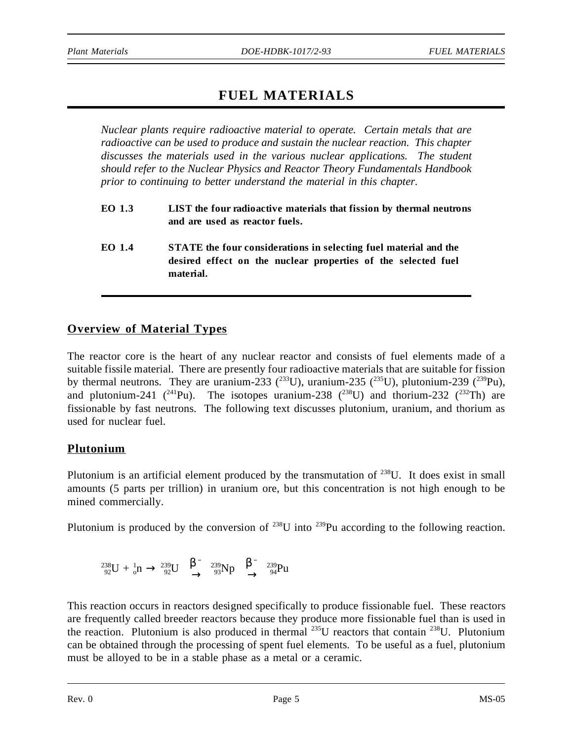# FUEL MATERIALS

*Nuclear plants require radioactive material to operate. Certain metals that are radioactive can be used to produce and sustain the nuclear reaction. This chapter discusses the materials used in the various nuclear applications. The student should refer to the Nuclear Physics and Reactor Theory Fundamentals Handbook prior to continuing to better understand the material in this chapter.*

**EO 1.3** **LIST the four radioactive materials that fission by thermal neutrons and are used as reactor fuels.**

**EO 1.4** **STATE the four considerations in selecting fuel material and the desired effect on the nuclear properties of the selected fuel material.**

## Overview of Material Types

The reactor core is the heart of any nuclear reactor and consists of fuel elements made of a suitable fissile material. There are presently four radioactive materials that are suitable for fission by thermal neutrons. They are uranium-233 ($^{233}U$), uranium-235 ($^{235}U$), plutonium-239 ($^{239}Pu$), and plutonium-241 ($^{241}Pu$). The isotopes uranium-238 ($^{238}U$) and thorium-232 ($^{232}Th$) are fissionable by fast neutrons. The following text discusses plutonium, uranium, and thorium as used for nuclear fuel.

## Plutonium

Plutonium is an artificial element produced by the transmutation of $^{238}U$. It does exist in small amounts (5 parts per trillion) in uranium ore, but this concentration is not high enough to be mined commercially.

Plutonium is produced by the conversion of $^{238}U$ into $^{239}Pu$ according to the following reaction.

$$^{238}_{92}U + ^{1}_{0}n \rightarrow ^{239}_{92}U \xrightarrow{\beta^-} ^{239}_{93}Np \xrightarrow{\beta^-} ^{239}_{94}Pu$$

This reaction occurs in reactors designed specifically to produce fissionable fuel. These reactors are frequently called breeder reactors because they produce more fissionable fuel than is used in the reaction. Plutonium is also produced in thermal $^{235}U$ reactors that contain $^{238}U$. Plutonium can be obtained through the processing of spent fuel elements. To be useful as a fuel, plutonium must be alloyed to be in a stable phase as a metal or a ceramic.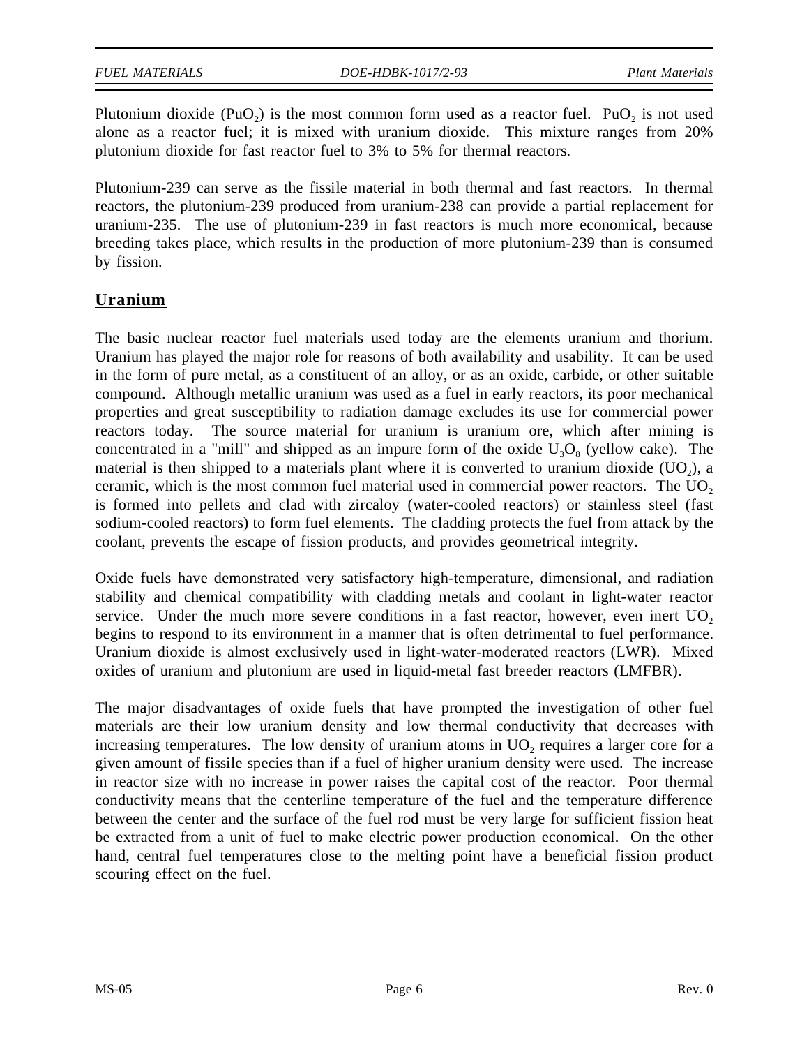Plutonium dioxide ($PuO_2$) is the most common form used as a reactor fuel. $PuO_2$ is not used alone as a reactor fuel; it is mixed with uranium dioxide. This mixture ranges from 20% plutonium dioxide for fast reactor fuel to 3% to 5% for thermal reactors.

Plutonium-239 can serve as the fissile material in both thermal and fast reactors. In thermal reactors, the plutonium-239 produced from uranium-238 can provide a partial replacement for uranium-235. The use of plutonium-239 in fast reactors is much more economical, because breeding takes place, which results in the production of more plutonium-239 than is consumed by fission.

## Uranium

The basic nuclear reactor fuel materials used today are the elements uranium and thorium. Uranium has played the major role for reasons of both availability and usability. It can be used in the form of pure metal, as a constituent of an alloy, or as an oxide, carbide, or other suitable compound. Although metallic uranium was used as a fuel in early reactors, its poor mechanical properties and great susceptibility to radiation damage excludes its use for commercial power reactors today. The source material for uranium is uranium ore, which after mining is concentrated in a "mill" and shipped as an impure form of the oxide $U_3O_8$ (yellow cake). The material is then shipped to a materials plant where it is converted to uranium dioxide ($UO_2$), a ceramic, which is the most common fuel material used in commercial power reactors. The $UO_2$ is formed into pellets and clad with zircaloy (water-cooled reactors) or stainless steel (fast sodium-cooled reactors) to form fuel elements. The cladding protects the fuel from attack by the coolant, prevents the escape of fission products, and provides geometrical integrity.

Oxide fuels have demonstrated very satisfactory high-temperature, dimensional, and radiation stability and chemical compatibility with cladding metals and coolant in light-water reactor service. Under the much more severe conditions in a fast reactor, however, even inert $UO_2$ begins to respond to its environment in a manner that is often detrimental to fuel performance. Uranium dioxide is almost exclusively used in light-water-moderated reactors (LWR). Mixed oxides of uranium and plutonium are used in liquid-metal fast breeder reactors (LMFBR).

The major disadvantages of oxide fuels that have prompted the investigation of other fuel materials are their low uranium density and low thermal conductivity that decreases with increasing temperatures. The low density of uranium atoms in $UO_2$ requires a larger core for a given amount of fissile species than if a fuel of higher uranium density were used. The increase in reactor size with no increase in power raises the capital cost of the reactor. Poor thermal conductivity means that the centerline temperature of the fuel and the temperature difference between the center and the surface of the fuel rod must be very large for sufficient fission heat be extracted from a unit of fuel to make electric power production economical. On the other hand, central fuel temperatures close to the melting point have a beneficial fission product scouring effect on the fuel.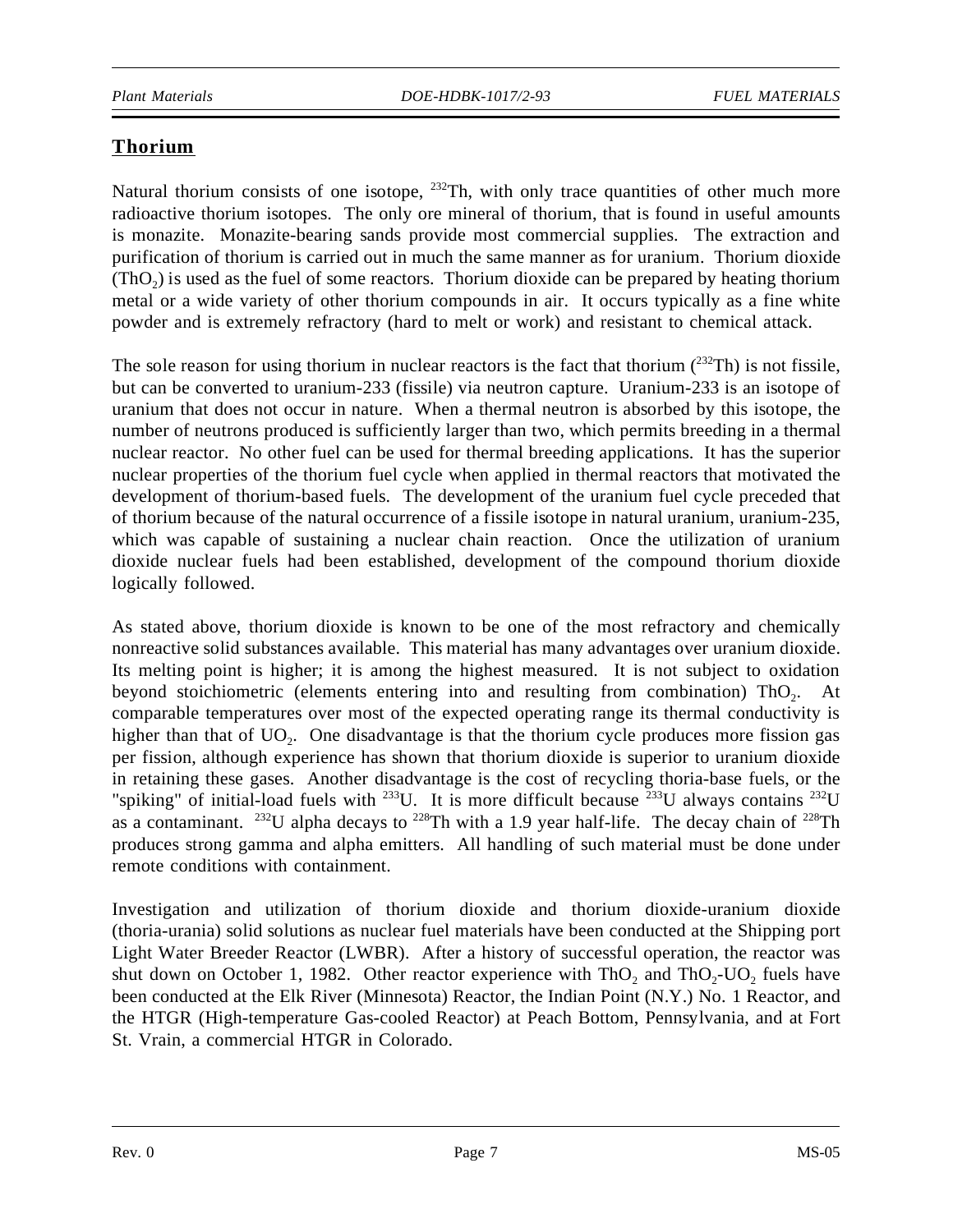## Thorium

Natural thorium consists of one isotope, $^{232}Th$, with only trace quantities of other much more radioactive thorium isotopes. The only ore mineral of thorium, that is found in useful amounts is monazite. Monazite-bearing sands provide most commercial supplies. The extraction and purification of thorium is carried out in much the same manner as for uranium. Thorium dioxide ($ThO_2$) is used as the fuel of some reactors. Thorium dioxide can be prepared by heating thorium metal or a wide variety of other thorium compounds in air. It occurs typically as a fine white powder and is extremely refractory (hard to melt or work) and resistant to chemical attack.

The sole reason for using thorium in nuclear reactors is the fact that thorium ($^{232}Th$) is not fissile, but can be converted to uranium-233 (fissile) via neutron capture. Uranium-233 is an isotope of uranium that does not occur in nature. When a thermal neutron is absorbed by this isotope, the number of neutrons produced is sufficiently larger than two, which permits breeding in a thermal nuclear reactor. No other fuel can be used for thermal breeding applications. It has the superior nuclear properties of the thorium fuel cycle when applied in thermal reactors that motivated the development of thorium-based fuels. The development of the uranium fuel cycle preceded that of thorium because of the natural occurrence of a fissile isotope in natural uranium, uranium-235, which was capable of sustaining a nuclear chain reaction. Once the utilization of uranium dioxide nuclear fuels had been established, development of the compound thorium dioxide logically followed.

As stated above, thorium dioxide is known to be one of the most refractory and chemically nonreactive solid substances available. This material has many advantages over uranium dioxide. Its melting point is higher; it is among the highest measured. It is not subject to oxidation beyond stoichiometric (elements entering into and resulting from combination) $ThO_2$. At comparable temperatures over most of the expected operating range its thermal conductivity is higher than that of $UO_2$. One disadvantage is that the thorium cycle produces more fission gas per fission, although experience has shown that thorium dioxide is superior to uranium dioxide in retaining these gases. Another disadvantage is the cost of recycling thoria-base fuels, or the "spiking" of initial-load fuels with $^{233}U$. It is more difficult because $^{233}U$ always contains $^{232}U$ as a contaminant. $^{232}U$ alpha decays to $^{228}Th$ with a 1.9 year half-life. The decay chain of $^{228}Th$ produces strong gamma and alpha emitters. All handling of such material must be done under remote conditions with containment.

Investigation and utilization of thorium dioxide and thorium dioxide-uranium dioxide (thoria-urania) solid solutions as nuclear fuel materials have been conducted at the Shipping port Light Water Breeder Reactor (LWBR). After a history of successful operation, the reactor was shut down on October 1, 1982. Other reactor experience with $ThO_2$ and $ThO_2$-$UO_2$ fuels have been conducted at the Elk River (Minnesota) Reactor, the Indian Point (N.Y.) No. 1 Reactor, and the HTGR (High-temperature Gas-cooled Reactor) at Peach Bottom, Pennsylvania, and at Fort St. Vrain, a commercial HTGR in Colorado.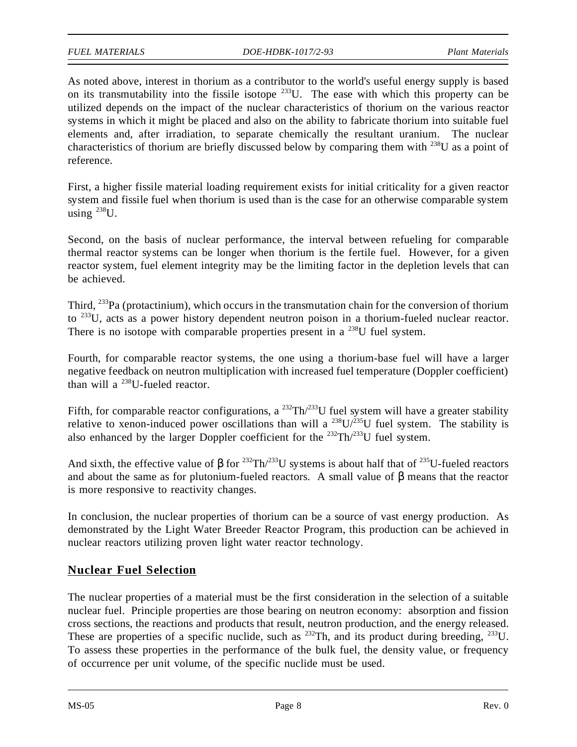As noted above, interest in thorium as a contributor to the world's useful energy supply is based on its transmutability into the fissile isotope $^{233}$U. The ease with which this property can be utilized depends on the impact of the nuclear characteristics of thorium on the various reactor systems in which it might be placed and also on the ability to fabricate thorium into suitable fuel elements and, after irradiation, to separate chemically the resultant uranium. The nuclear characteristics of thorium are briefly discussed below by comparing them with $^{238}$U as a point of reference.

First, a higher fissile material loading requirement exists for initial criticality for a given reactor system and fissile fuel when thorium is used than is the case for an otherwise comparable system using $^{238}$U.

Second, on the basis of nuclear performance, the interval between refueling for comparable thermal reactor systems can be longer when thorium is the fertile fuel. However, for a given reactor system, fuel element integrity may be the limiting factor in the depletion levels that can be achieved.

Third, $^{233}$Pa (protactinium), which occurs in the transmutation chain for the conversion of thorium to $^{233}$U, acts as a power history dependent neutron poison in a thorium-fueled nuclear reactor. There is no isotope with comparable properties present in a $^{238}$U fuel system.

Fourth, for comparable reactor systems, the one using a thorium-base fuel will have a larger negative feedback on neutron multiplication with increased fuel temperature (Doppler coefficient) than will a $^{238}$U-fueled reactor.

Fifth, for comparable reactor configurations, a $^{232}$Th/$^{233}$U fuel system will have a greater stability relative to xenon-induced power oscillations than will a $^{238}$U/$^{235}$U fuel system. The stability is also enhanced by the larger Doppler coefficient for the $^{232}$Th/$^{233}$U fuel system.

And sixth, the effective value of $\beta$ for $^{232}$Th/$^{233}$U systems is about half that of $^{235}$U-fueled reactors and about the same as for plutonium-fueled reactors. A small value of $\beta$ means that the reactor is more responsive to reactivity changes.

In conclusion, the nuclear properties of thorium can be a source of vast energy production. As demonstrated by the Light Water Breeder Reactor Program, this production can be achieved in nuclear reactors utilizing proven light water reactor technology.

## Nuclear Fuel Selection

The nuclear properties of a material must be the first consideration in the selection of a suitable nuclear fuel. Principle properties are those bearing on neutron economy: absorption and fission cross sections, the reactions and products that result, neutron production, and the energy released. These are properties of a specific nuclide, such as $^{232}$Th, and its product during breeding, $^{233}$U. To assess these properties in the performance of the bulk fuel, the density value, or frequency of occurrence per unit volume, of the specific nuclide must be used.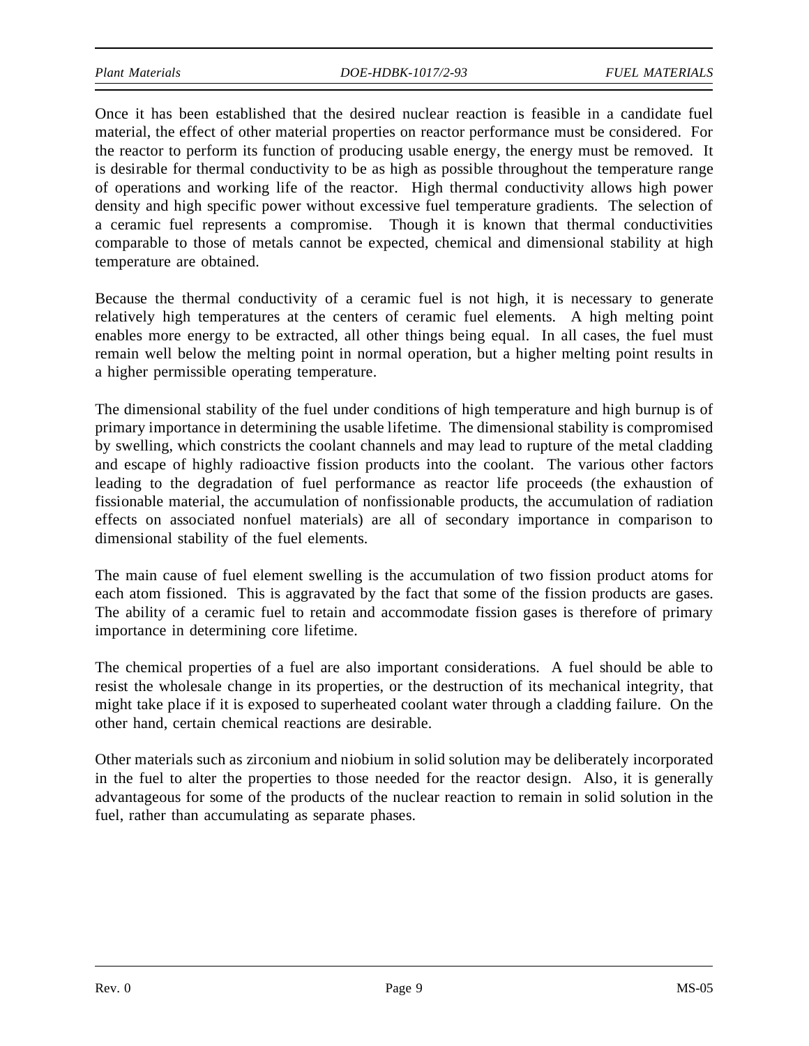Once it has been established that the desired nuclear reaction is feasible in a candidate fuel material, the effect of other material properties on reactor performance must be considered. For the reactor to perform its function of producing usable energy, the energy must be removed. It is desirable for thermal conductivity to be as high as possible throughout the temperature range of operations and working life of the reactor. High thermal conductivity allows high power density and high specific power without excessive fuel temperature gradients. The selection of a ceramic fuel represents a compromise. Though it is known that thermal conductivities comparable to those of metals cannot be expected, chemical and dimensional stability at high temperature are obtained.

Because the thermal conductivity of a ceramic fuel is not high, it is necessary to generate relatively high temperatures at the centers of ceramic fuel elements. A high melting point enables more energy to be extracted, all other things being equal. In all cases, the fuel must remain well below the melting point in normal operation, but a higher melting point results in a higher permissible operating temperature.

The dimensional stability of the fuel under conditions of high temperature and high burnup is of primary importance in determining the usable lifetime. The dimensional stability is compromised by swelling, which constricts the coolant channels and may lead to rupture of the metal cladding and escape of highly radioactive fission products into the coolant. The various other factors leading to the degradation of fuel performance as reactor life proceeds (the exhaustion of fissionable material, the accumulation of nonfissionable products, the accumulation of radiation effects on associated nonfuel materials) are all of secondary importance in comparison to dimensional stability of the fuel elements.

The main cause of fuel element swelling is the accumulation of two fission product atoms for each atom fissioned. This is aggravated by the fact that some of the fission products are gases. The ability of a ceramic fuel to retain and accommodate fission gases is therefore of primary importance in determining core lifetime.

The chemical properties of a fuel are also important considerations. A fuel should be able to resist the wholesale change in its properties, or the destruction of its mechanical integrity, that might take place if it is exposed to superheated coolant water through a cladding failure. On the other hand, certain chemical reactions are desirable.

Other materials such as zirconium and niobium in solid solution may be deliberately incorporated in the fuel to alter the properties to those needed for the reactor design. Also, it is generally advantageous for some of the products of the nuclear reaction to remain in solid solution in the fuel, rather than accumulating as separate phases.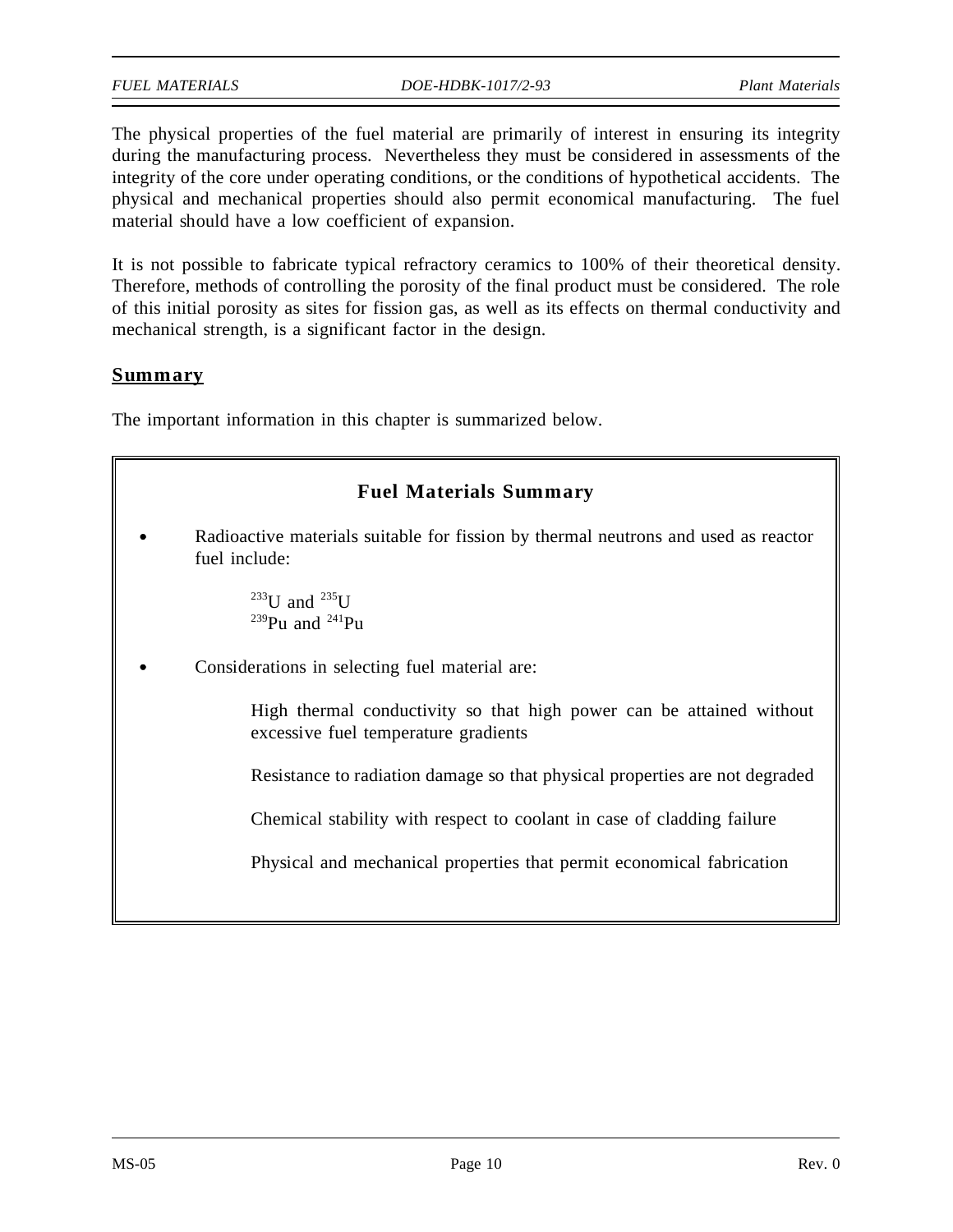The physical properties of the fuel material are primarily of interest in ensuring its integrity during the manufacturing process. Nevertheless they must be considered in assessments of the integrity of the core under operating conditions, or the conditions of hypothetical accidents. The physical and mechanical properties should also permit economical manufacturing. The fuel material should have a low coefficient of expansion.

It is not possible to fabricate typical refractory ceramics to 100% of their theoretical density. Therefore, methods of controlling the porosity of the final product must be considered. The role of this initial porosity as sites for fission gas, as well as its effects on thermal conductivity and mechanical strength, is a significant factor in the design.

## Summary

The important information in this chapter is summarized below.

### Fuel Materials Summary

- Radioactive materials suitable for fission by thermal neutrons and used as reactor fuel include:

  $^{233}U$ and $^{235}U$
  $^{239}Pu$ and $^{241}Pu$

- Considerations in selecting fuel material are:

  High thermal conductivity so that high power can be attained without excessive fuel temperature gradients

  Resistance to radiation damage so that physical properties are not degraded

  Chemical stability with respect to coolant in case of cladding failure

  Physical and mechanical properties that permit economical fabrication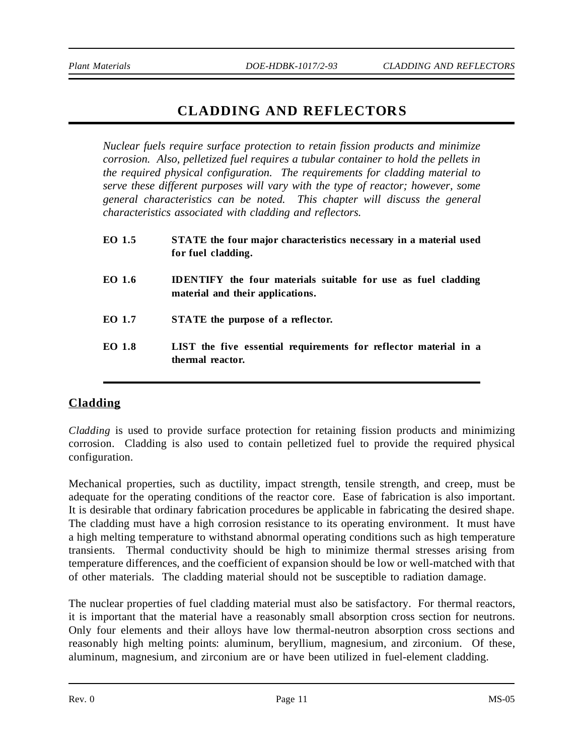# CLADDING AND REFLECTORS

*Nuclear fuels require surface protection to retain fission products and minimize corrosion. Also, pelletized fuel requires a tubular container to hold the pellets in the required physical configuration. The requirements for cladding material to serve these different purposes will vary with the type of reactor; however, some general characteristics can be noted. This chapter will discuss the general characteristics associated with cladding and reflectors.*

**EO 1.5** **STATE the four major characteristics necessary in a material used for fuel cladding.**

**EO 1.6** **IDENTIFY the four materials suitable for use as fuel cladding material and their applications.**

**EO 1.7** **STATE the purpose of a reflector.**

**EO 1.8** **LIST the five essential requirements for reflector material in a thermal reactor.**

## Cladding

*Cladding* is used to provide surface protection for retaining fission products and minimizing corrosion. Cladding is also used to contain pelletized fuel to provide the required physical configuration.

Mechanical properties, such as ductility, impact strength, tensile strength, and creep, must be adequate for the operating conditions of the reactor core. Ease of fabrication is also important. It is desirable that ordinary fabrication procedures be applicable in fabricating the desired shape. The cladding must have a high corrosion resistance to its operating environment. It must have a high melting temperature to withstand abnormal operating conditions such as high temperature transients. Thermal conductivity should be high to minimize thermal stresses arising from temperature differences, and the coefficient of expansion should be low or well-matched with that of other materials. The cladding material should not be susceptible to radiation damage.

The nuclear properties of fuel cladding material must also be satisfactory. For thermal reactors, it is important that the material have a reasonably small absorption cross section for neutrons. Only four elements and their alloys have low thermal-neutron absorption cross sections and reasonably high melting points: aluminum, beryllium, magnesium, and zirconium. Of these, aluminum, magnesium, and zirconium are or have been utilized in fuel-element cladding.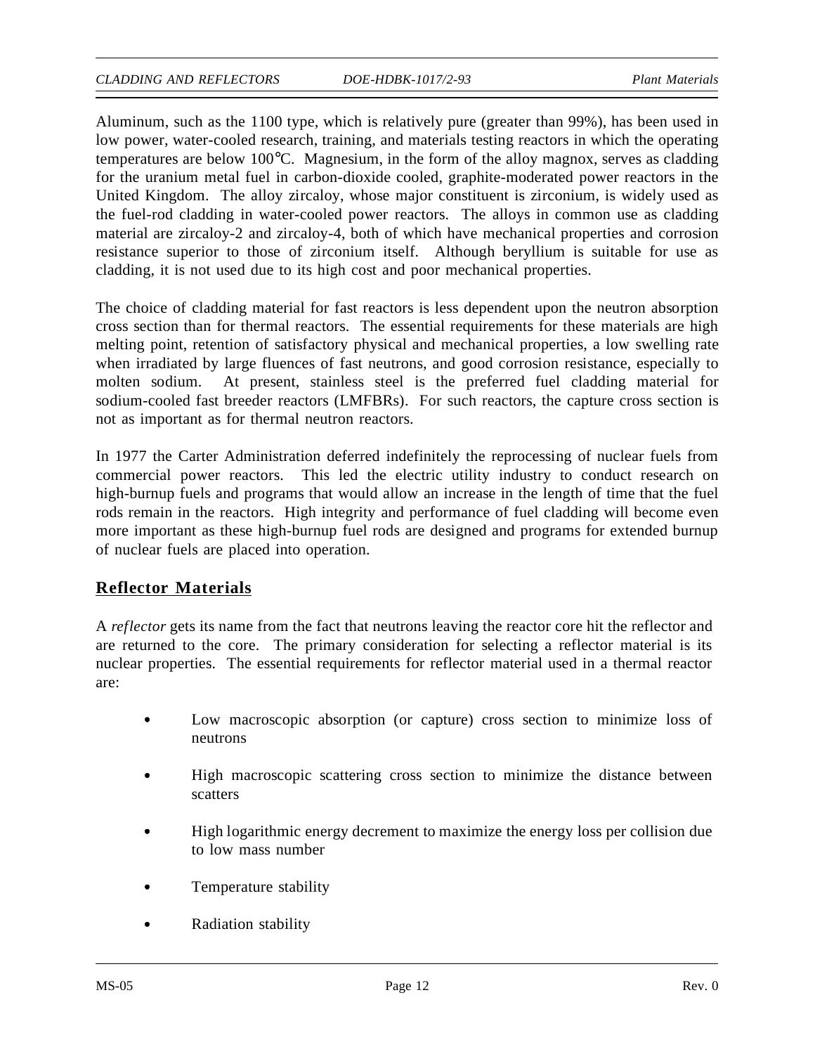Aluminum, such as the 1100 type, which is relatively pure (greater than 99%), has been used in low power, water-cooled research, training, and materials testing reactors in which the operating temperatures are below 100°C. Magnesium, in the form of the alloy magnox, serves as cladding for the uranium metal fuel in carbon-dioxide cooled, graphite-moderated power reactors in the United Kingdom. The alloy zircaloy, whose major constituent is zirconium, is widely used as the fuel-rod cladding in water-cooled power reactors. The alloys in common use as cladding material are zircaloy-2 and zircaloy-4, both of which have mechanical properties and corrosion resistance superior to those of zirconium itself. Although beryllium is suitable for use as cladding, it is not used due to its high cost and poor mechanical properties.

The choice of cladding material for fast reactors is less dependent upon the neutron absorption cross section than for thermal reactors. The essential requirements for these materials are high melting point, retention of satisfactory physical and mechanical properties, a low swelling rate when irradiated by large fluences of fast neutrons, and good corrosion resistance, especially to molten sodium. At present, stainless steel is the preferred fuel cladding material for sodium-cooled fast breeder reactors (LMFBRs). For such reactors, the capture cross section is not as important as for thermal neutron reactors.

In 1977 the Carter Administration deferred indefinitely the reprocessing of nuclear fuels from commercial power reactors. This led the electric utility industry to conduct research on high-burnup fuels and programs that would allow an increase in the length of time that the fuel rods remain in the reactors. High integrity and performance of fuel cladding will become even more important as these high-burnup fuel rods are designed and programs for extended burnup of nuclear fuels are placed into operation.

## Reflector Materials

A *reflector* gets its name from the fact that neutrons leaving the reactor core hit the reflector and are returned to the core. The primary consideration for selecting a reflector material is its nuclear properties. The essential requirements for reflector material used in a thermal reactor are:

- Low macroscopic absorption (or capture) cross section to minimize loss of neutrons
- High macroscopic scattering cross section to minimize the distance between scatters
- High logarithmic energy decrement to maximize the energy loss per collision due to low mass number
- Temperature stability
- Radiation stability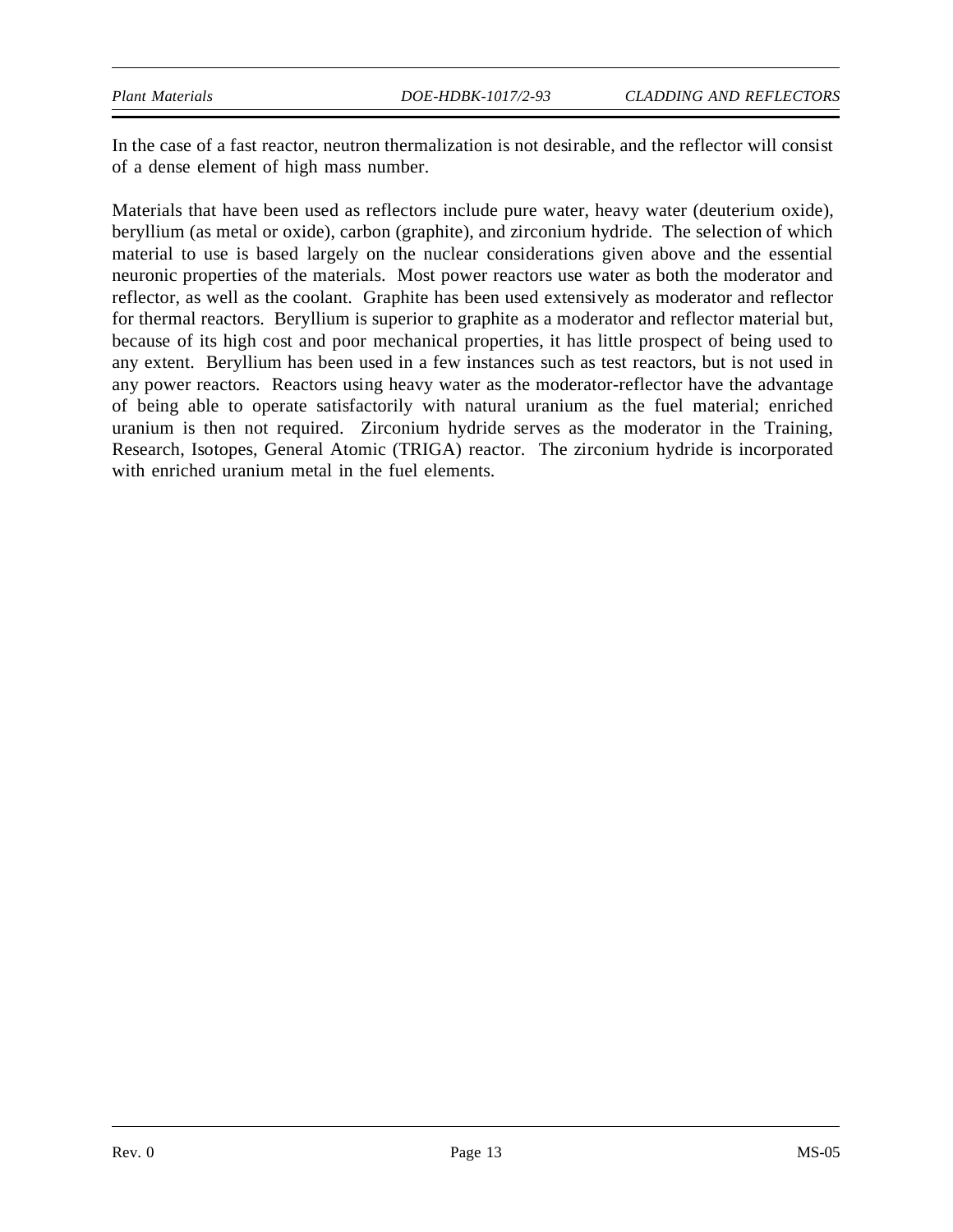In the case of a fast reactor, neutron thermalization is not desirable, and the reflector will consist of a dense element of high mass number.

Materials that have been used as reflectors include pure water, heavy water (deuterium oxide), beryllium (as metal or oxide), carbon (graphite), and zirconium hydride. The selection of which material to use is based largely on the nuclear considerations given above and the essential neuronic properties of the materials. Most power reactors use water as both the moderator and reflector, as well as the coolant. Graphite has been used extensively as moderator and reflector for thermal reactors. Beryllium is superior to graphite as a moderator and reflector material but, because of its high cost and poor mechanical properties, it has little prospect of being used to any extent. Beryllium has been used in a few instances such as test reactors, but is not used in any power reactors. Reactors using heavy water as the moderator-reflector have the advantage of being able to operate satisfactorily with natural uranium as the fuel material; enriched uranium is then not required. Zirconium hydride serves as the moderator in the Training, Research, Isotopes, General Atomic (TRIGA) reactor. The zirconium hydride is incorporated with enriched uranium metal in the fuel elements.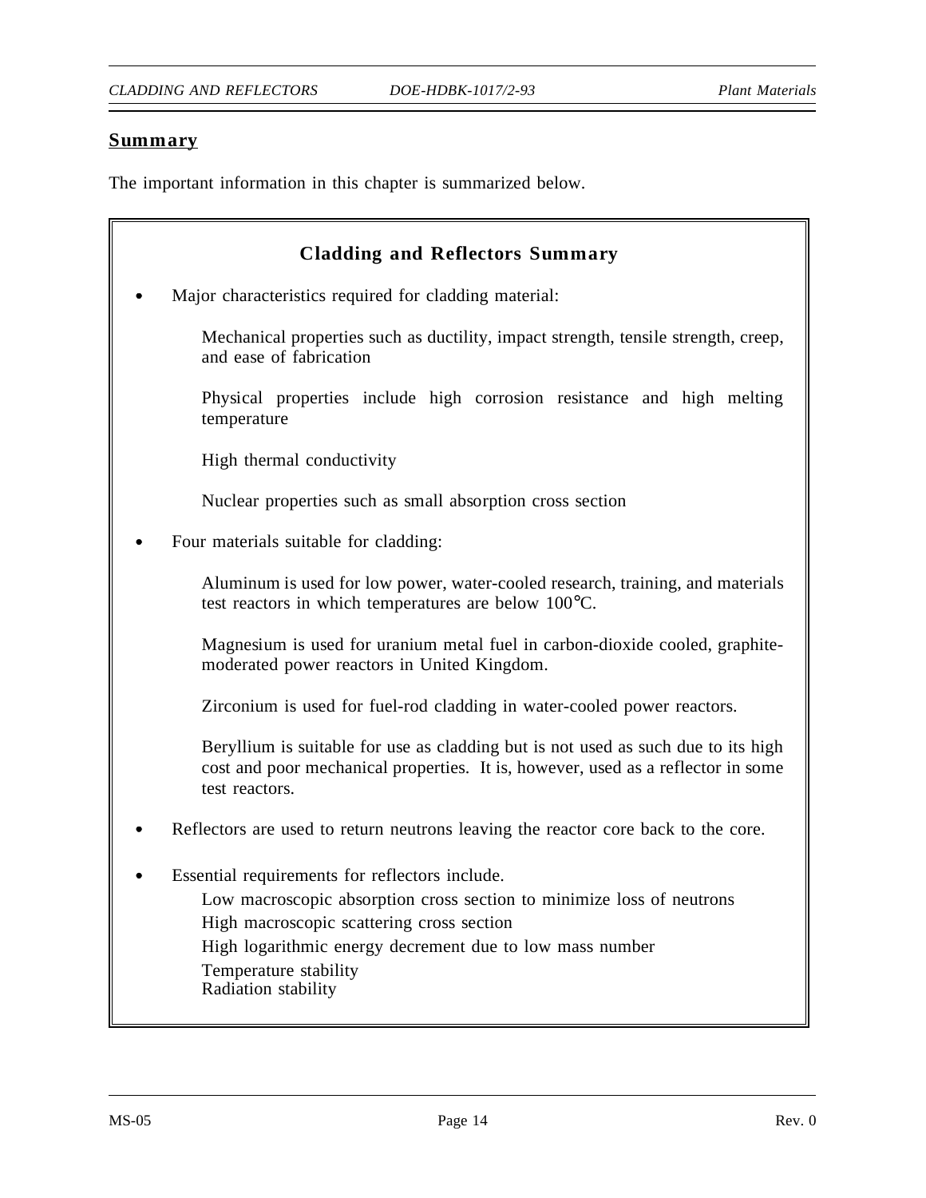## Summary

The important information in this chapter is summarized below.

### Cladding and Reflectors Summary

- Major characteristics required for cladding material:

  Mechanical properties such as ductility, impact strength, tensile strength, creep, and ease of fabrication

  Physical properties include high corrosion resistance and high melting temperature

  High thermal conductivity

  Nuclear properties such as small absorption cross section

- Four materials suitable for cladding:

  Aluminum is used for low power, water-cooled research, training, and materials test reactors in which temperatures are below 100°C.

  Magnesium is used for uranium metal fuel in carbon-dioxide cooled, graphite-moderated power reactors in United Kingdom.

  Zirconium is used for fuel-rod cladding in water-cooled power reactors.

  Beryllium is suitable for use as cladding but is not used as such due to its high cost and poor mechanical properties. It is, however, used as a reflector in some test reactors.

- Reflectors are used to return neutrons leaving the reactor core back to the core.

- Essential requirements for reflectors include.

  Low macroscopic absorption cross section to minimize loss of neutrons
  High macroscopic scattering cross section
  High logarithmic energy decrement due to low mass number
  Temperature stability
  Radiation stability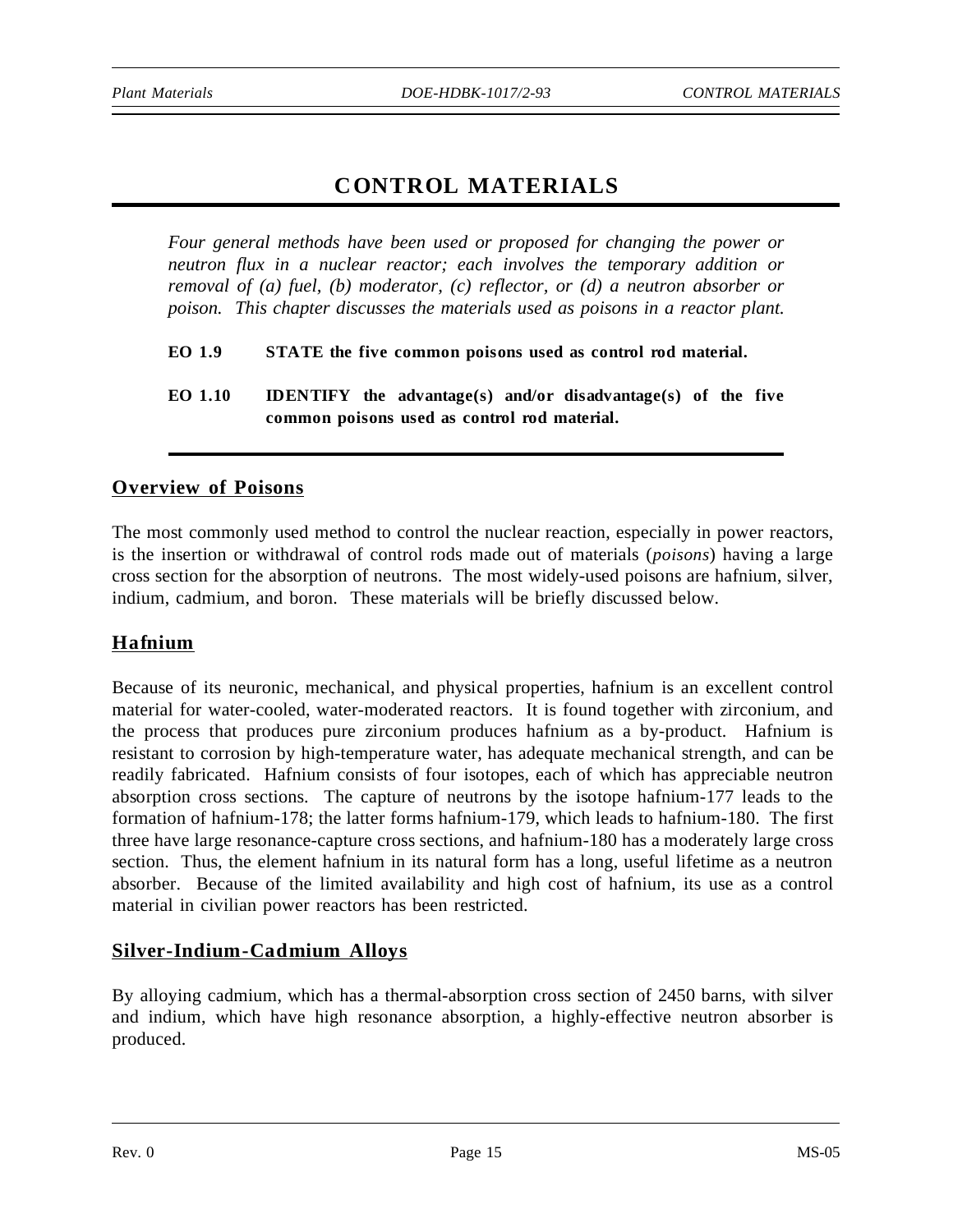# CONTROL MATERIALS

*Four general methods have been used or proposed for changing the power or neutron flux in a nuclear reactor; each involves the temporary addition or removal of (a) fuel, (b) moderator, (c) reflector, or (d) a neutron absorber or poison. This chapter discusses the materials used as poisons in a reactor plant.*

**EO 1.9 STATE the five common poisons used as control rod material.**

**EO 1.10 IDENTIFY the advantage(s) and/or disadvantage(s) of the five common poisons used as control rod material.**

## Overview of Poisons

The most commonly used method to control the nuclear reaction, especially in power reactors, is the insertion or withdrawal of control rods made out of materials (*poisons*) having a large cross section for the absorption of neutrons. The most widely-used poisons are hafnium, silver, indium, cadmium, and boron. These materials will be briefly discussed below.

## Hafnium

Because of its neuronic, mechanical, and physical properties, hafnium is an excellent control material for water-cooled, water-moderated reactors. It is found together with zirconium, and the process that produces pure zirconium produces hafnium as a by-product. Hafnium is resistant to corrosion by high-temperature water, has adequate mechanical strength, and can be readily fabricated. Hafnium consists of four isotopes, each of which has appreciable neutron absorption cross sections. The capture of neutrons by the isotope hafnium-177 leads to the formation of hafnium-178; the latter forms hafnium-179, which leads to hafnium-180. The first three have large resonance-capture cross sections, and hafnium-180 has a moderately large cross section. Thus, the element hafnium in its natural form has a long, useful lifetime as a neutron absorber. Because of the limited availability and high cost of hafnium, its use as a control material in civilian power reactors has been restricted.

## Silver-Indium-Cadmium Alloys

By alloying cadmium, which has a thermal-absorption cross section of 2450 barns, with silver and indium, which have high resonance absorption, a highly-effective neutron absorber is produced.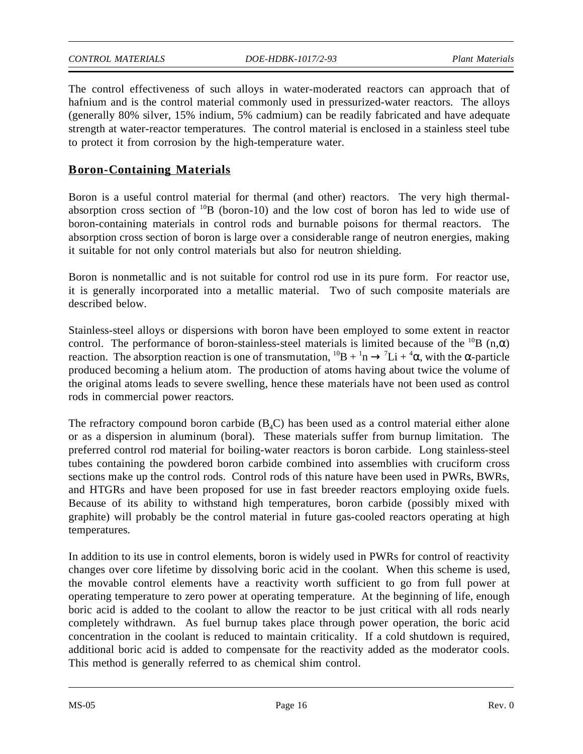The control effectiveness of such alloys in water-moderated reactors can approach that of hafnium and is the control material commonly used in pressurized-water reactors. The alloys (generally 80% silver, 15% indium, 5% cadmium) can be readily fabricated and have adequate strength at water-reactor temperatures. The control material is enclosed in a stainless steel tube to protect it from corrosion by the high-temperature water.

## Boron-Containing Materials

Boron is a useful control material for thermal (and other) reactors. The very high thermal-absorption cross section of $^{10}B$ (boron-10) and the low cost of boron has led to wide use of boron-containing materials in control rods and burnable poisons for thermal reactors. The absorption cross section of boron is large over a considerable range of neutron energies, making it suitable for not only control materials but also for neutron shielding.

Boron is nonmetallic and is not suitable for control rod use in its pure form. For reactor use, it is generally incorporated into a metallic material. Two of such composite materials are described below.

Stainless-steel alloys or dispersions with boron have been employed to some extent in reactor control. The performance of boron-stainless-steel materials is limited because of the $^{10}B$ $(n,\alpha)$ reaction. The absorption reaction is one of transmutation, $^{10}B + {}^{1}n \rightarrow {}^{7}Li + {}^{4}\alpha$, with the $\alpha$-particle produced becoming a helium atom. The production of atoms having about twice the volume of the original atoms leads to severe swelling, hence these materials have not been used as control rods in commercial power reactors.

The refractory compound boron carbide ($B_4C$) has been used as a control material either alone or as a dispersion in aluminum (boral). These materials suffer from burnup limitation. The preferred control rod material for boiling-water reactors is boron carbide. Long stainless-steel tubes containing the powdered boron carbide combined into assemblies with cruciform cross sections make up the control rods. Control rods of this nature have been used in PWRs, BWRs, and HTGRs and have been proposed for use in fast breeder reactors employing oxide fuels. Because of its ability to withstand high temperatures, boron carbide (possibly mixed with graphite) will probably be the control material in future gas-cooled reactors operating at high temperatures.

In addition to its use in control elements, boron is widely used in PWRs for control of reactivity changes over core lifetime by dissolving boric acid in the coolant. When this scheme is used, the movable control elements have a reactivity worth sufficient to go from full power at operating temperature to zero power at operating temperature. At the beginning of life, enough boric acid is added to the coolant to allow the reactor to be just critical with all rods nearly completely withdrawn. As fuel burnup takes place through power operation, the boric acid concentration in the coolant is reduced to maintain criticality. If a cold shutdown is required, additional boric acid is added to compensate for the reactivity added as the moderator cools. This method is generally referred to as chemical shim control.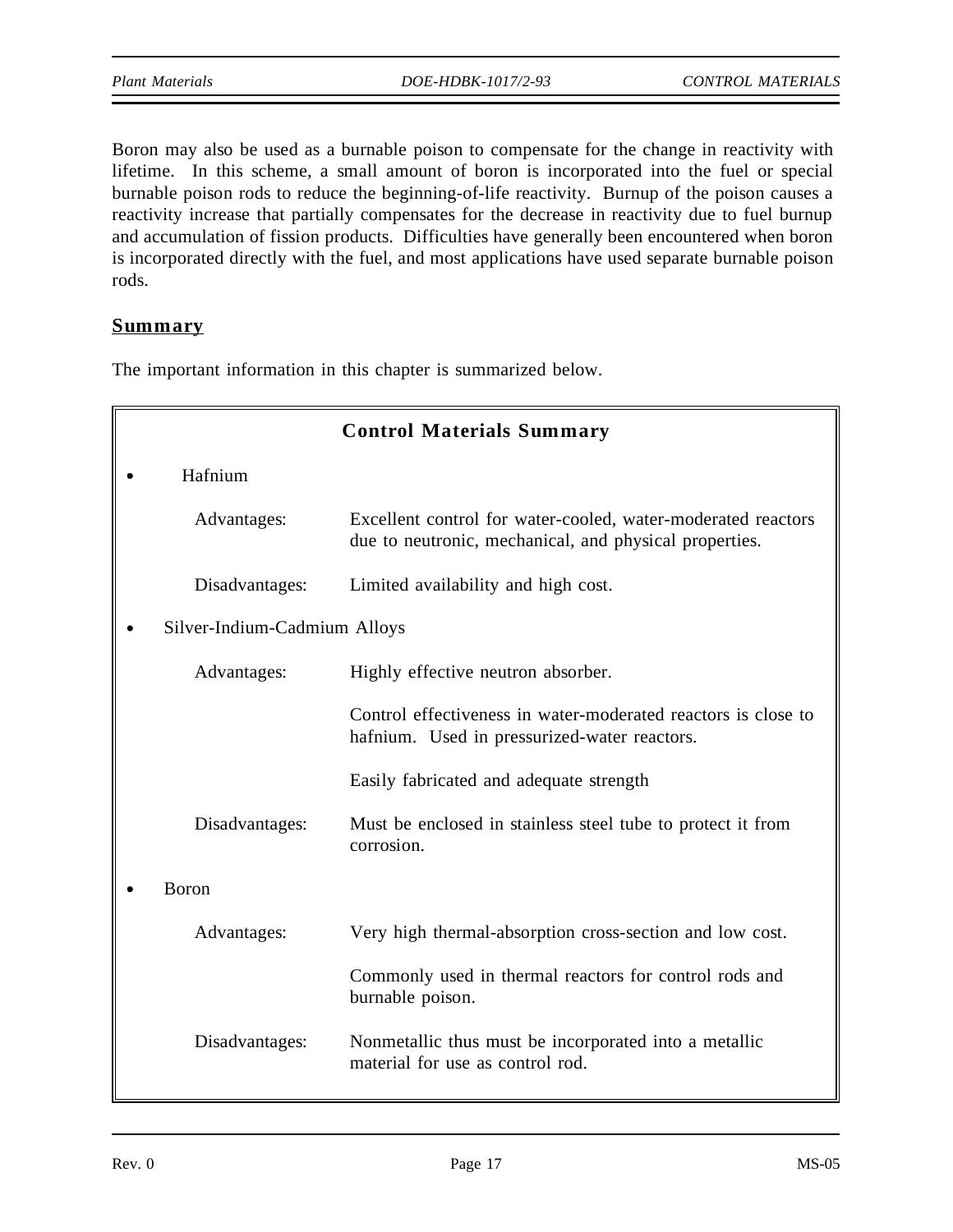Boron may also be used as a burnable poison to compensate for the change in reactivity with lifetime. In this scheme, a small amount of boron is incorporated into the fuel or special burnable poison rods to reduce the beginning-of-life reactivity. Burnup of the poison causes a reactivity increase that partially compensates for the decrease in reactivity due to fuel burnup and accumulation of fission products. Difficulties have generally been encountered when boron is incorporated directly with the fuel, and most applications have used separate burnable poison rods.

## Summary

The important information in this chapter is summarized below.

### Control Materials Summary

- Hafnium

  | | |
  |---|---|
  | Advantages: | Excellent control for water-cooled, water-moderated reactors due to neutronic, mechanical, and physical properties. |
  | Disadvantages: | Limited availability and high cost. |

- Silver-Indium-Cadmium Alloys

  | | |
  |---|---|
  | Advantages: | Highly effective neutron absorber. |
  | | Control effectiveness in water-moderated reactors is close to hafnium. Used in pressurized-water reactors. |
  | | Easily fabricated and adequate strength |
  | Disadvantages: | Must be enclosed in stainless steel tube to protect it from corrosion. |

- Boron

  | | |
  |---|---|
  | Advantages: | Very high thermal-absorption cross-section and low cost. |
  | | Commonly used in thermal reactors for control rods and burnable poison. |
  | Disadvantages: | Nonmetallic thus must be incorporated into a metallic material for use as control rod. |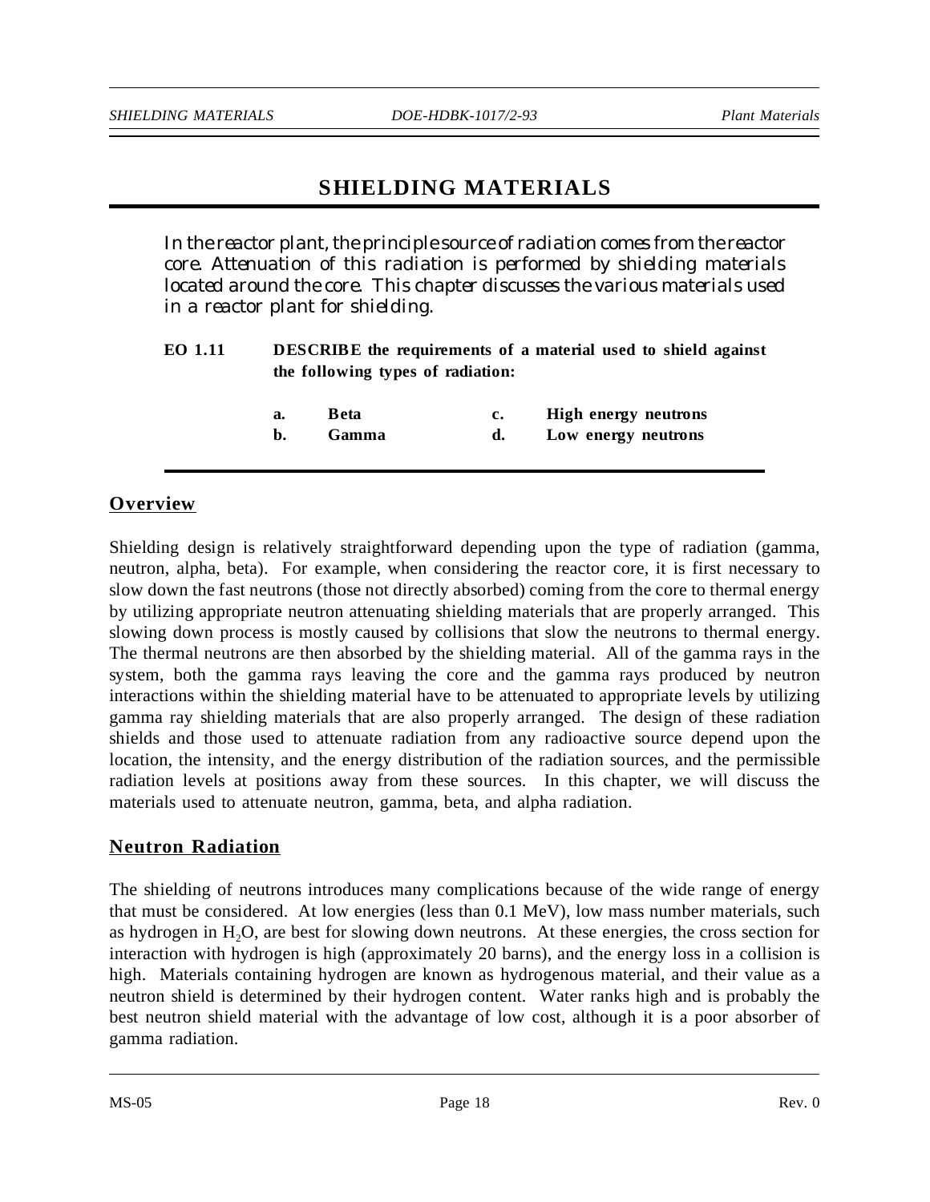# SHIELDING MATERIALS

*In the reactor plant, the principle source of radiation comes from the reactor core. Attenuation of this radiation is performed by shielding materials located around the core. This chapter discusses the various materials used in a reactor plant for shielding.*

**EO 1.11 DESCRIBE the requirements of a material used to shield against the following types of radiation:**

**a. Beta**
**b. Gamma**
**c. High energy neutrons**
**d. Low energy neutrons**

## Overview

Shielding design is relatively straightforward depending upon the type of radiation (gamma, neutron, alpha, beta). For example, when considering the reactor core, it is first necessary to slow down the fast neutrons (those not directly absorbed) coming from the core to thermal energy by utilizing appropriate neutron attenuating shielding materials that are properly arranged. This slowing down process is mostly caused by collisions that slow the neutrons to thermal energy. The thermal neutrons are then absorbed by the shielding material. All of the gamma rays in the system, both the gamma rays leaving the core and the gamma rays produced by neutron interactions within the shielding material have to be attenuated to appropriate levels by utilizing gamma ray shielding materials that are also properly arranged. The design of these radiation shields and those used to attenuate radiation from any radioactive source depend upon the location, the intensity, and the energy distribution of the radiation sources, and the permissible radiation levels at positions away from these sources. In this chapter, we will discuss the materials used to attenuate neutron, gamma, beta, and alpha radiation.

## Neutron Radiation

The shielding of neutrons introduces many complications because of the wide range of energy that must be considered. At low energies (less than 0.1 MeV), low mass number materials, such as hydrogen in $H_2O$, are best for slowing down neutrons. At these energies, the cross section for interaction with hydrogen is high (approximately 20 barns), and the energy loss in a collision is high. Materials containing hydrogen are known as hydrogenous material, and their value as a neutron shield is determined by their hydrogen content. Water ranks high and is probably the best neutron shield material with the advantage of low cost, although it is a poor absorber of gamma radiation.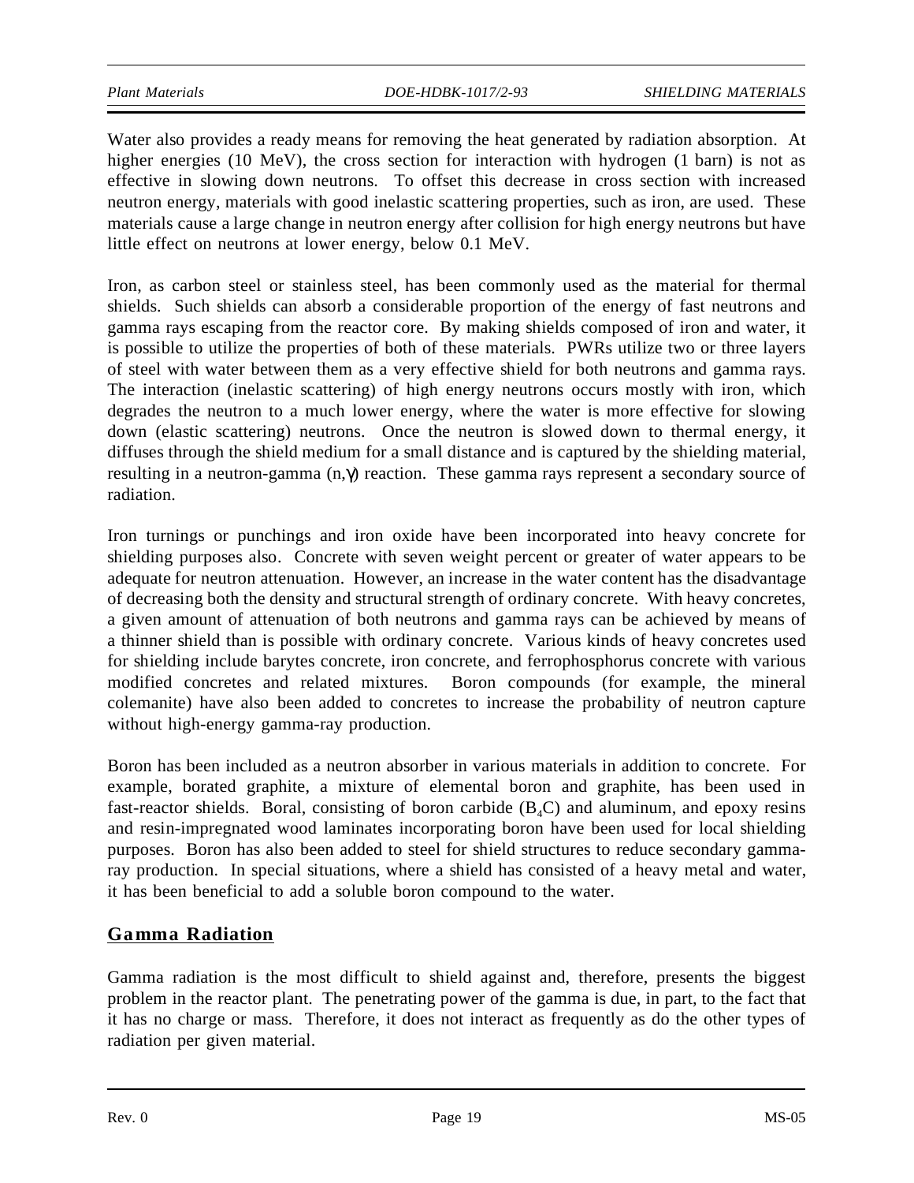Water also provides a ready means for removing the heat generated by radiation absorption. At higher energies (10 MeV), the cross section for interaction with hydrogen (1 barn) is not as effective in slowing down neutrons. To offset this decrease in cross section with increased neutron energy, materials with good inelastic scattering properties, such as iron, are used. These materials cause a large change in neutron energy after collision for high energy neutrons but have little effect on neutrons at lower energy, below 0.1 MeV.

Iron, as carbon steel or stainless steel, has been commonly used as the material for thermal shields. Such shields can absorb a considerable proportion of the energy of fast neutrons and gamma rays escaping from the reactor core. By making shields composed of iron and water, it is possible to utilize the properties of both of these materials. PWRs utilize two or three layers of steel with water between them as a very effective shield for both neutrons and gamma rays. The interaction (inelastic scattering) of high energy neutrons occurs mostly with iron, which degrades the neutron to a much lower energy, where the water is more effective for slowing down (elastic scattering) neutrons. Once the neutron is slowed down to thermal energy, it diffuses through the shield medium for a small distance and is captured by the shielding material, resulting in a neutron-gamma $(n,\gamma)$ reaction. These gamma rays represent a secondary source of radiation.

Iron turnings or punchings and iron oxide have been incorporated into heavy concrete for shielding purposes also. Concrete with seven weight percent or greater of water appears to be adequate for neutron attenuation. However, an increase in the water content has the disadvantage of decreasing both the density and structural strength of ordinary concrete. With heavy concretes, a given amount of attenuation of both neutrons and gamma rays can be achieved by means of a thinner shield than is possible with ordinary concrete. Various kinds of heavy concretes used for shielding include barytes concrete, iron concrete, and ferrophosphorus concrete with various modified concretes and related mixtures. Boron compounds (for example, the mineral colemanite) have also been added to concretes to increase the probability of neutron capture without high-energy gamma-ray production.

Boron has been included as a neutron absorber in various materials in addition to concrete. For example, borated graphite, a mixture of elemental boron and graphite, has been used in fast-reactor shields. Boral, consisting of boron carbide ($B_4C$) and aluminum, and epoxy resins and resin-impregnated wood laminates incorporating boron have been used for local shielding purposes. Boron has also been added to steel for shield structures to reduce secondary gamma-ray production. In special situations, where a shield has consisted of a heavy metal and water, it has been beneficial to add a soluble boron compound to the water.

## Gamma Radiation

Gamma radiation is the most difficult to shield against and, therefore, presents the biggest problem in the reactor plant. The penetrating power of the gamma is due, in part, to the fact that it has no charge or mass. Therefore, it does not interact as frequently as do the other types of radiation per given material.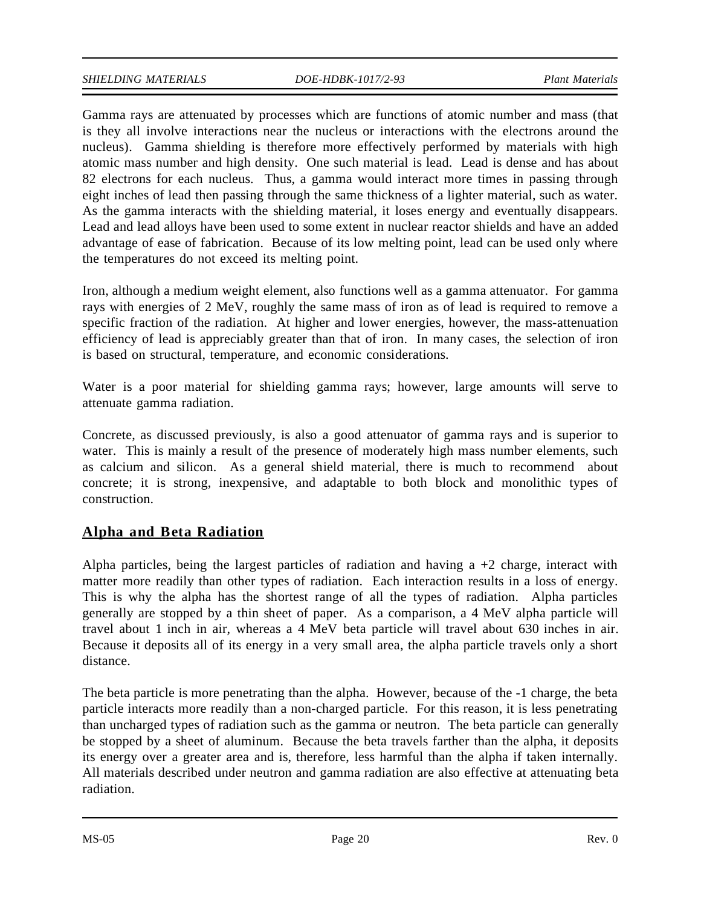Gamma rays are attenuated by processes which are functions of atomic number and mass (that is they all involve interactions near the nucleus or interactions with the electrons around the nucleus). Gamma shielding is therefore more effectively performed by materials with high atomic mass number and high density. One such material is lead. Lead is dense and has about 82 electrons for each nucleus. Thus, a gamma would interact more times in passing through eight inches of lead then passing through the same thickness of a lighter material, such as water. As the gamma interacts with the shielding material, it loses energy and eventually disappears. Lead and lead alloys have been used to some extent in nuclear reactor shields and have an added advantage of ease of fabrication. Because of its low melting point, lead can be used only where the temperatures do not exceed its melting point.

Iron, although a medium weight element, also functions well as a gamma attenuator. For gamma rays with energies of 2 MeV, roughly the same mass of iron as of lead is required to remove a specific fraction of the radiation. At higher and lower energies, however, the mass-attenuation efficiency of lead is appreciably greater than that of iron. In many cases, the selection of iron is based on structural, temperature, and economic considerations.

Water is a poor material for shielding gamma rays; however, large amounts will serve to attenuate gamma radiation.

Concrete, as discussed previously, is also a good attenuator of gamma rays and is superior to water. This is mainly a result of the presence of moderately high mass number elements, such as calcium and silicon. As a general shield material, there is much to recommend about concrete; it is strong, inexpensive, and adaptable to both block and monolithic types of construction.

## Alpha and Beta Radiation

Alpha particles, being the largest particles of radiation and having a +2 charge, interact with matter more readily than other types of radiation. Each interaction results in a loss of energy. This is why the alpha has the shortest range of all the types of radiation. Alpha particles generally are stopped by a thin sheet of paper. As a comparison, a 4 MeV alpha particle will travel about 1 inch in air, whereas a 4 MeV beta particle will travel about 630 inches in air. Because it deposits all of its energy in a very small area, the alpha particle travels only a short distance.

The beta particle is more penetrating than the alpha. However, because of the -1 charge, the beta particle interacts more readily than a non-charged particle. For this reason, it is less penetrating than uncharged types of radiation such as the gamma or neutron. The beta particle can generally be stopped by a sheet of aluminum. Because the beta travels farther than the alpha, it deposits its energy over a greater area and is, therefore, less harmful than the alpha if taken internally. All materials described under neutron and gamma radiation are also effective at attenuating beta radiation.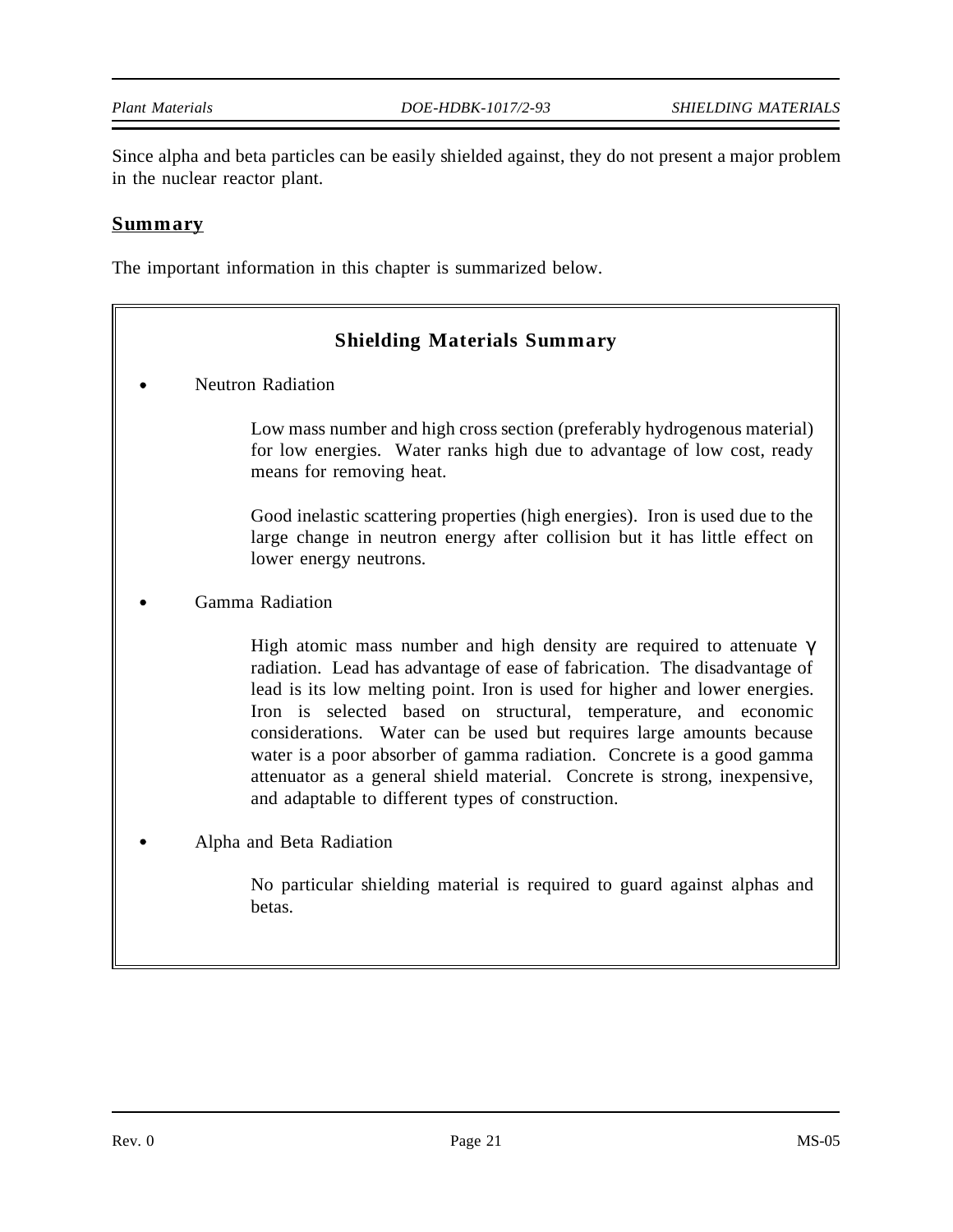Since alpha and beta particles can be easily shielded against, they do not present a major problem in the nuclear reactor plant.

## Summary

The important information in this chapter is summarized below.

### Shielding Materials Summary

- Neutron Radiation

  Low mass number and high cross section (preferably hydrogenous material) for low energies. Water ranks high due to advantage of low cost, ready means for removing heat.

  Good inelastic scattering properties (high energies). Iron is used due to the large change in neutron energy after collision but it has little effect on lower energy neutrons.

- Gamma Radiation

  High atomic mass number and high density are required to attenuate $\gamma$ radiation. Lead has advantage of ease of fabrication. The disadvantage of lead is its low melting point. Iron is used for higher and lower energies. Iron is selected based on structural, temperature, and economic considerations. Water can be used but requires large amounts because water is a poor absorber of gamma radiation. Concrete is a good gamma attenuator as a general shield material. Concrete is strong, inexpensive, and adaptable to different types of construction.

- Alpha and Beta Radiation

  No particular shielding material is required to guard against alphas and betas.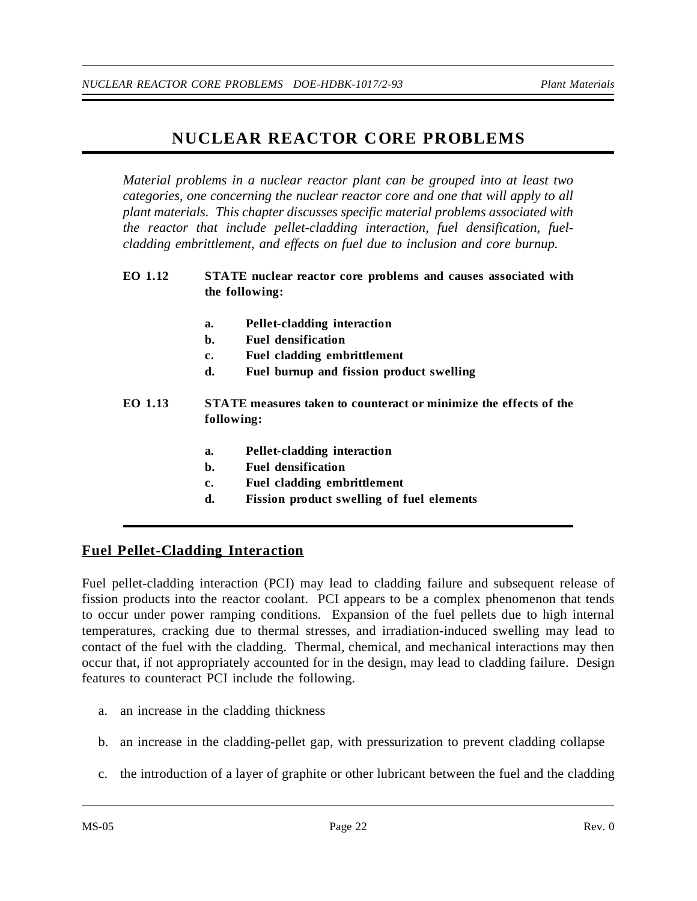# NUCLEAR REACTOR CORE PROBLEMS

*Material problems in a nuclear reactor plant can be grouped into at least two categories, one concerning the nuclear reactor core and one that will apply to all plant materials. This chapter discusses specific material problems associated with the reactor that include pellet-cladding interaction, fuel densification, fuel-cladding embrittlement, and effects on fuel due to inclusion and core burnup.*

**EO 1.12 STATE nuclear reactor core problems and causes associated with the following:**

- **a. Pellet-cladding interaction**
- **b. Fuel densification**
- **c. Fuel cladding embrittlement**
- **d. Fuel burnup and fission product swelling**

**EO 1.13 STATE measures taken to counteract or minimize the effects of the following:**

- **a. Pellet-cladding interaction**
- **b. Fuel densification**
- **c. Fuel cladding embrittlement**
- **d. Fission product swelling of fuel elements**

## Fuel Pellet-Cladding Interaction

Fuel pellet-cladding interaction (PCI) may lead to cladding failure and subsequent release of fission products into the reactor coolant. PCI appears to be a complex phenomenon that tends to occur under power ramping conditions. Expansion of the fuel pellets due to high internal temperatures, cracking due to thermal stresses, and irradiation-induced swelling may lead to contact of the fuel with the cladding. Thermal, chemical, and mechanical interactions may then occur that, if not appropriately accounted for in the design, may lead to cladding failure. Design features to counteract PCI include the following.

a. an increase in the cladding thickness

b. an increase in the cladding-pellet gap, with pressurization to prevent cladding collapse

c. the introduction of a layer of graphite or other lubricant between the fuel and the cladding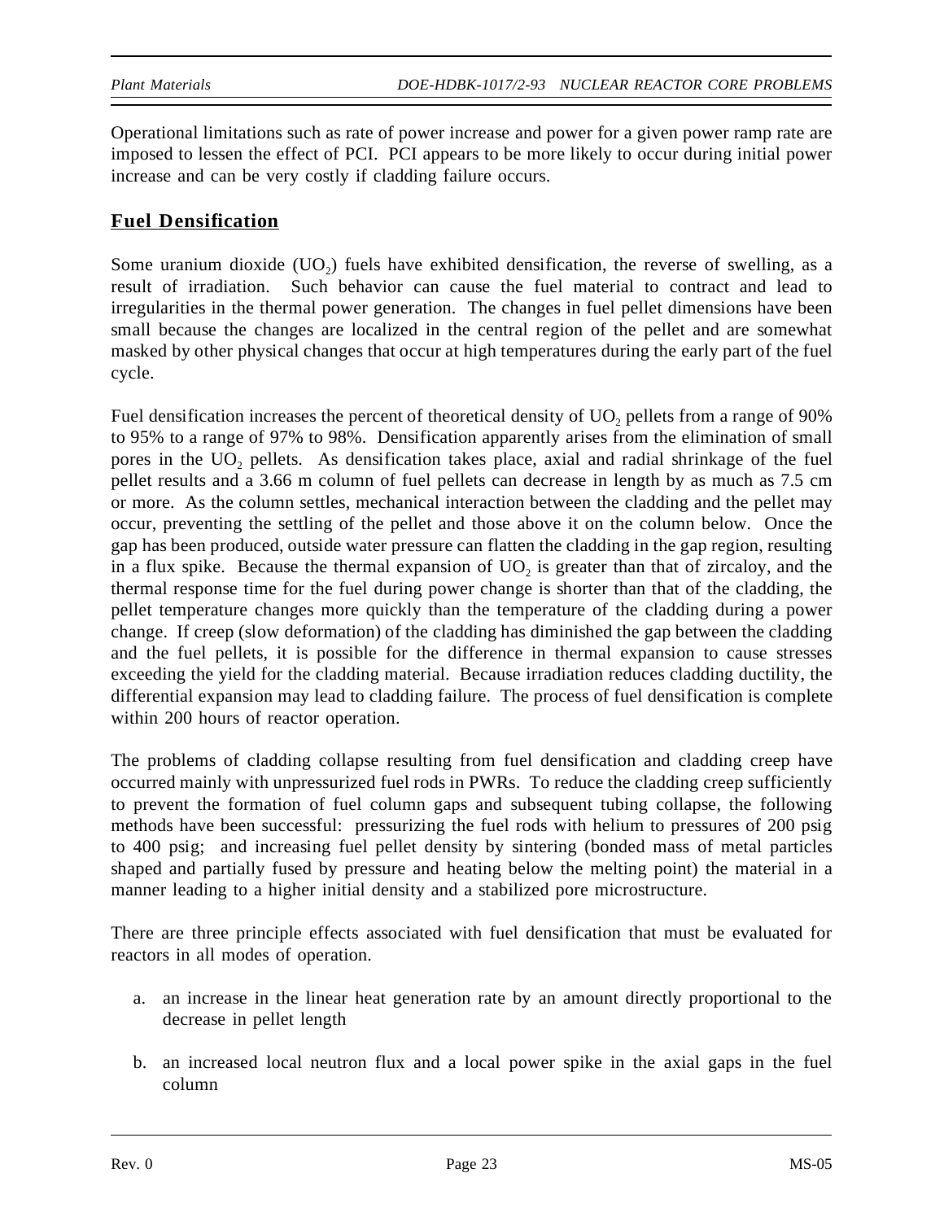Operational limitations such as rate of power increase and power for a given power ramp rate are imposed to lessen the effect of PCI. PCI appears to be more likely to occur during initial power increase and can be very costly if cladding failure occurs.

## Fuel Densification

Some uranium dioxide ($UO_2$) fuels have exhibited densification, the reverse of swelling, as a result of irradiation. Such behavior can cause the fuel material to contract and lead to irregularities in the thermal power generation. The changes in fuel pellet dimensions have been small because the changes are localized in the central region of the pellet and are somewhat masked by other physical changes that occur at high temperatures during the early part of the fuel cycle.

Fuel densification increases the percent of theoretical density of $UO_2$ pellets from a range of 90% to 95% to a range of 97% to 98%. Densification apparently arises from the elimination of small pores in the $UO_2$ pellets. As densification takes place, axial and radial shrinkage of the fuel pellet results and a 3.66 m column of fuel pellets can decrease in length by as much as 7.5 cm or more. As the column settles, mechanical interaction between the cladding and the pellet may occur, preventing the settling of the pellet and those above it on the column below. Once the gap has been produced, outside water pressure can flatten the cladding in the gap region, resulting in a flux spike. Because the thermal expansion of $UO_2$ is greater than that of zircaloy, and the thermal response time for the fuel during power change is shorter than that of the cladding, the pellet temperature changes more quickly than the temperature of the cladding during a power change. If creep (slow deformation) of the cladding has diminished the gap between the cladding and the fuel pellets, it is possible for the difference in thermal expansion to cause stresses exceeding the yield for the cladding material. Because irradiation reduces cladding ductility, the differential expansion may lead to cladding failure. The process of fuel densification is complete within 200 hours of reactor operation.

The problems of cladding collapse resulting from fuel densification and cladding creep have occurred mainly with unpressurized fuel rods in PWRs. To reduce the cladding creep sufficiently to prevent the formation of fuel column gaps and subsequent tubing collapse, the following methods have been successful: pressurizing the fuel rods with helium to pressures of 200 psig to 400 psig; and increasing fuel pellet density by sintering (bonded mass of metal particles shaped and partially fused by pressure and heating below the melting point) the material in a manner leading to a higher initial density and a stabilized pore microstructure.

There are three principle effects associated with fuel densification that must be evaluated for reactors in all modes of operation.

a. an increase in the linear heat generation rate by an amount directly proportional to the decrease in pellet length

b. an increased local neutron flux and a local power spike in the axial gaps in the fuel column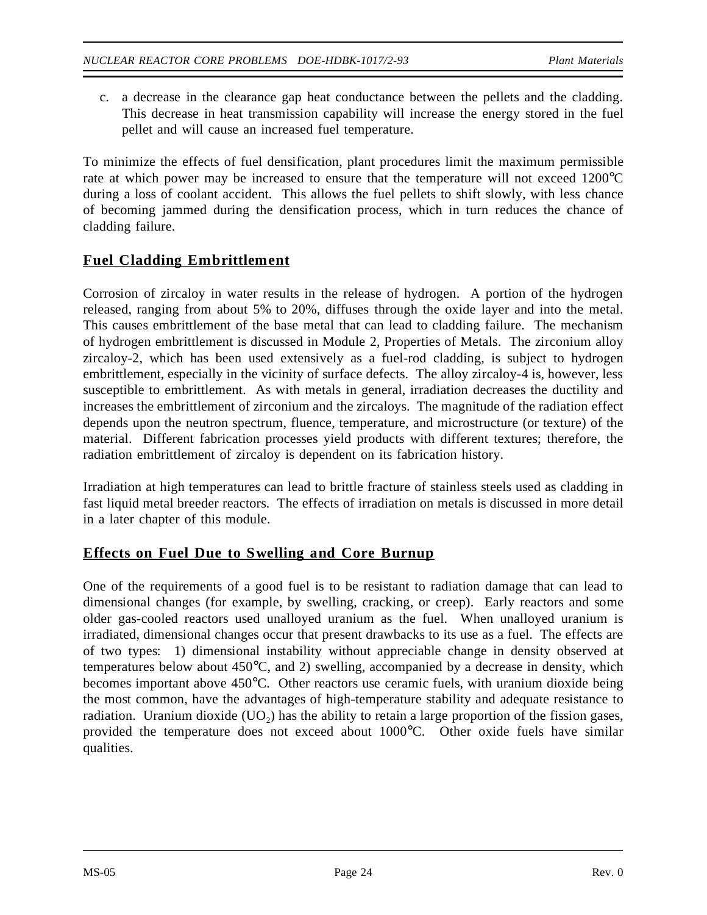c. a decrease in the clearance gap heat conductance between the pellets and the cladding. This decrease in heat transmission capability will increase the energy stored in the fuel pellet and will cause an increased fuel temperature.

To minimize the effects of fuel densification, plant procedures limit the maximum permissible rate at which power may be increased to ensure that the temperature will not exceed 1200°C during a loss of coolant accident. This allows the fuel pellets to shift slowly, with less chance of becoming jammed during the densification process, which in turn reduces the chance of cladding failure.

## Fuel Cladding Embrittlement

Corrosion of zircaloy in water results in the release of hydrogen. A portion of the hydrogen released, ranging from about 5% to 20%, diffuses through the oxide layer and into the metal. This causes embrittlement of the base metal that can lead to cladding failure. The mechanism of hydrogen embrittlement is discussed in Module 2, Properties of Metals. The zirconium alloy zircaloy-2, which has been used extensively as a fuel-rod cladding, is subject to hydrogen embrittlement, especially in the vicinity of surface defects. The alloy zircaloy-4 is, however, less susceptible to embrittlement. As with metals in general, irradiation decreases the ductility and increases the embrittlement of zirconium and the zircaloys. The magnitude of the radiation effect depends upon the neutron spectrum, fluence, temperature, and microstructure (or texture) of the material. Different fabrication processes yield products with different textures; therefore, the radiation embrittlement of zircaloy is dependent on its fabrication history.

Irradiation at high temperatures can lead to brittle fracture of stainless steels used as cladding in fast liquid metal breeder reactors. The effects of irradiation on metals is discussed in more detail in a later chapter of this module.

## Effects on Fuel Due to Swelling and Core Burnup

One of the requirements of a good fuel is to be resistant to radiation damage that can lead to dimensional changes (for example, by swelling, cracking, or creep). Early reactors and some older gas-cooled reactors used unalloyed uranium as the fuel. When unalloyed uranium is irradiated, dimensional changes occur that present drawbacks to its use as a fuel. The effects are of two types: 1) dimensional instability without appreciable change in density observed at temperatures below about 450°C, and 2) swelling, accompanied by a decrease in density, which becomes important above 450°C. Other reactors use ceramic fuels, with uranium dioxide being the most common, have the advantages of high-temperature stability and adequate resistance to radiation. Uranium dioxide ($UO_2$) has the ability to retain a large proportion of the fission gases, provided the temperature does not exceed about 1000°C. Other oxide fuels have similar qualities.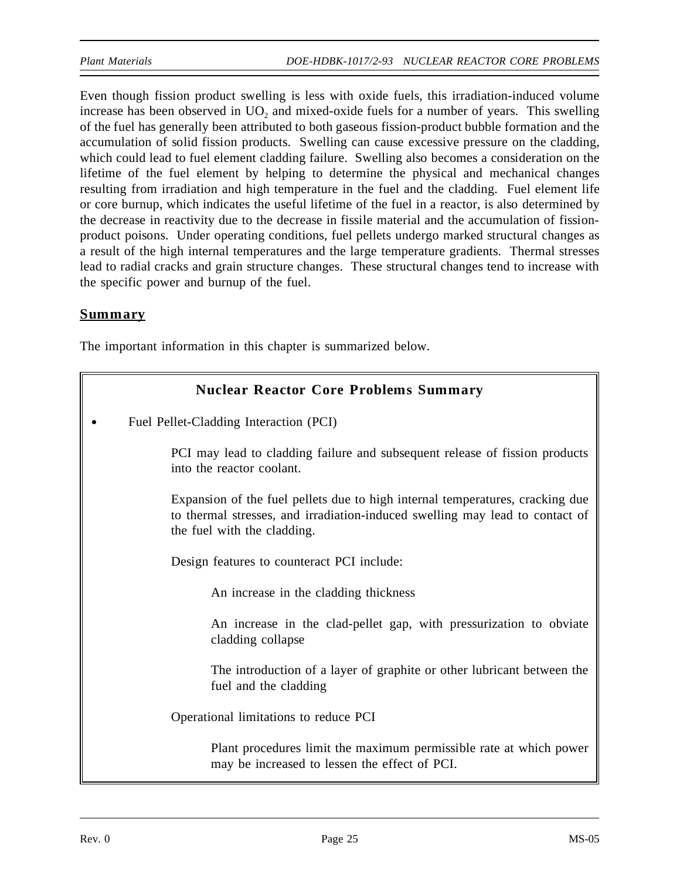Even though fission product swelling is less with oxide fuels, this irradiation-induced volume increase has been observed in $UO_2$ and mixed-oxide fuels for a number of years. This swelling of the fuel has generally been attributed to both gaseous fission-product bubble formation and the accumulation of solid fission products. Swelling can cause excessive pressure on the cladding, which could lead to fuel element cladding failure. Swelling also becomes a consideration on the lifetime of the fuel element by helping to determine the physical and mechanical changes resulting from irradiation and high temperature in the fuel and the cladding. Fuel element life or core burnup, which indicates the useful lifetime of the fuel in a reactor, is also determined by the decrease in reactivity due to the decrease in fissile material and the accumulation of fission-product poisons. Under operating conditions, fuel pellets undergo marked structural changes as a result of the high internal temperatures and the large temperature gradients. Thermal stresses lead to radial cracks and grain structure changes. These structural changes tend to increase with the specific power and burnup of the fuel.

## Summary

The important information in this chapter is summarized below.

### Nuclear Reactor Core Problems Summary

- Fuel Pellet-Cladding Interaction (PCI)

  PCI may lead to cladding failure and subsequent release of fission products into the reactor coolant.

  Expansion of the fuel pellets due to high internal temperatures, cracking due to thermal stresses, and irradiation-induced swelling may lead to contact of the fuel with the cladding.

  Design features to counteract PCI include:

    An increase in the cladding thickness

    An increase in the clad-pellet gap, with pressurization to obviate cladding collapse

    The introduction of a layer of graphite or other lubricant between the fuel and the cladding

  Operational limitations to reduce PCI

    Plant procedures limit the maximum permissible rate at which power may be increased to lessen the effect of PCI.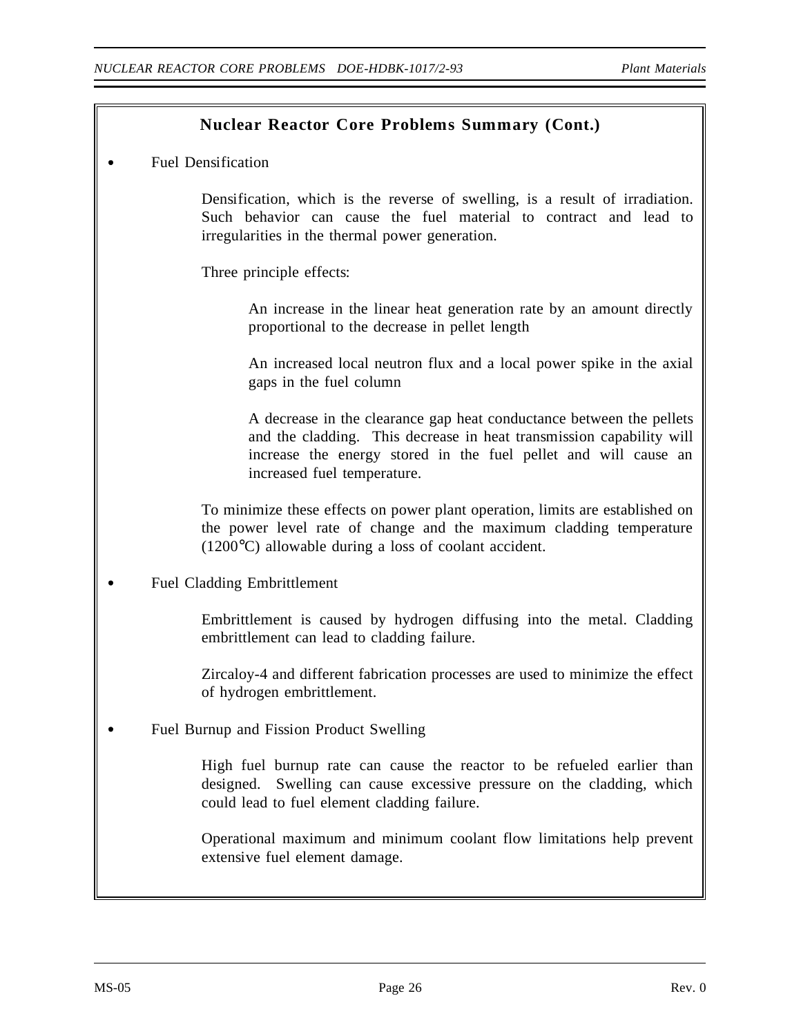## Nuclear Reactor Core Problems Summary (Cont.)

- Fuel Densification

  Densification, which is the reverse of swelling, is a result of irradiation. Such behavior can cause the fuel material to contract and lead to irregularities in the thermal power generation.

  Three principle effects:

  An increase in the linear heat generation rate by an amount directly proportional to the decrease in pellet length

  An increased local neutron flux and a local power spike in the axial gaps in the fuel column

  A decrease in the clearance gap heat conductance between the pellets and the cladding. This decrease in heat transmission capability will increase the energy stored in the fuel pellet and will cause an increased fuel temperature.

  To minimize these effects on power plant operation, limits are established on the power level rate of change and the maximum cladding temperature (1200°C) allowable during a loss of coolant accident.

- Fuel Cladding Embrittlement

  Embrittlement is caused by hydrogen diffusing into the metal. Cladding embrittlement can lead to cladding failure.

  Zircaloy-4 and different fabrication processes are used to minimize the effect of hydrogen embrittlement.

- Fuel Burnup and Fission Product Swelling

  High fuel burnup rate can cause the reactor to be refueled earlier than designed. Swelling can cause excessive pressure on the cladding, which could lead to fuel element cladding failure.

  Operational maximum and minimum coolant flow limitations help prevent extensive fuel element damage.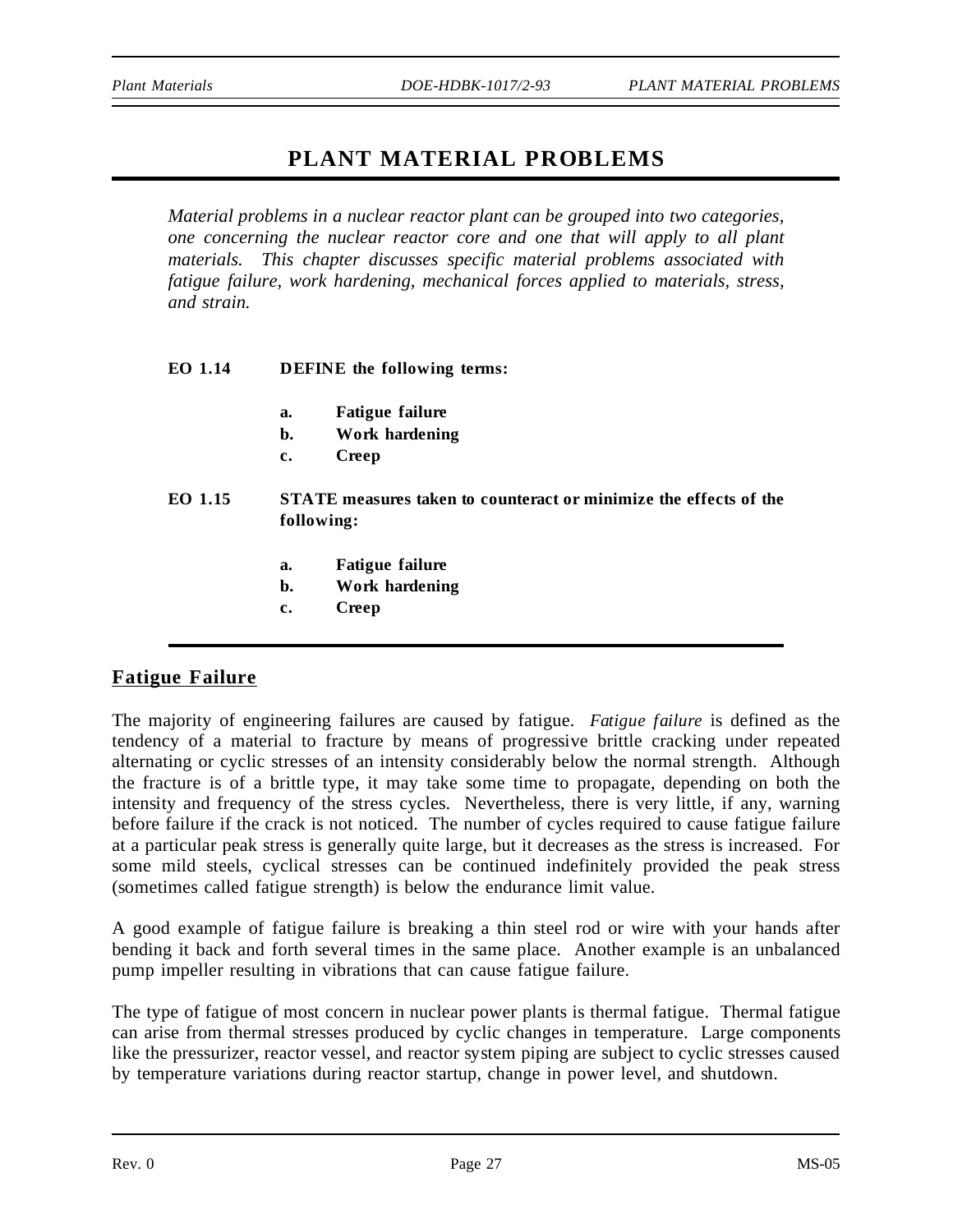# PLANT MATERIAL PROBLEMS

*Material problems in a nuclear reactor plant can be grouped into two categories, one concerning the nuclear reactor core and one that will apply to all plant materials. This chapter discusses specific material problems associated with fatigue failure, work hardening, mechanical forces applied to materials, stress, and strain.*

**EO 1.14 DEFINE the following terms:**

- **a. Fatigue failure**
- **b. Work hardening**
- **c. Creep**

**EO 1.15 STATE measures taken to counteract or minimize the effects of the following:**

- **a. Fatigue failure**
- **b. Work hardening**
- **c. Creep**

## Fatigue Failure

The majority of engineering failures are caused by fatigue. *Fatigue failure* is defined as the tendency of a material to fracture by means of progressive brittle cracking under repeated alternating or cyclic stresses of an intensity considerably below the normal strength. Although the fracture is of a brittle type, it may take some time to propagate, depending on both the intensity and frequency of the stress cycles. Nevertheless, there is very little, if any, warning before failure if the crack is not noticed. The number of cycles required to cause fatigue failure at a particular peak stress is generally quite large, but it decreases as the stress is increased. For some mild steels, cyclical stresses can be continued indefinitely provided the peak stress (sometimes called fatigue strength) is below the endurance limit value.

A good example of fatigue failure is breaking a thin steel rod or wire with your hands after bending it back and forth several times in the same place. Another example is an unbalanced pump impeller resulting in vibrations that can cause fatigue failure.

The type of fatigue of most concern in nuclear power plants is thermal fatigue. Thermal fatigue can arise from thermal stresses produced by cyclic changes in temperature. Large components like the pressurizer, reactor vessel, and reactor system piping are subject to cyclic stresses caused by temperature variations during reactor startup, change in power level, and shutdown.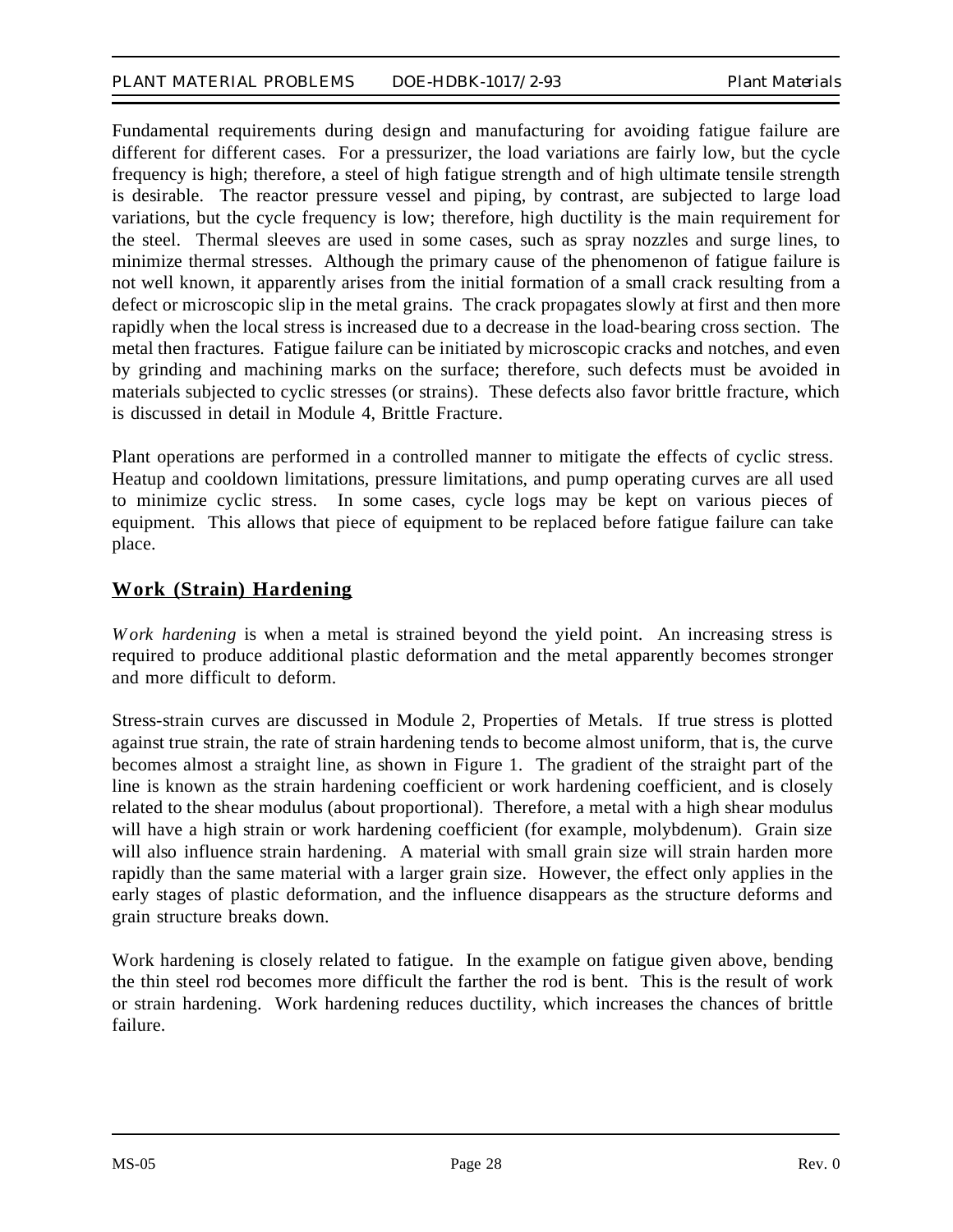Fundamental requirements during design and manufacturing for avoiding fatigue failure are different for different cases. For a pressurizer, the load variations are fairly low, but the cycle frequency is high; therefore, a steel of high fatigue strength and of high ultimate tensile strength is desirable. The reactor pressure vessel and piping, by contrast, are subjected to large load variations, but the cycle frequency is low; therefore, high ductility is the main requirement for the steel. Thermal sleeves are used in some cases, such as spray nozzles and surge lines, to minimize thermal stresses. Although the primary cause of the phenomenon of fatigue failure is not well known, it apparently arises from the initial formation of a small crack resulting from a defect or microscopic slip in the metal grains. The crack propagates slowly at first and then more rapidly when the local stress is increased due to a decrease in the load-bearing cross section. The metal then fractures. Fatigue failure can be initiated by microscopic cracks and notches, and even by grinding and machining marks on the surface; therefore, such defects must be avoided in materials subjected to cyclic stresses (or strains). These defects also favor brittle fracture, which is discussed in detail in Module 4, Brittle Fracture.

Plant operations are performed in a controlled manner to mitigate the effects of cyclic stress. Heatup and cooldown limitations, pressure limitations, and pump operating curves are all used to minimize cyclic stress. In some cases, cycle logs may be kept on various pieces of equipment. This allows that piece of equipment to be replaced before fatigue failure can take place.

## Work (Strain) Hardening

*Work hardening* is when a metal is strained beyond the yield point. An increasing stress is required to produce additional plastic deformation and the metal apparently becomes stronger and more difficult to deform.

Stress-strain curves are discussed in Module 2, Properties of Metals. If true stress is plotted against true strain, the rate of strain hardening tends to become almost uniform, that is, the curve becomes almost a straight line, as shown in Figure 1. The gradient of the straight part of the line is known as the strain hardening coefficient or work hardening coefficient, and is closely related to the shear modulus (about proportional). Therefore, a metal with a high shear modulus will have a high strain or work hardening coefficient (for example, molybdenum). Grain size will also influence strain hardening. A material with small grain size will strain harden more rapidly than the same material with a larger grain size. However, the effect only applies in the early stages of plastic deformation, and the influence disappears as the structure deforms and grain structure breaks down.

Work hardening is closely related to fatigue. In the example on fatigue given above, bending the thin steel rod becomes more difficult the farther the rod is bent. This is the result of work or strain hardening. Work hardening reduces ductility, which increases the chances of brittle failure.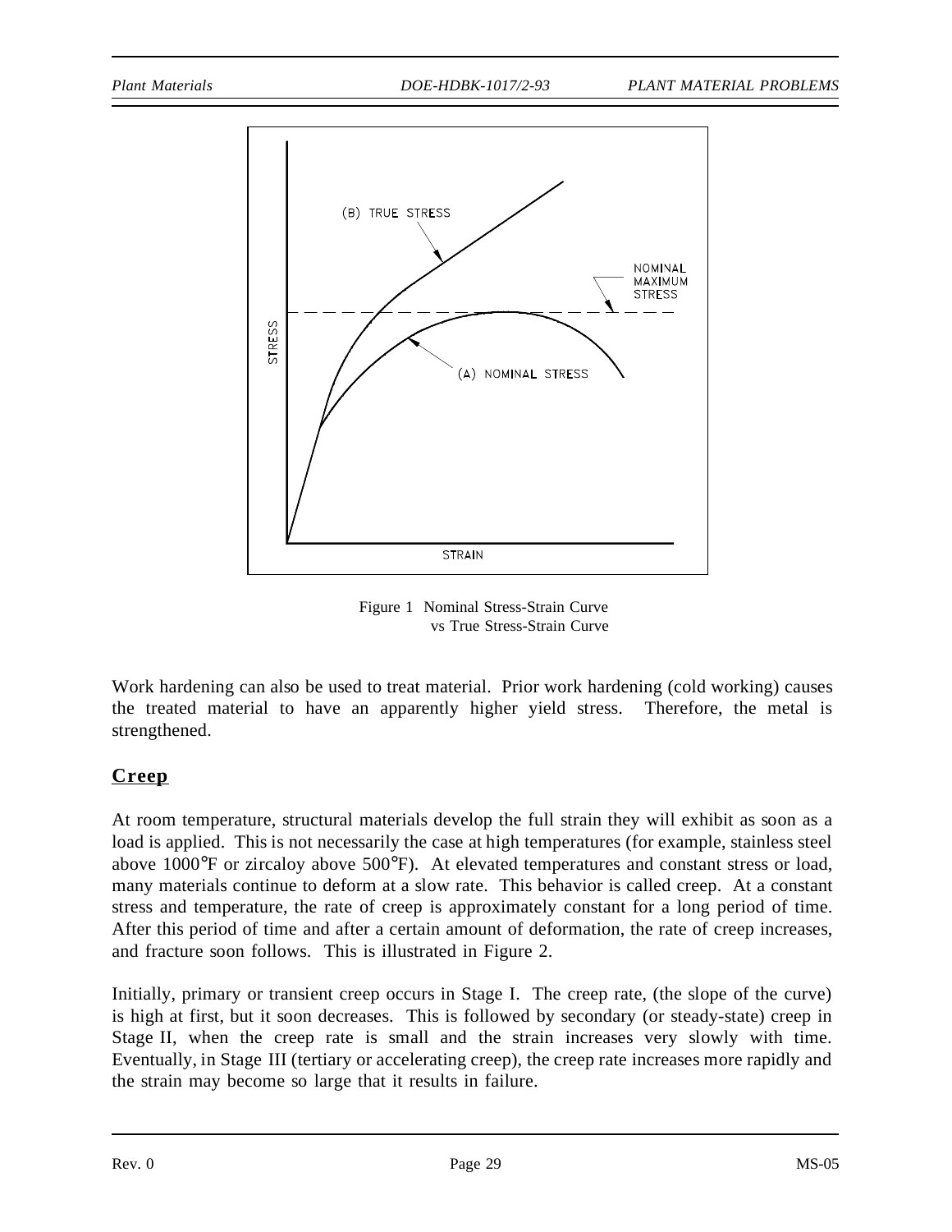Figure 1 Nominal Stress-Strain Curve vs True Stress-Strain Curve

Work hardening can also be used to treat material. Prior work hardening (cold working) causes the treated material to have an apparently higher yield stress. Therefore, the metal is strengthened.

## Creep

At room temperature, structural materials develop the full strain they will exhibit as soon as a load is applied. This is not necessarily the case at high temperatures (for example, stainless steel above 1000°F or zircaloy above 500°F). At elevated temperatures and constant stress or load, many materials continue to deform at a slow rate. This behavior is called creep. At a constant stress and temperature, the rate of creep is approximately constant for a long period of time. After this period of time and after a certain amount of deformation, the rate of creep increases, and fracture soon follows. This is illustrated in Figure 2.

Initially, primary or transient creep occurs in Stage I. The creep rate, (the slope of the curve) is high at first, but it soon decreases. This is followed by secondary (or steady-state) creep in Stage II, when the creep rate is small and the strain increases very slowly with time. Eventually, in Stage III (tertiary or accelerating creep), the creep rate increases more rapidly and the strain may become so large that it results in failure.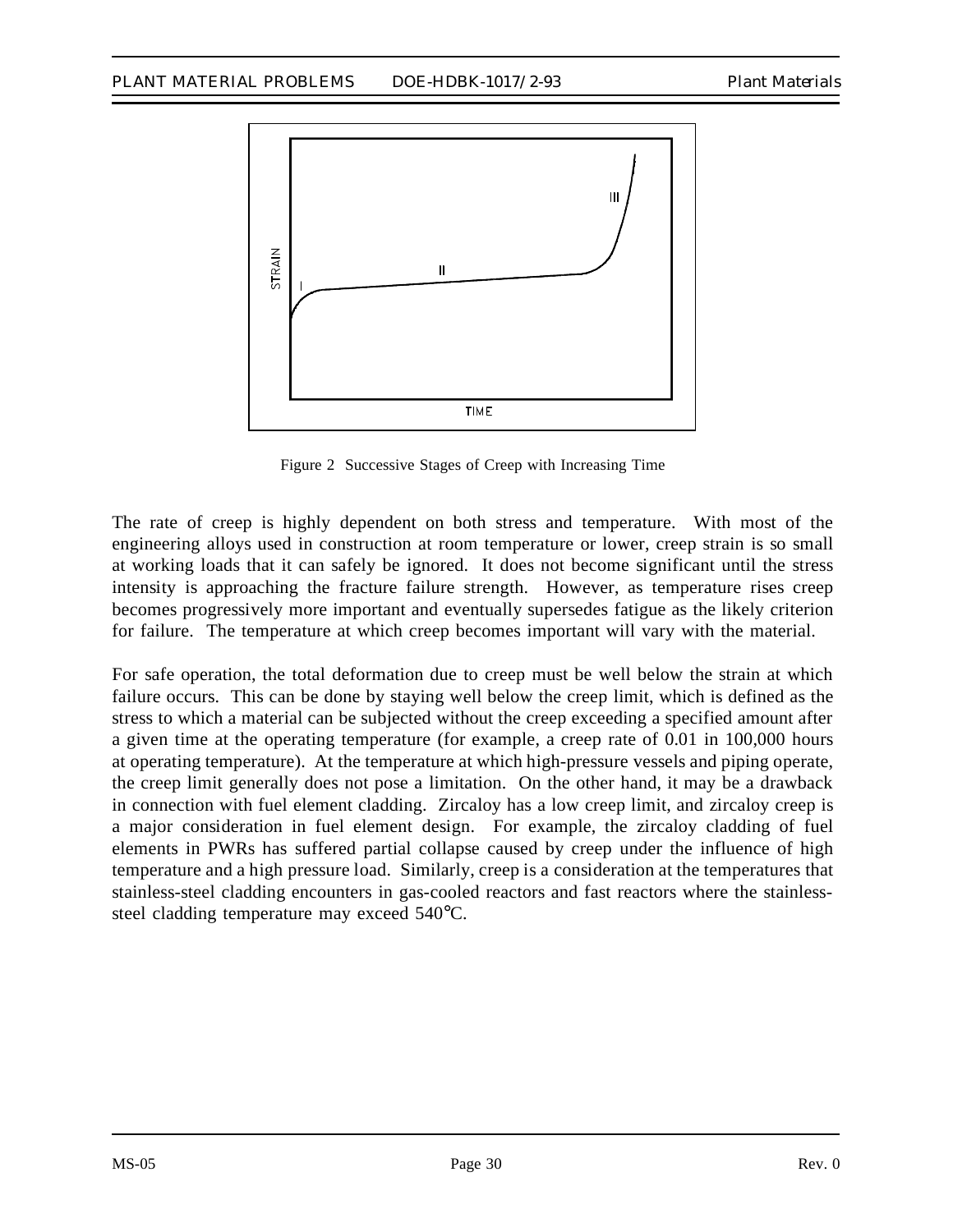Figure 2  Successive Stages of Creep with Increasing Time

The rate of creep is highly dependent on both stress and temperature. With most of the engineering alloys used in construction at room temperature or lower, creep strain is so small at working loads that it can safely be ignored. It does not become significant until the stress intensity is approaching the fracture failure strength. However, as temperature rises creep becomes progressively more important and eventually supersedes fatigue as the likely criterion for failure. The temperature at which creep becomes important will vary with the material.

For safe operation, the total deformation due to creep must be well below the strain at which failure occurs. This can be done by staying well below the creep limit, which is defined as the stress to which a material can be subjected without the creep exceeding a specified amount after a given time at the operating temperature (for example, a creep rate of 0.01 in 100,000 hours at operating temperature). At the temperature at which high-pressure vessels and piping operate, the creep limit generally does not pose a limitation. On the other hand, it may be a drawback in connection with fuel element cladding. Zircaloy has a low creep limit, and zircaloy creep is a major consideration in fuel element design. For example, the zircaloy cladding of fuel elements in PWRs has suffered partial collapse caused by creep under the influence of high temperature and a high pressure load. Similarly, creep is a consideration at the temperatures that stainless-steel cladding encounters in gas-cooled reactors and fast reactors where the stainless-steel cladding temperature may exceed 540°C.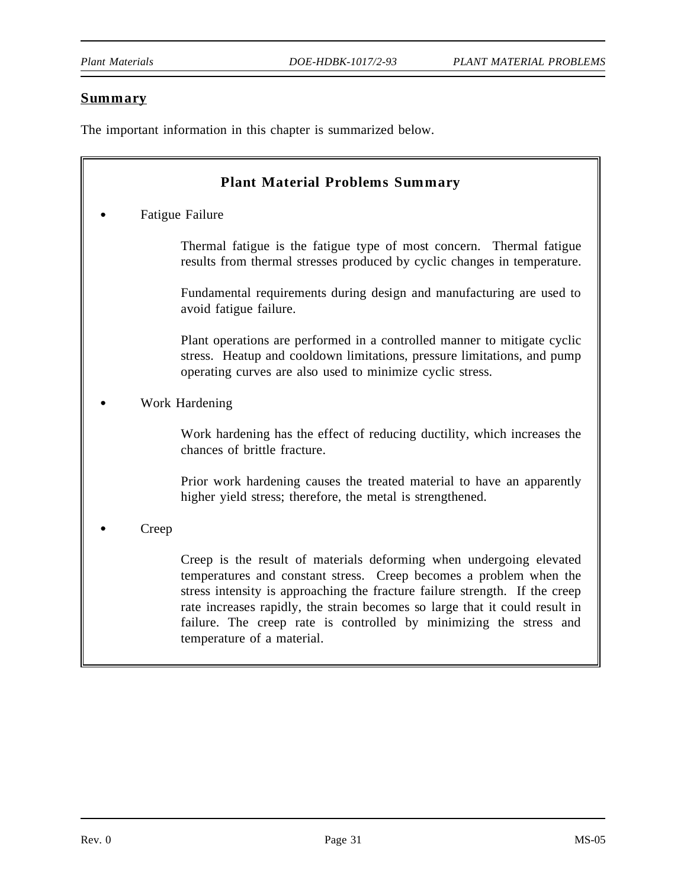## Summary

The important information in this chapter is summarized below.

### Plant Material Problems Summary

- Fatigue Failure

  Thermal fatigue is the fatigue type of most concern. Thermal fatigue results from thermal stresses produced by cyclic changes in temperature.

  Fundamental requirements during design and manufacturing are used to avoid fatigue failure.

  Plant operations are performed in a controlled manner to mitigate cyclic stress. Heatup and cooldown limitations, pressure limitations, and pump operating curves are also used to minimize cyclic stress.

- Work Hardening

  Work hardening has the effect of reducing ductility, which increases the chances of brittle fracture.

  Prior work hardening causes the treated material to have an apparently higher yield stress; therefore, the metal is strengthened.

- Creep

  Creep is the result of materials deforming when undergoing elevated temperatures and constant stress. Creep becomes a problem when the stress intensity is approaching the fracture failure strength. If the creep rate increases rapidly, the strain becomes so large that it could result in failure. The creep rate is controlled by minimizing the stress and temperature of a material.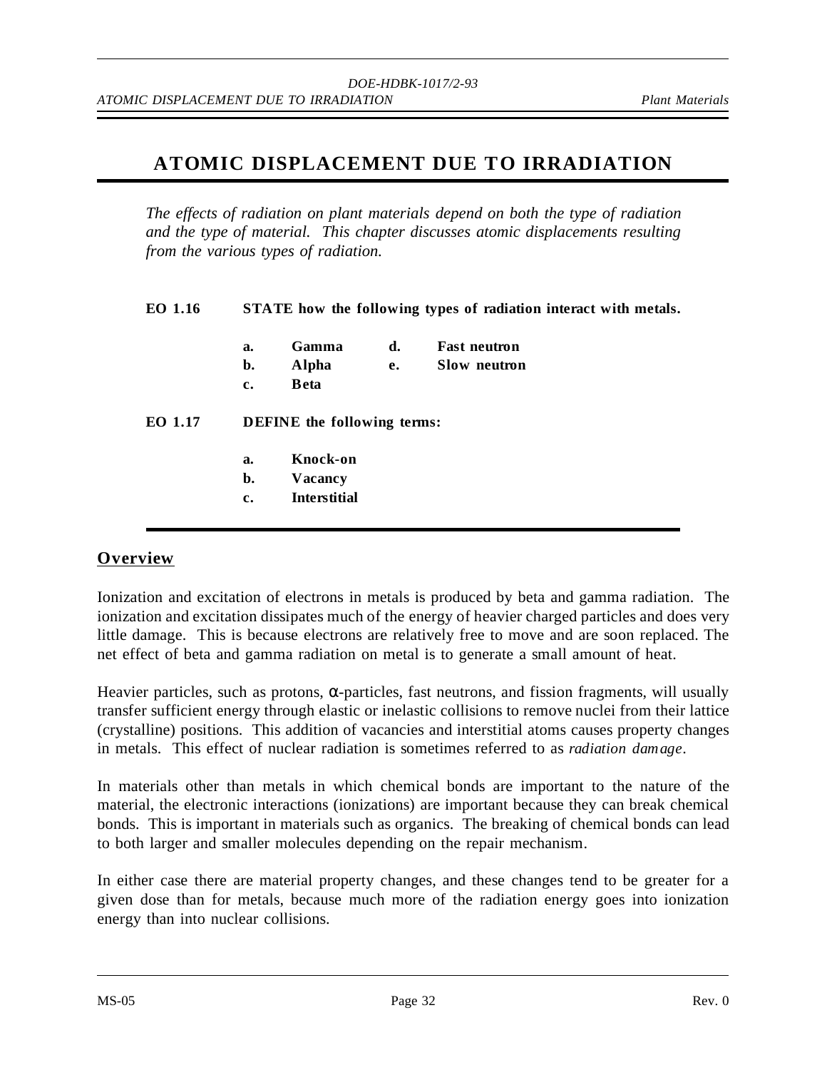# ATOMIC DISPLACEMENT DUE TO IRRADIATION

*The effects of radiation on plant materials depend on both the type of radiation and the type of material. This chapter discusses atomic displacements resulting from the various types of radiation.*

**EO 1.16 STATE how the following types of radiation interact with metals.**

- **a. Gamma**
- **b. Alpha**
- **c. Beta**
- **d. Fast neutron**
- **e. Slow neutron**

**EO 1.17 DEFINE the following terms:**

- **a. Knock-on**
- **b. Vacancy**
- **c. Interstitial**

## Overview

Ionization and excitation of electrons in metals is produced by beta and gamma radiation. The ionization and excitation dissipates much of the energy of heavier charged particles and does very little damage. This is because electrons are relatively free to move and are soon replaced. The net effect of beta and gamma radiation on metal is to generate a small amount of heat.

Heavier particles, such as protons, $\alpha$-particles, fast neutrons, and fission fragments, will usually transfer sufficient energy through elastic or inelastic collisions to remove nuclei from their lattice (crystalline) positions. This addition of vacancies and interstitial atoms causes property changes in metals. This effect of nuclear radiation is sometimes referred to as *radiation damage*.

In materials other than metals in which chemical bonds are important to the nature of the material, the electronic interactions (ionizations) are important because they can break chemical bonds. This is important in materials such as organics. The breaking of chemical bonds can lead to both larger and smaller molecules depending on the repair mechanism.

In either case there are material property changes, and these changes tend to be greater for a given dose than for metals, because much more of the radiation energy goes into ionization energy than into nuclear collisions.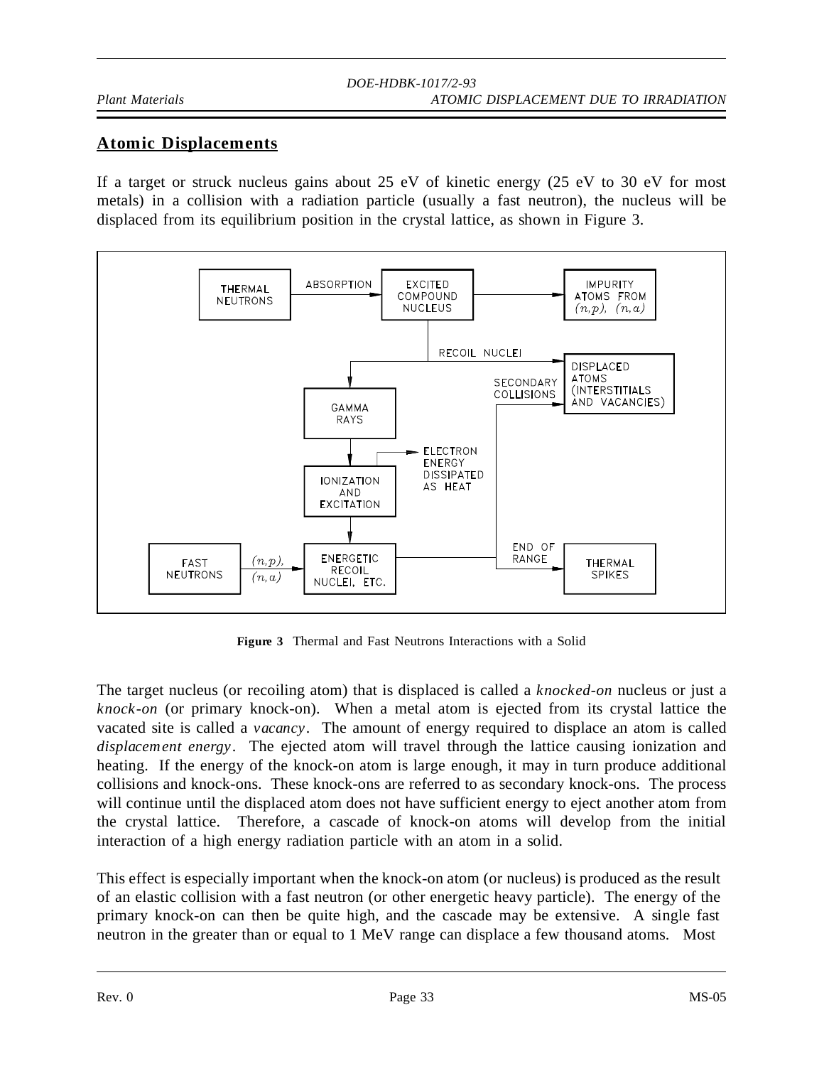## Atomic Displacements

If a target or struck nucleus gains about 25 eV of kinetic energy (25 eV to 30 eV for most metals) in a collision with a radiation particle (usually a fast neutron), the nucleus will be displaced from its equilibrium position in the crystal lattice, as shown in Figure 3.

**Figure 3** Thermal and Fast Neutrons Interactions with a Solid

The target nucleus (or recoiling atom) that is displaced is called a *knocked-on* nucleus or just a *knock-on* (or primary knock-on). When a metal atom is ejected from its crystal lattice the vacated site is called a *vacancy*. The amount of energy required to displace an atom is called *displacement energy*. The ejected atom will travel through the lattice causing ionization and heating. If the energy of the knock-on atom is large enough, it may in turn produce additional collisions and knock-ons. These knock-ons are referred to as secondary knock-ons. The process will continue until the displaced atom does not have sufficient energy to eject another atom from the crystal lattice. Therefore, a cascade of knock-on atoms will develop from the initial interaction of a high energy radiation particle with an atom in a solid.

This effect is especially important when the knock-on atom (or nucleus) is produced as the result of an elastic collision with a fast neutron (or other energetic heavy particle). The energy of the primary knock-on can then be quite high, and the cascade may be extensive. A single fast neutron in the greater than or equal to 1 MeV range can displace a few thousand atoms. Most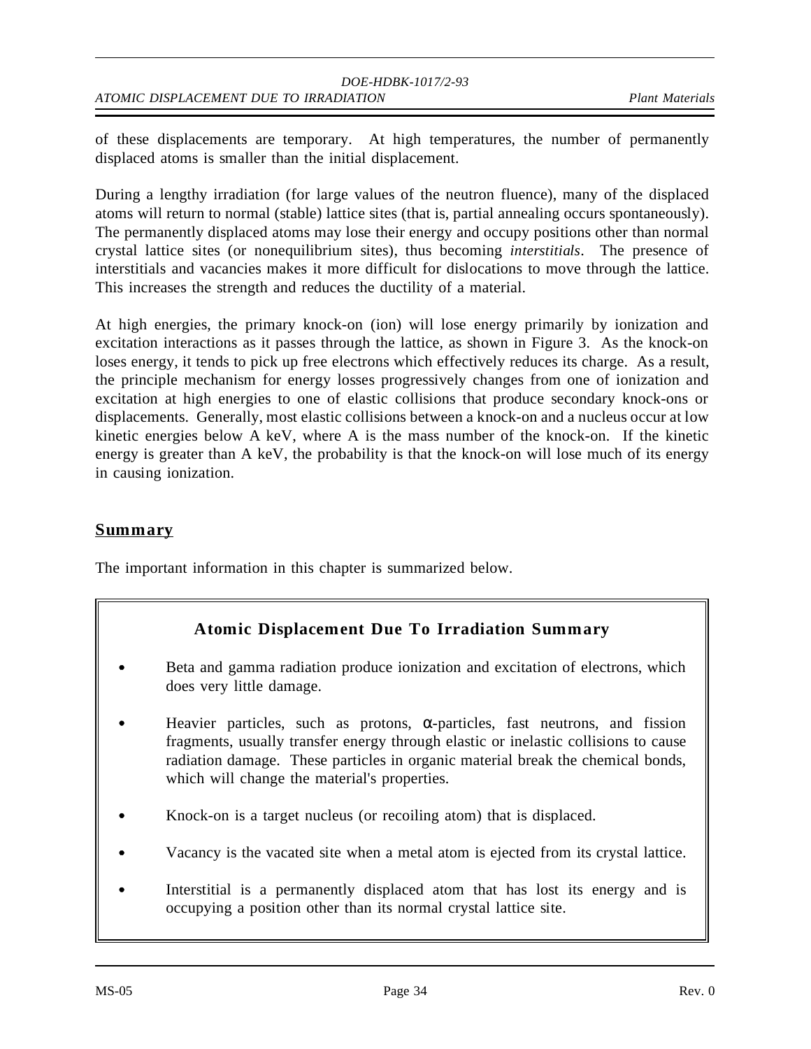of these displacements are temporary. At high temperatures, the number of permanently displaced atoms is smaller than the initial displacement.

During a lengthy irradiation (for large values of the neutron fluence), many of the displaced atoms will return to normal (stable) lattice sites (that is, partial annealing occurs spontaneously). The permanently displaced atoms may lose their energy and occupy positions other than normal crystal lattice sites (or nonequilibrium sites), thus becoming *interstitials*. The presence of interstitials and vacancies makes it more difficult for dislocations to move through the lattice. This increases the strength and reduces the ductility of a material.

At high energies, the primary knock-on (ion) will lose energy primarily by ionization and excitation interactions as it passes through the lattice, as shown in Figure 3. As the knock-on loses energy, it tends to pick up free electrons which effectively reduces its charge. As a result, the principle mechanism for energy losses progressively changes from one of ionization and excitation at high energies to one of elastic collisions that produce secondary knock-ons or displacements. Generally, most elastic collisions between a knock-on and a nucleus occur at low kinetic energies below A keV, where A is the mass number of the knock-on. If the kinetic energy is greater than A keV, the probability is that the knock-on will lose much of its energy in causing ionization.

## Summary

The important information in this chapter is summarized below.

### Atomic Displacement Due To Irradiation Summary

- Beta and gamma radiation produce ionization and excitation of electrons, which does very little damage.
- Heavier particles, such as protons, $\alpha$-particles, fast neutrons, and fission fragments, usually transfer energy through elastic or inelastic collisions to cause radiation damage. These particles in organic material break the chemical bonds, which will change the material's properties.
- Knock-on is a target nucleus (or recoiling atom) that is displaced.
- Vacancy is the vacated site when a metal atom is ejected from its crystal lattice.
- Interstitial is a permanently displaced atom that has lost its energy and is occupying a position other than its normal crystal lattice site.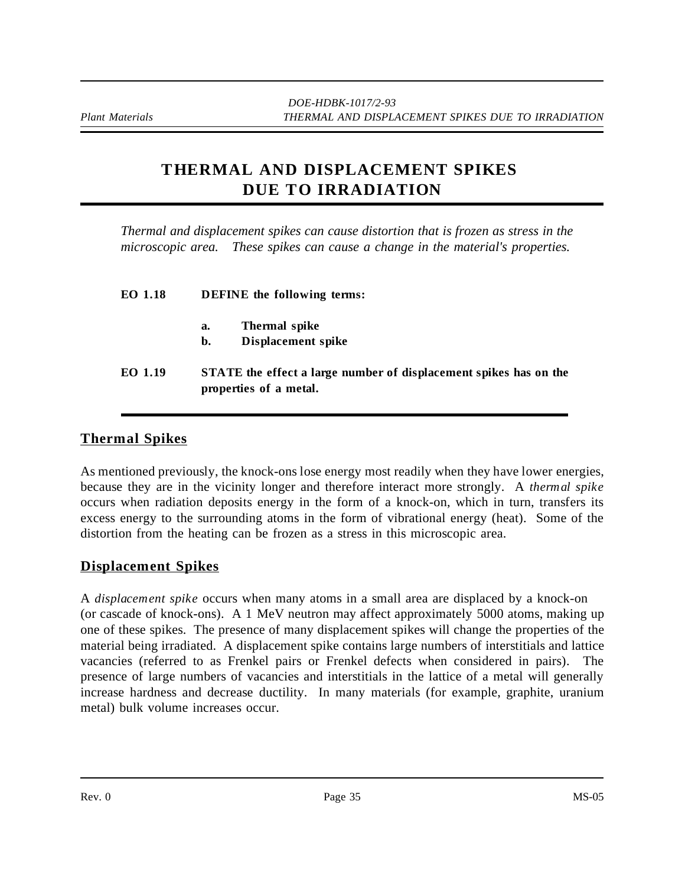# THERMAL AND DISPLACEMENT SPIKES DUE TO IRRADIATION

*Thermal and displacement spikes can cause distortion that is frozen as stress in the microscopic area. These spikes can cause a change in the material's properties.*

**EO 1.18 DEFINE the following terms:**

- **a. Thermal spike**
- **b. Displacement spike**

**EO 1.19 STATE the effect a large number of displacement spikes has on the properties of a metal.**

## Thermal Spikes

As mentioned previously, the knock-ons lose energy most readily when they have lower energies, because they are in the vicinity longer and therefore interact more strongly. A *thermal spike* occurs when radiation deposits energy in the form of a knock-on, which in turn, transfers its excess energy to the surrounding atoms in the form of vibrational energy (heat). Some of the distortion from the heating can be frozen as a stress in this microscopic area.

## Displacement Spikes

A *displacement spike* occurs when many atoms in a small area are displaced by a knock-on (or cascade of knock-ons). A 1 MeV neutron may affect approximately 5000 atoms, making up one of these spikes. The presence of many displacement spikes will change the properties of the material being irradiated. A displacement spike contains large numbers of interstitials and lattice vacancies (referred to as Frenkel pairs or Frenkel defects when considered in pairs). The presence of large numbers of vacancies and interstitials in the lattice of a metal will generally increase hardness and decrease ductility. In many materials (for example, graphite, uranium metal) bulk volume increases occur.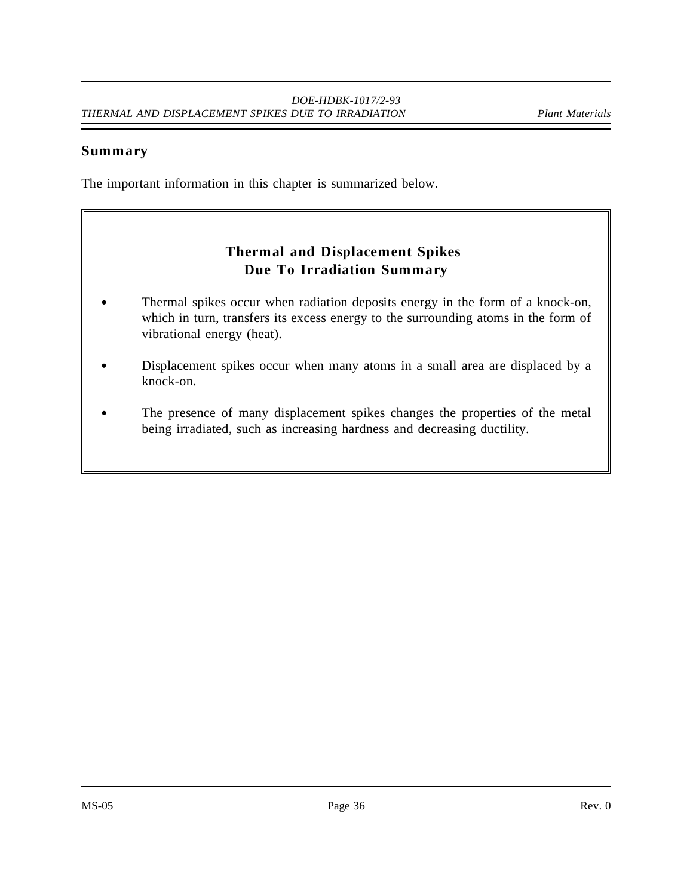## Summary

The important information in this chapter is summarized below.

### Thermal and Displacement Spikes Due To Irradiation Summary

- Thermal spikes occur when radiation deposits energy in the form of a knock-on, which in turn, transfers its excess energy to the surrounding atoms in the form of vibrational energy (heat).
- Displacement spikes occur when many atoms in a small area are displaced by a knock-on.
- The presence of many displacement spikes changes the properties of the metal being irradiated, such as increasing hardness and decreasing ductility.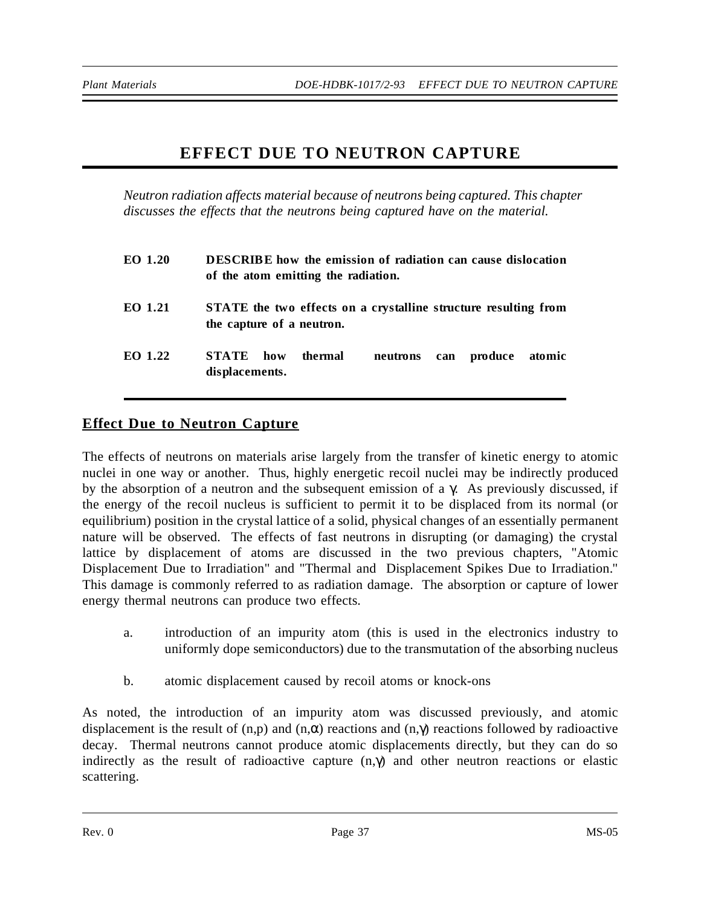# EFFECT DUE TO NEUTRON CAPTURE

*Neutron radiation affects material because of neutrons being captured. This chapter discusses the effects that the neutrons being captured have on the material.*

| | |
|---|---|
| **EO 1.20** | **DESCRIBE how the emission of radiation can cause dislocation of the atom emitting the radiation.** |
| **EO 1.21** | **STATE the two effects on a crystalline structure resulting from the capture of a neutron.** |
| **EO 1.22** | **STATE how thermal neutrons can produce atomic displacements.** |

## Effect Due to Neutron Capture

The effects of neutrons on materials arise largely from the transfer of kinetic energy to atomic nuclei in one way or another. Thus, highly energetic recoil nuclei may be indirectly produced by the absorption of a neutron and the subsequent emission of a $\gamma$. As previously discussed, if the energy of the recoil nucleus is sufficient to permit it to be displaced from its normal (or equilibrium) position in the crystal lattice of a solid, physical changes of an essentially permanent nature will be observed. The effects of fast neutrons in disrupting (or damaging) the crystal lattice by displacement of atoms are discussed in the two previous chapters, "Atomic Displacement Due to Irradiation" and "Thermal and Displacement Spikes Due to Irradiation." This damage is commonly referred to as radiation damage. The absorption or capture of lower energy thermal neutrons can produce two effects.

a. introduction of an impurity atom (this is used in the electronics industry to uniformly dope semiconductors) due to the transmutation of the absorbing nucleus

b. atomic displacement caused by recoil atoms or knock-ons

As noted, the introduction of an impurity atom was discussed previously, and atomic displacement is the result of (n,p) and $(n,\alpha)$ reactions and $(n,\gamma)$ reactions followed by radioactive decay. Thermal neutrons cannot produce atomic displacements directly, but they can do so indirectly as the result of radioactive capture $(n,\gamma)$ and other neutron reactions or elastic scattering.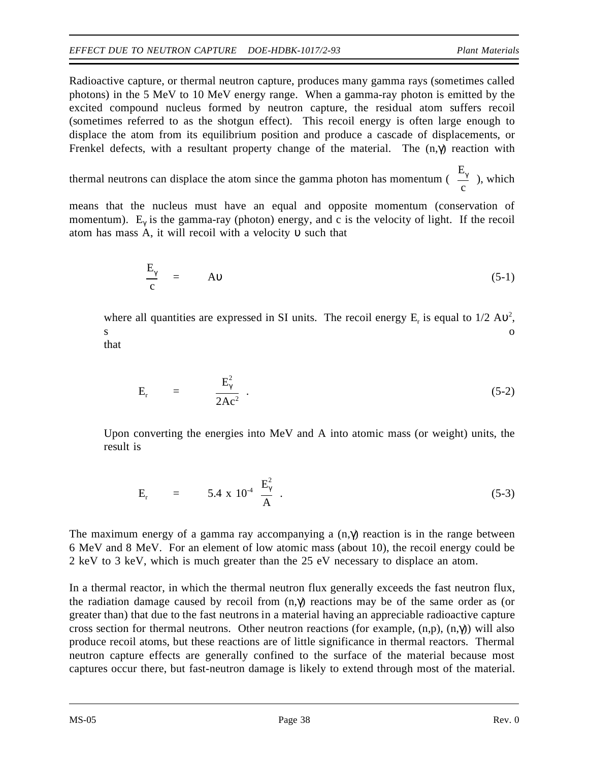Radioactive capture, or thermal neutron capture, produces many gamma rays (sometimes called photons) in the 5 MeV to 10 MeV energy range. When a gamma-ray photon is emitted by the excited compound nucleus formed by neutron capture, the residual atom suffers recoil (sometimes referred to as the shotgun effect). This recoil energy is often large enough to displace the atom from its equilibrium position and produce a cascade of displacements, or Frenkel defects, with a resultant property change of the material. The (n,$\gamma$) reaction with thermal neutrons can displace the atom since the gamma photon has momentum ( $\frac{E_\gamma}{c}$ ), which means that the nucleus must have an equal and opposite momentum (conservation of momentum). $E_\gamma$ is the gamma-ray (photon) energy, and c is the velocity of light. If the recoil atom has mass A, it will recoil with a velocity $\upsilon$ such that

$$\frac{E_\gamma}{c} = A\upsilon \tag{5-1}$$

where all quantities are expressed in SI units. The recoil energy $E_r$ is equal to 1/2 $A\upsilon^2$, so that

$$E_r = \frac{E_\gamma^2}{2Ac^2} \ . \tag{5-2}$$

Upon converting the energies into MeV and A into atomic mass (or weight) units, the result is

$$E_r = 5.4 \times 10^{-4} \ \frac{E_\gamma^2}{A} \ . \tag{5-3}$$

The maximum energy of a gamma ray accompanying a (n,$\gamma$) reaction is in the range between 6 MeV and 8 MeV. For an element of low atomic mass (about 10), the recoil energy could be 2 keV to 3 keV, which is much greater than the 25 eV necessary to displace an atom.

In a thermal reactor, in which the thermal neutron flux generally exceeds the fast neutron flux, the radiation damage caused by recoil from (n,$\gamma$) reactions may be of the same order as (or greater than) that due to the fast neutrons in a material having an appreciable radioactive capture cross section for thermal neutrons. Other neutron reactions (for example, (n,p), (n,$\gamma$)) will also produce recoil atoms, but these reactions are of little significance in thermal reactors. Thermal neutron capture effects are generally confined to the surface of the material because most captures occur there, but fast-neutron damage is likely to extend through most of the material.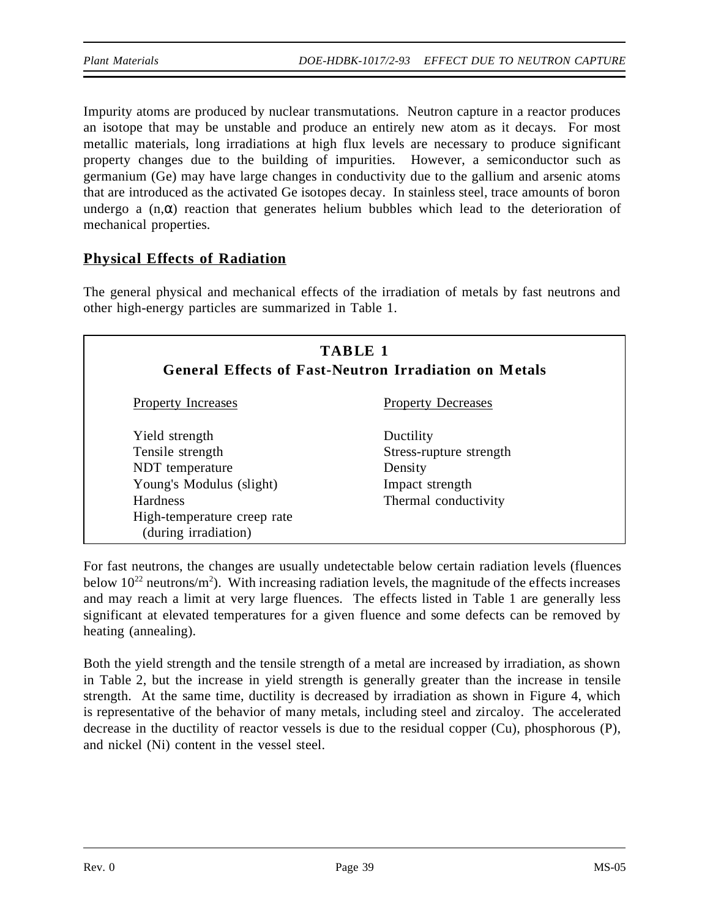Impurity atoms are produced by nuclear transmutations. Neutron capture in a reactor produces an isotope that may be unstable and produce an entirely new atom as it decays. For most metallic materials, long irradiations at high flux levels are necessary to produce significant property changes due to the building of impurities. However, a semiconductor such as germanium (Ge) may have large changes in conductivity due to the gallium and arsenic atoms that are introduced as the activated Ge isotopes decay. In stainless steel, trace amounts of boron undergo a $(n,\alpha)$ reaction that generates helium bubbles which lead to the deterioration of mechanical properties.

## Physical Effects of Radiation

The general physical and mechanical effects of the irradiation of metals by fast neutrons and other high-energy particles are summarized in Table 1.

**TABLE 1**
**General Effects of Fast-Neutron Irradiation on Metals**

| Property Increases | Property Decreases |
|---|---|
| Yield strength | Ductility |
| Tensile strength | Stress-rupture strength |
| NDT temperature | Density |
| Young's Modulus (slight) | Impact strength |
| Hardness | Thermal conductivity |
| High-temperature creep rate (during irradiation) | |

For fast neutrons, the changes are usually undetectable below certain radiation levels (fluences below $10^{22}$ neutrons/$m^2$). With increasing radiation levels, the magnitude of the effects increases and may reach a limit at very large fluences. The effects listed in Table 1 are generally less significant at elevated temperatures for a given fluence and some defects can be removed by heating (annealing).

Both the yield strength and the tensile strength of a metal are increased by irradiation, as shown in Table 2, but the increase in yield strength is generally greater than the increase in tensile strength. At the same time, ductility is decreased by irradiation as shown in Figure 4, which is representative of the behavior of many metals, including steel and zircaloy. The accelerated decrease in the ductility of reactor vessels is due to the residual copper (Cu), phosphorous (P), and nickel (Ni) content in the vessel steel.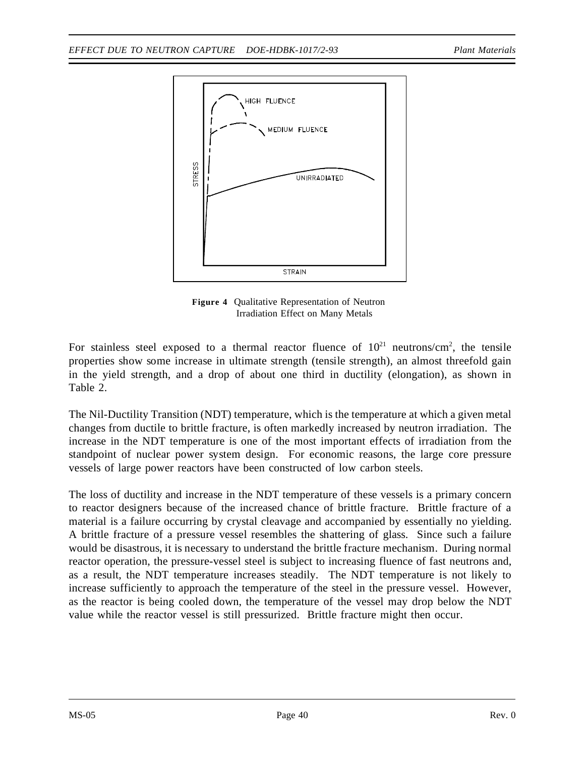**Figure 4** Qualitative Representation of Neutron Irradiation Effect on Many Metals

For stainless steel exposed to a thermal reactor fluence of $10^{21}$ neutrons/cm$^2$, the tensile properties show some increase in ultimate strength (tensile strength), an almost threefold gain in the yield strength, and a drop of about one third in ductility (elongation), as shown in Table 2.

The Nil-Ductility Transition (NDT) temperature, which is the temperature at which a given metal changes from ductile to brittle fracture, is often markedly increased by neutron irradiation. The increase in the NDT temperature is one of the most important effects of irradiation from the standpoint of nuclear power system design. For economic reasons, the large core pressure vessels of large power reactors have been constructed of low carbon steels.

The loss of ductility and increase in the NDT temperature of these vessels is a primary concern to reactor designers because of the increased chance of brittle fracture. Brittle fracture of a material is a failure occurring by crystal cleavage and accompanied by essentially no yielding. A brittle fracture of a pressure vessel resembles the shattering of glass. Since such a failure would be disastrous, it is necessary to understand the brittle fracture mechanism. During normal reactor operation, the pressure-vessel steel is subject to increasing fluence of fast neutrons and, as a result, the NDT temperature increases steadily. The NDT temperature is not likely to increase sufficiently to approach the temperature of the steel in the pressure vessel. However, as the reactor is being cooled down, the temperature of the vessel may drop below the NDT value while the reactor vessel is still pressurized. Brittle fracture might then occur.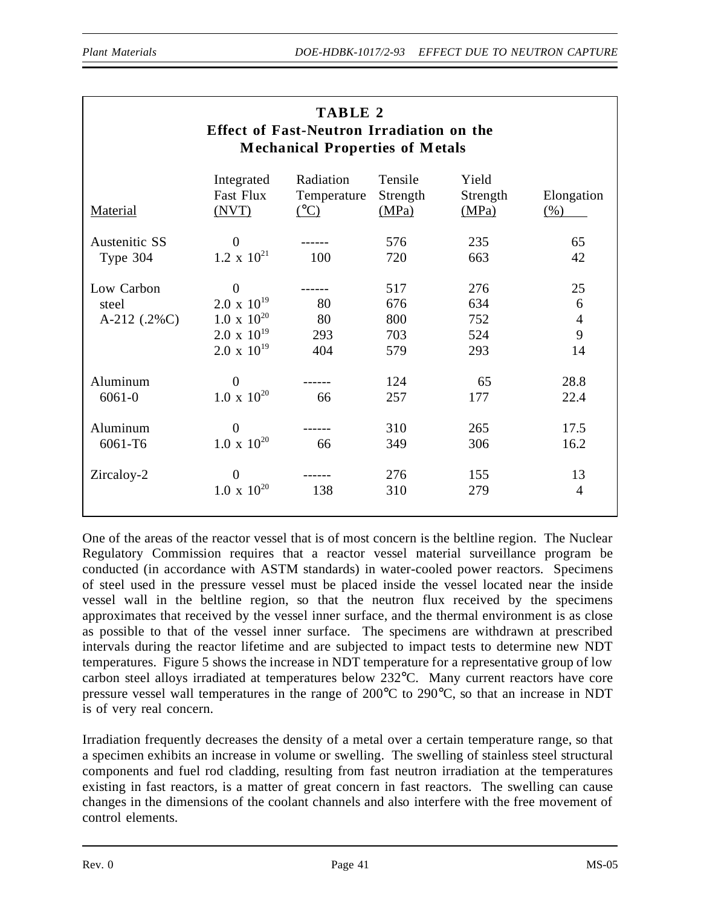**TABLE 2**
**Effect of Fast-Neutron Irradiation on the Mechanical Properties of Metals**

| Material | Integrated Fast Flux (NVT) | Radiation Temperature (°C) | Tensile Strength (MPa) | Yield Strength (MPa) | Elongation (%) |
|---|---|---|---|---|---|
| Austenitic SS | 0 | ------ | 576 | 235 | 65 |
| Type 304 | $1.2 \times 10^{21}$ | 100 | 720 | 663 | 42 |
| Low Carbon | 0 | ------ | 517 | 276 | 25 |
| steel | $2.0 \times 10^{19}$ | 80 | 676 | 634 | 6 |
| A-212 (.2%C) | $1.0 \times 10^{20}$ | 80 | 800 | 752 | 4 |
| | $2.0 \times 10^{19}$ | 293 | 703 | 524 | 9 |
| | $2.0 \times 10^{19}$ | 404 | 579 | 293 | 14 |
| Aluminum | 0 | ------ | 124 | 65 | 28.8 |
| 6061-0 | $1.0 \times 10^{20}$ | 66 | 257 | 177 | 22.4 |
| Aluminum | 0 | ------ | 310 | 265 | 17.5 |
| 6061-T6 | $1.0 \times 10^{20}$ | 66 | 349 | 306 | 16.2 |
| Zircaloy-2 | 0 | ------ | 276 | 155 | 13 |
| | $1.0 \times 10^{20}$ | 138 | 310 | 279 | 4 |

One of the areas of the reactor vessel that is of most concern is the beltline region. The Nuclear Regulatory Commission requires that a reactor vessel material surveillance program be conducted (in accordance with ASTM standards) in water-cooled power reactors. Specimens of steel used in the pressure vessel must be placed inside the vessel located near the inside vessel wall in the beltline region, so that the neutron flux received by the specimens approximates that received by the vessel inner surface, and the thermal environment is as close as possible to that of the vessel inner surface. The specimens are withdrawn at prescribed intervals during the reactor lifetime and are subjected to impact tests to determine new NDT temperatures. Figure 5 shows the increase in NDT temperature for a representative group of low carbon steel alloys irradiated at temperatures below 232°C. Many current reactors have core pressure vessel wall temperatures in the range of 200°C to 290°C, so that an increase in NDT is of very real concern.

Irradiation frequently decreases the density of a metal over a certain temperature range, so that a specimen exhibits an increase in volume or swelling. The swelling of stainless steel structural components and fuel rod cladding, resulting from fast neutron irradiation at the temperatures existing in fast reactors, is a matter of great concern in fast reactors. The swelling can cause changes in the dimensions of the coolant channels and also interfere with the free movement of control elements.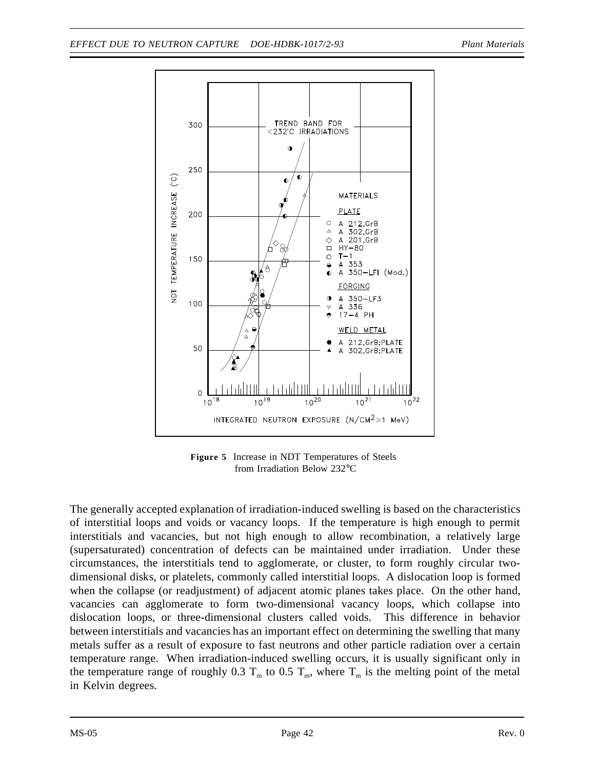**Figure 5** Increase in NDT Temperatures of Steels from Irradiation Below 232°C

The generally accepted explanation of irradiation-induced swelling is based on the characteristics of interstitial loops and voids or vacancy loops. If the temperature is high enough to permit interstitials and vacancies, but not high enough to allow recombination, a relatively large (supersaturated) concentration of defects can be maintained under irradiation. Under these circumstances, the interstitials tend to agglomerate, or cluster, to form roughly circular two-dimensional disks, or platelets, commonly called interstitial loops. A dislocation loop is formed when the collapse (or readjustment) of adjacent atomic planes takes place. On the other hand, vacancies can agglomerate to form two-dimensional vacancy loops, which collapse into dislocation loops, or three-dimensional clusters called voids. This difference in behavior between interstitials and vacancies has an important effect on determining the swelling that many metals suffer as a result of exposure to fast neutrons and other particle radiation over a certain temperature range. When irradiation-induced swelling occurs, it is usually significant only in the temperature range of roughly 0.3 $T_m$ to 0.5 $T_m$, where $T_m$ is the melting point of the metal in Kelvin degrees.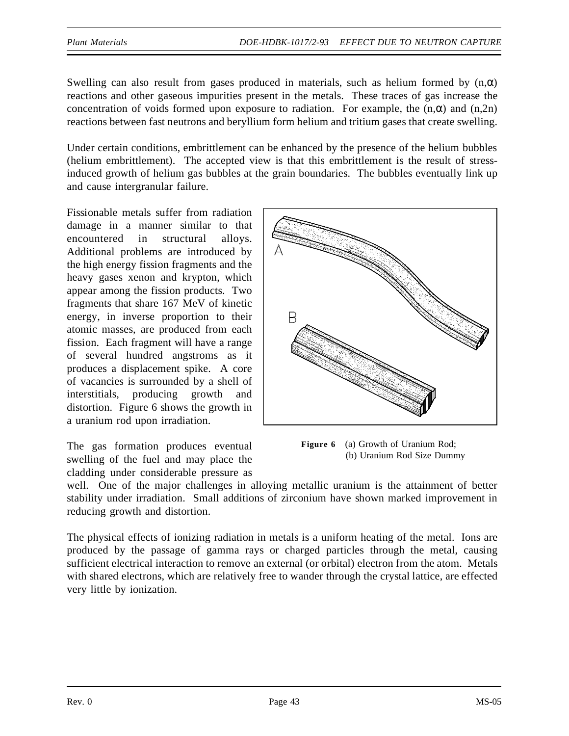Swelling can also result from gases produced in materials, such as helium formed by (n,$\alpha$) reactions and other gaseous impurities present in the metals. These traces of gas increase the concentration of voids formed upon exposure to radiation. For example, the (n,$\alpha$) and (n,2n) reactions between fast neutrons and beryllium form helium and tritium gases that create swelling.

Under certain conditions, embrittlement can be enhanced by the presence of the helium bubbles (helium embrittlement). The accepted view is that this embrittlement is the result of stress-induced growth of helium gas bubbles at the grain boundaries. The bubbles eventually link up and cause intergranular failure.

Fissionable metals suffer from radiation damage in a manner similar to that encountered in structural alloys. Additional problems are introduced by the high energy fission fragments and the heavy gases xenon and krypton, which appear among the fission products. Two fragments that share 167 MeV of kinetic energy, in inverse proportion to their atomic masses, are produced from each fission. Each fragment will have a range of several hundred angstroms as it produces a displacement spike. A core of vacancies is surrounded by a shell of interstitials, producing growth and distortion. Figure 6 shows the growth in a uranium rod upon irradiation.

**Figure 6** (a) Growth of Uranium Rod; (b) Uranium Rod Size Dummy

The gas formation produces eventual swelling of the fuel and may place the cladding under considerable pressure as well. One of the major challenges in alloying metallic uranium is the attainment of better stability under irradiation. Small additions of zirconium have shown marked improvement in reducing growth and distortion.

The physical effects of ionizing radiation in metals is a uniform heating of the metal. Ions are produced by the passage of gamma rays or charged particles through the metal, causing sufficient electrical interaction to remove an external (or orbital) electron from the atom. Metals with shared electrons, which are relatively free to wander through the crystal lattice, are effected very little by ionization.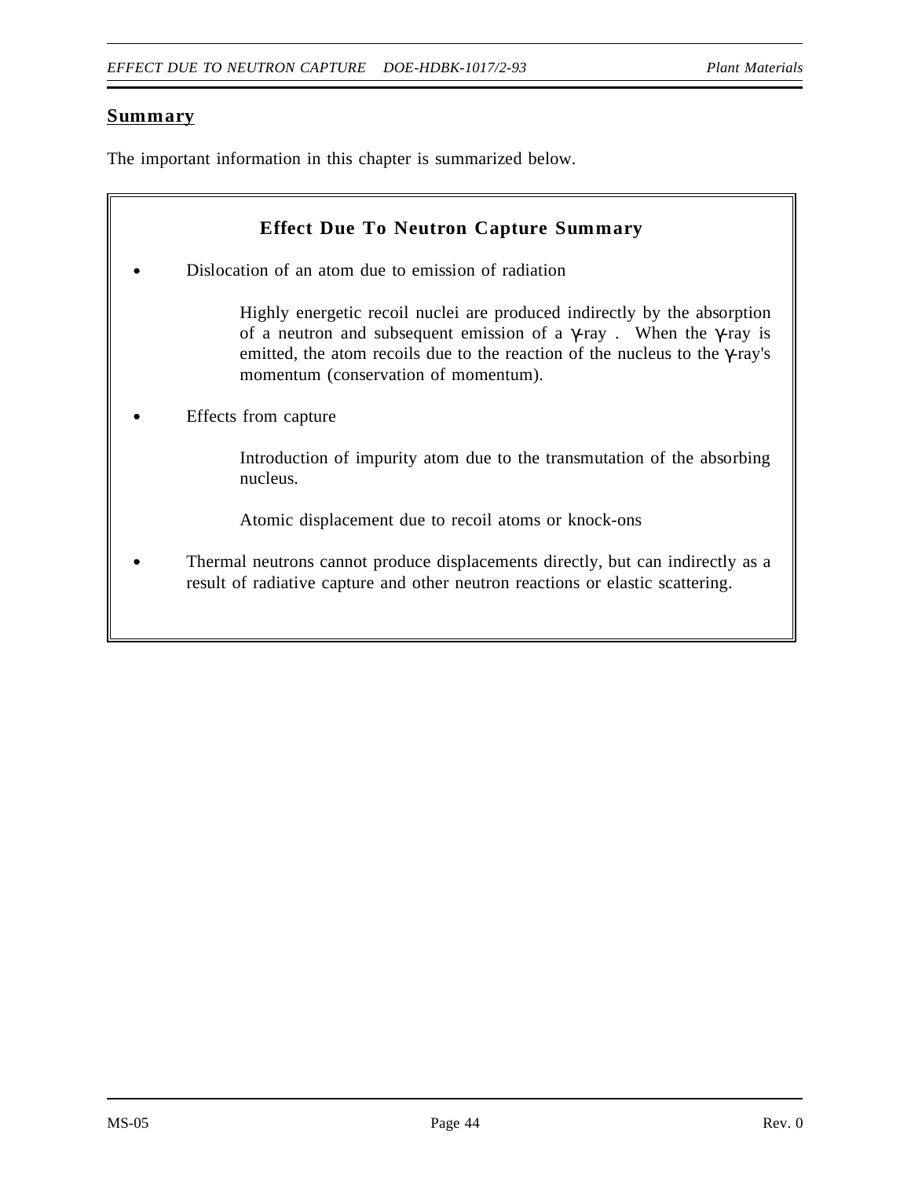## Summary

The important information in this chapter is summarized below.

### Effect Due To Neutron Capture Summary

- Dislocation of an atom due to emission of radiation

  Highly energetic recoil nuclei are produced indirectly by the absorption of a neutron and subsequent emission of a γ-ray . When the γ-ray is emitted, the atom recoils due to the reaction of the nucleus to the γ-ray's momentum (conservation of momentum).

- Effects from capture

  Introduction of impurity atom due to the transmutation of the absorbing nucleus.

  Atomic displacement due to recoil atoms or knock-ons

- Thermal neutrons cannot produce displacements directly, but can indirectly as a result of radiative capture and other neutron reactions or elastic scattering.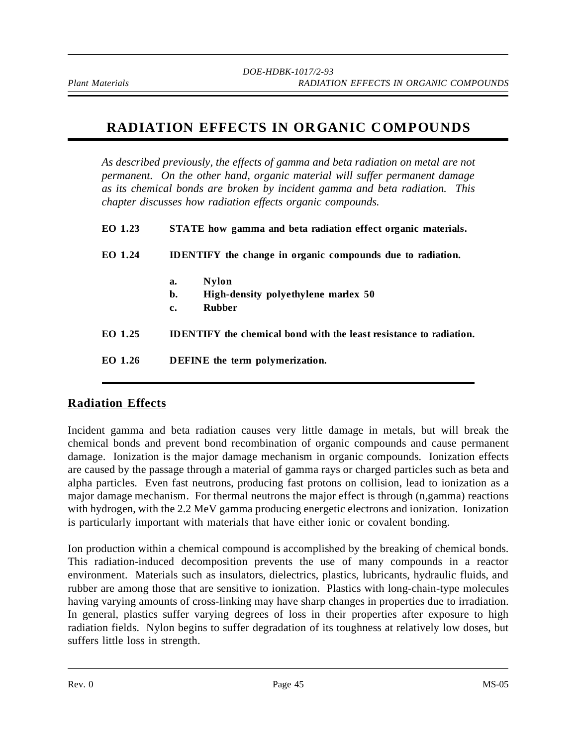# RADIATION EFFECTS IN ORGANIC COMPOUNDS

*As described previously, the effects of gamma and beta radiation on metal are not permanent. On the other hand, organic material will suffer permanent damage as its chemical bonds are broken by incident gamma and beta radiation. This chapter discusses how radiation effects organic compounds.*

**EO 1.23 STATE how gamma and beta radiation effect organic materials.**

**EO 1.24 IDENTIFY the change in organic compounds due to radiation.**

- **a. Nylon**
- **b. High-density polyethylene marlex 50**
- **c. Rubber**

**EO 1.25 IDENTIFY the chemical bond with the least resistance to radiation.**

**EO 1.26 DEFINE the term polymerization.**

## Radiation Effects

Incident gamma and beta radiation causes very little damage in metals, but will break the chemical bonds and prevent bond recombination of organic compounds and cause permanent damage. Ionization is the major damage mechanism in organic compounds. Ionization effects are caused by the passage through a material of gamma rays or charged particles such as beta and alpha particles. Even fast neutrons, producing fast protons on collision, lead to ionization as a major damage mechanism. For thermal neutrons the major effect is through (n,gamma) reactions with hydrogen, with the 2.2 MeV gamma producing energetic electrons and ionization. Ionization is particularly important with materials that have either ionic or covalent bonding.

Ion production within a chemical compound is accomplished by the breaking of chemical bonds. This radiation-induced decomposition prevents the use of many compounds in a reactor environment. Materials such as insulators, dielectrics, plastics, lubricants, hydraulic fluids, and rubber are among those that are sensitive to ionization. Plastics with long-chain-type molecules having varying amounts of cross-linking may have sharp changes in properties due to irradiation. In general, plastics suffer varying degrees of loss in their properties after exposure to high radiation fields. Nylon begins to suffer degradation of its toughness at relatively low doses, but suffers little loss in strength.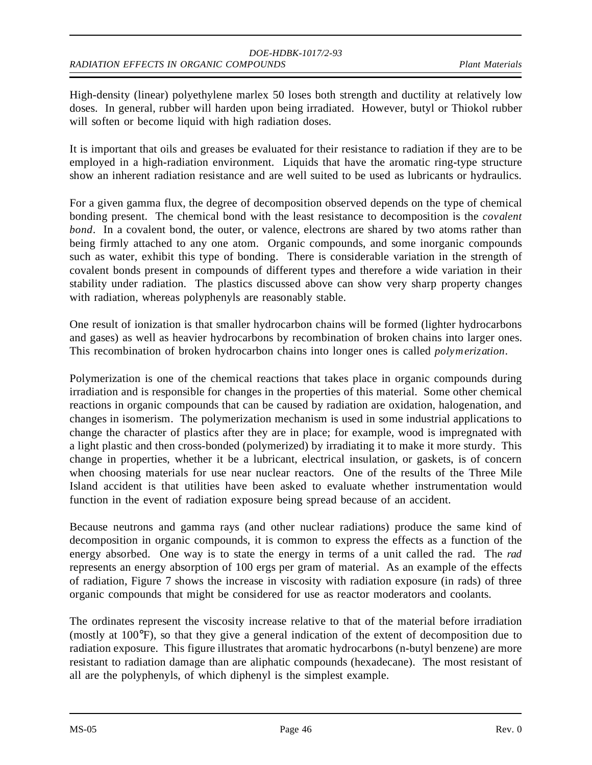High-density (linear) polyethylene marlex 50 loses both strength and ductility at relatively low doses. In general, rubber will harden upon being irradiated. However, butyl or Thiokol rubber will soften or become liquid with high radiation doses.

It is important that oils and greases be evaluated for their resistance to radiation if they are to be employed in a high-radiation environment. Liquids that have the aromatic ring-type structure show an inherent radiation resistance and are well suited to be used as lubricants or hydraulics.

For a given gamma flux, the degree of decomposition observed depends on the type of chemical bonding present. The chemical bond with the least resistance to decomposition is the *covalent bond*. In a covalent bond, the outer, or valence, electrons are shared by two atoms rather than being firmly attached to any one atom. Organic compounds, and some inorganic compounds such as water, exhibit this type of bonding. There is considerable variation in the strength of covalent bonds present in compounds of different types and therefore a wide variation in their stability under radiation. The plastics discussed above can show very sharp property changes with radiation, whereas polyphenyls are reasonably stable.

One result of ionization is that smaller hydrocarbon chains will be formed (lighter hydrocarbons and gases) as well as heavier hydrocarbons by recombination of broken chains into larger ones. This recombination of broken hydrocarbon chains into longer ones is called *polymerization*.

Polymerization is one of the chemical reactions that takes place in organic compounds during irradiation and is responsible for changes in the properties of this material. Some other chemical reactions in organic compounds that can be caused by radiation are oxidation, halogenation, and changes in isomerism. The polymerization mechanism is used in some industrial applications to change the character of plastics after they are in place; for example, wood is impregnated with a light plastic and then cross-bonded (polymerized) by irradiating it to make it more sturdy. This change in properties, whether it be a lubricant, electrical insulation, or gaskets, is of concern when choosing materials for use near nuclear reactors. One of the results of the Three Mile Island accident is that utilities have been asked to evaluate whether instrumentation would function in the event of radiation exposure being spread because of an accident.

Because neutrons and gamma rays (and other nuclear radiations) produce the same kind of decomposition in organic compounds, it is common to express the effects as a function of the energy absorbed. One way is to state the energy in terms of a unit called the rad. The *rad* represents an energy absorption of 100 ergs per gram of material. As an example of the effects of radiation, Figure 7 shows the increase in viscosity with radiation exposure (in rads) of three organic compounds that might be considered for use as reactor moderators and coolants.

The ordinates represent the viscosity increase relative to that of the material before irradiation (mostly at 100°F), so that they give a general indication of the extent of decomposition due to radiation exposure. This figure illustrates that aromatic hydrocarbons (n-butyl benzene) are more resistant to radiation damage than are aliphatic compounds (hexadecane). The most resistant of all are the polyphenyls, of which diphenyl is the simplest example.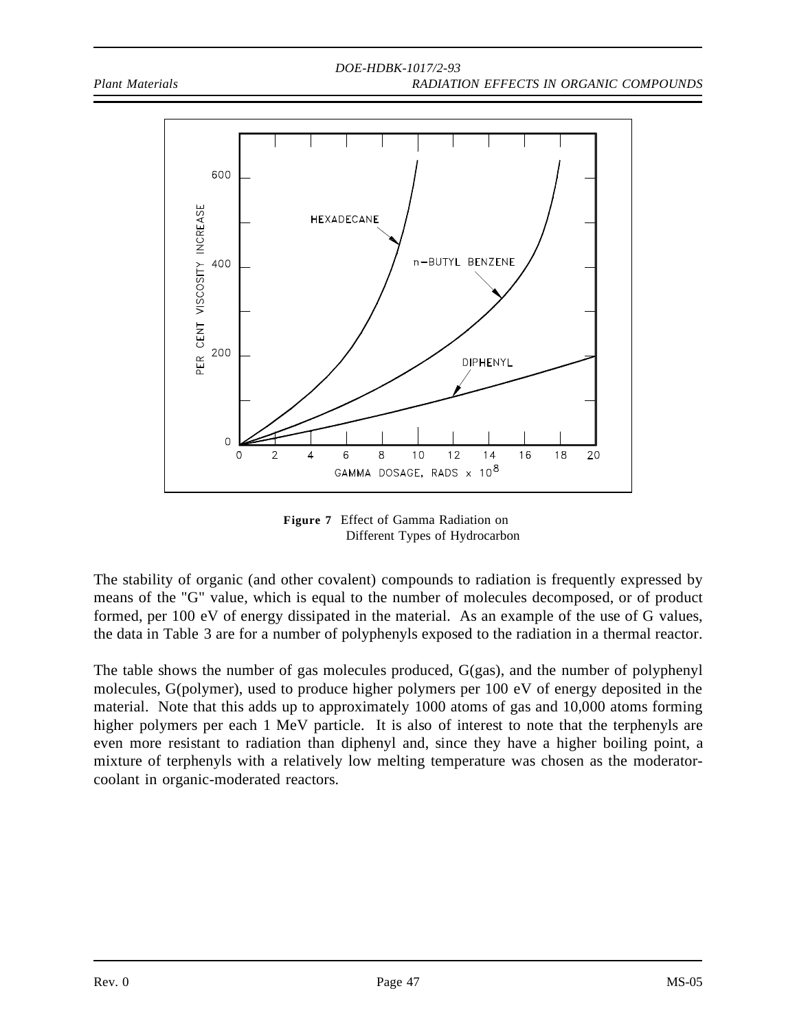**Figure 7** Effect of Gamma Radiation on Different Types of Hydrocarbon

The stability of organic (and other covalent) compounds to radiation is frequently expressed by means of the "G" value, which is equal to the number of molecules decomposed, or of product formed, per 100 eV of energy dissipated in the material. As an example of the use of G values, the data in Table 3 are for a number of polyphenyls exposed to the radiation in a thermal reactor.

The table shows the number of gas molecules produced, G(gas), and the number of polyphenyl molecules, G(polymer), used to produce higher polymers per 100 eV of energy deposited in the material. Note that this adds up to approximately 1000 atoms of gas and 10,000 atoms forming higher polymers per each 1 MeV particle. It is also of interest to note that the terphenyls are even more resistant to radiation than diphenyl and, since they have a higher boiling point, a mixture of terphenyls with a relatively low melting temperature was chosen as the moderator-coolant in organic-moderated reactors.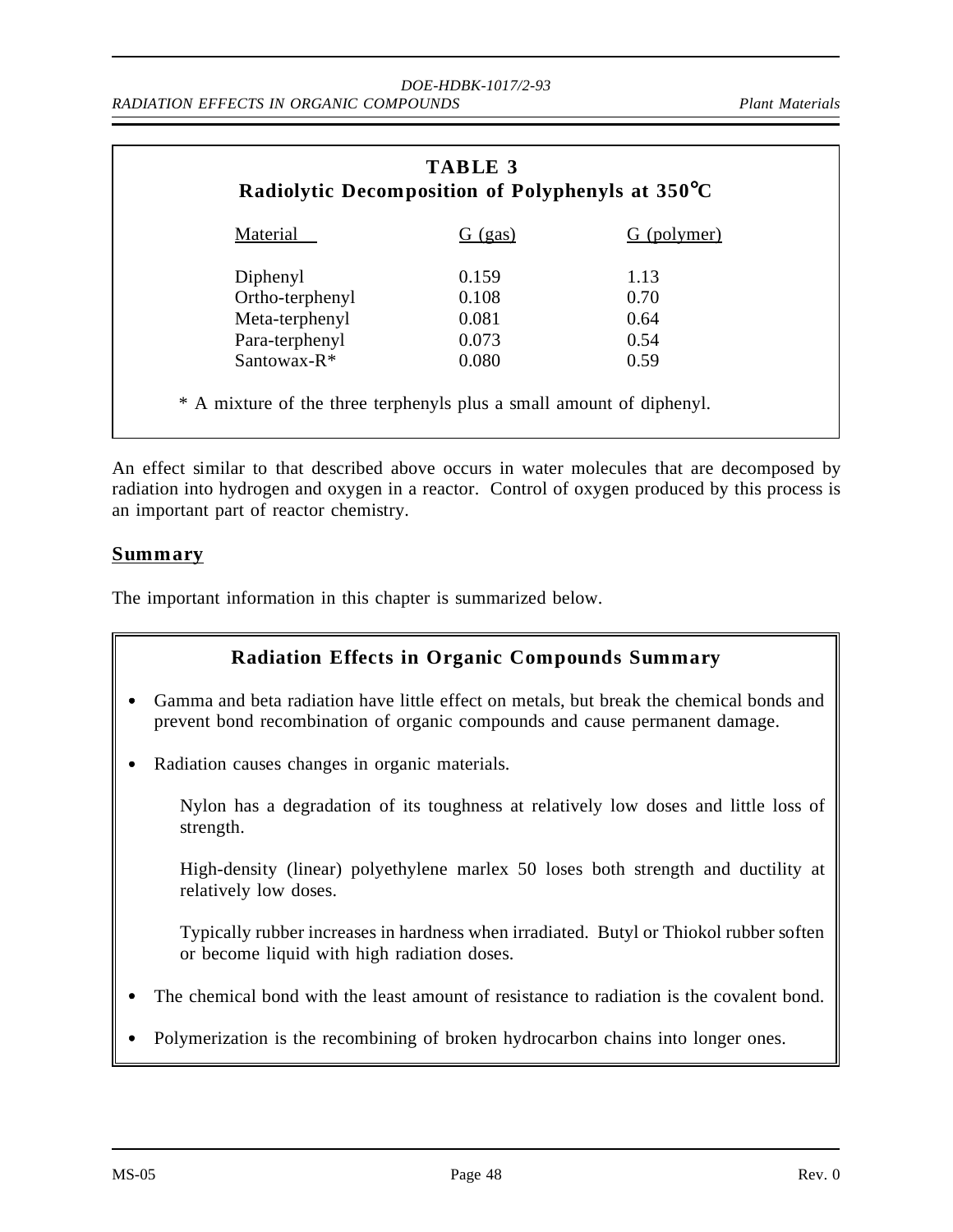**TABLE 3**
**Radiolytic Decomposition of Polyphenyls at 350°C**

| Material | G (gas) | G (polymer) |
|---|---|---|
| Diphenyl | 0.159 | 1.13 |
| Ortho-terphenyl | 0.108 | 0.70 |
| Meta-terphenyl | 0.081 | 0.64 |
| Para-terphenyl | 0.073 | 0.54 |
| Santowax-R* | 0.080 | 0.59 |

* A mixture of the three terphenyls plus a small amount of diphenyl.

An effect similar to that described above occurs in water molecules that are decomposed by radiation into hydrogen and oxygen in a reactor. Control of oxygen produced by this process is an important part of reactor chemistry.

## Summary

The important information in this chapter is summarized below.

### Radiation Effects in Organic Compounds Summary

- Gamma and beta radiation have little effect on metals, but break the chemical bonds and prevent bond recombination of organic compounds and cause permanent damage.
- Radiation causes changes in organic materials.

  Nylon has a degradation of its toughness at relatively low doses and little loss of strength.

  High-density (linear) polyethylene marlex 50 loses both strength and ductility at relatively low doses.

  Typically rubber increases in hardness when irradiated. Butyl or Thiokol rubber soften or become liquid with high radiation doses.

- The chemical bond with the least amount of resistance to radiation is the covalent bond.
- Polymerization is the recombining of broken hydrocarbon chains into longer ones.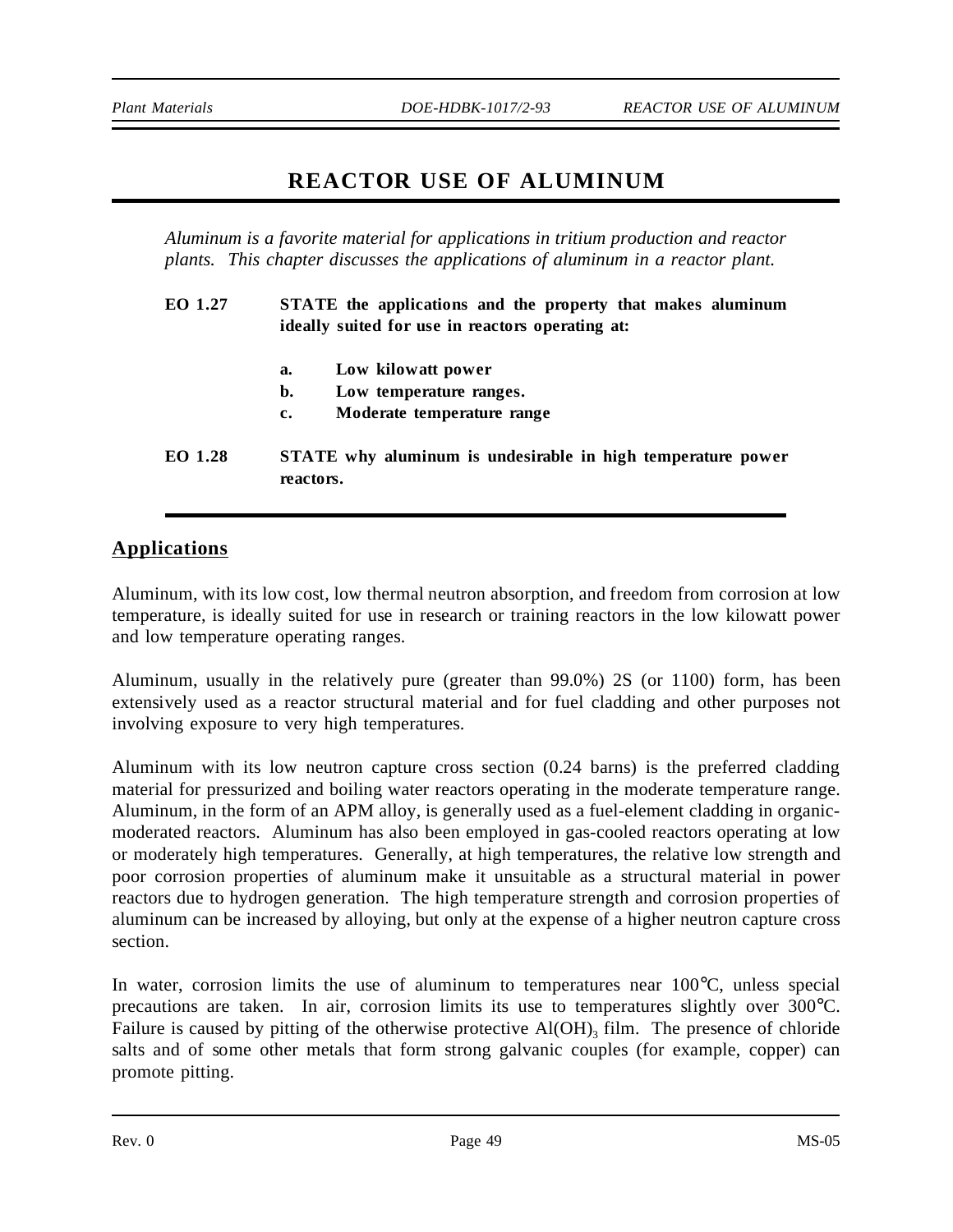# REACTOR USE OF ALUMINUM

*Aluminum is a favorite material for applications in tritium production and reactor plants. This chapter discusses the applications of aluminum in a reactor plant.*

**EO 1.27 STATE the applications and the property that makes aluminum ideally suited for use in reactors operating at:**

- **a. Low kilowatt power**
- **b. Low temperature ranges.**
- **c. Moderate temperature range**

**EO 1.28 STATE why aluminum is undesirable in high temperature power reactors.**

## Applications

Aluminum, with its low cost, low thermal neutron absorption, and freedom from corrosion at low temperature, is ideally suited for use in research or training reactors in the low kilowatt power and low temperature operating ranges.

Aluminum, usually in the relatively pure (greater than 99.0%) 2S (or 1100) form, has been extensively used as a reactor structural material and for fuel cladding and other purposes not involving exposure to very high temperatures.

Aluminum with its low neutron capture cross section (0.24 barns) is the preferred cladding material for pressurized and boiling water reactors operating in the moderate temperature range. Aluminum, in the form of an APM alloy, is generally used as a fuel-element cladding in organic-moderated reactors. Aluminum has also been employed in gas-cooled reactors operating at low or moderately high temperatures. Generally, at high temperatures, the relative low strength and poor corrosion properties of aluminum make it unsuitable as a structural material in power reactors due to hydrogen generation. The high temperature strength and corrosion properties of aluminum can be increased by alloying, but only at the expense of a higher neutron capture cross section.

In water, corrosion limits the use of aluminum to temperatures near 100°C, unless special precautions are taken. In air, corrosion limits its use to temperatures slightly over 300°C. Failure is caused by pitting of the otherwise protective $Al(OH)_3$ film. The presence of chloride salts and of some other metals that form strong galvanic couples (for example, copper) can promote pitting.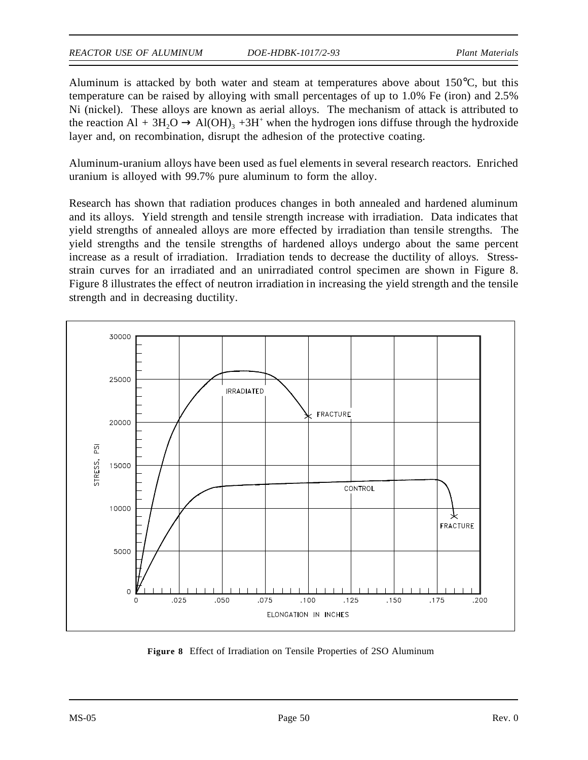Aluminum is attacked by both water and steam at temperatures above about 150°C, but this temperature can be raised by alloying with small percentages of up to 1.0% Fe (iron) and 2.5% Ni (nickel). These alloys are known as aerial alloys. The mechanism of attack is attributed to the reaction $Al + 3H_2O \rightarrow Al(OH)_3 + 3H^+$ when the hydrogen ions diffuse through the hydroxide layer and, on recombination, disrupt the adhesion of the protective coating.

Aluminum-uranium alloys have been used as fuel elements in several research reactors. Enriched uranium is alloyed with 99.7% pure aluminum to form the alloy.

Research has shown that radiation produces changes in both annealed and hardened aluminum and its alloys. Yield strength and tensile strength increase with irradiation. Data indicates that yield strengths of annealed alloys are more effected by irradiation than tensile strengths. The yield strengths and the tensile strengths of hardened alloys undergo about the same percent increase as a result of irradiation. Irradiation tends to decrease the ductility of alloys. Stress-strain curves for an irradiated and an unirradiated control specimen are shown in Figure 8. Figure 8 illustrates the effect of neutron irradiation in increasing the yield strength and the tensile strength and in decreasing ductility.

**Figure 8** Effect of Irradiation on Tensile Properties of 2SO Aluminum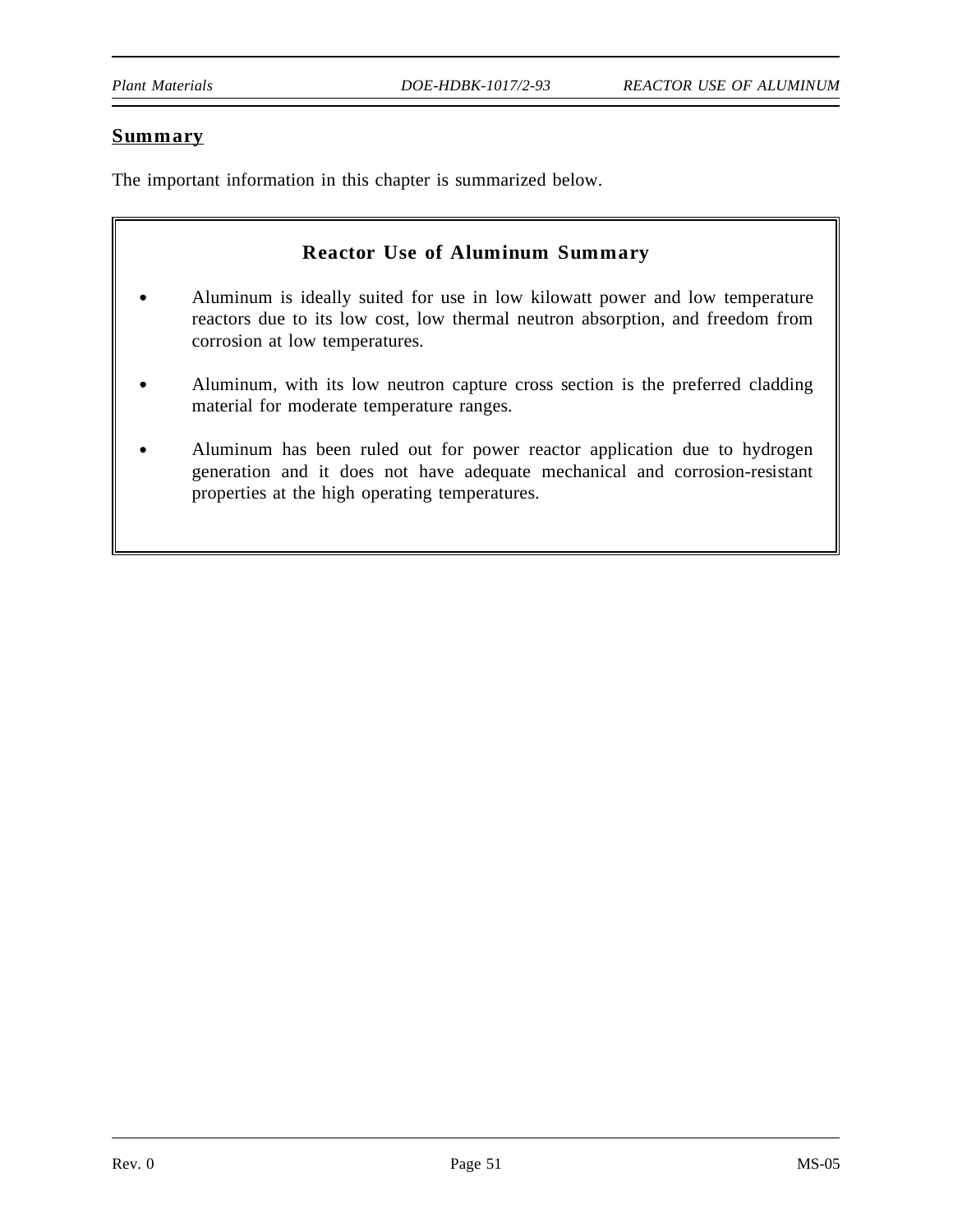## Summary

The important information in this chapter is summarized below.

### Reactor Use of Aluminum Summary

- Aluminum is ideally suited for use in low kilowatt power and low temperature reactors due to its low cost, low thermal neutron absorption, and freedom from corrosion at low temperatures.
- Aluminum, with its low neutron capture cross section is the preferred cladding material for moderate temperature ranges.
- Aluminum has been ruled out for power reactor application due to hydrogen generation and it does not have adequate mechanical and corrosion-resistant properties at the high operating temperatures.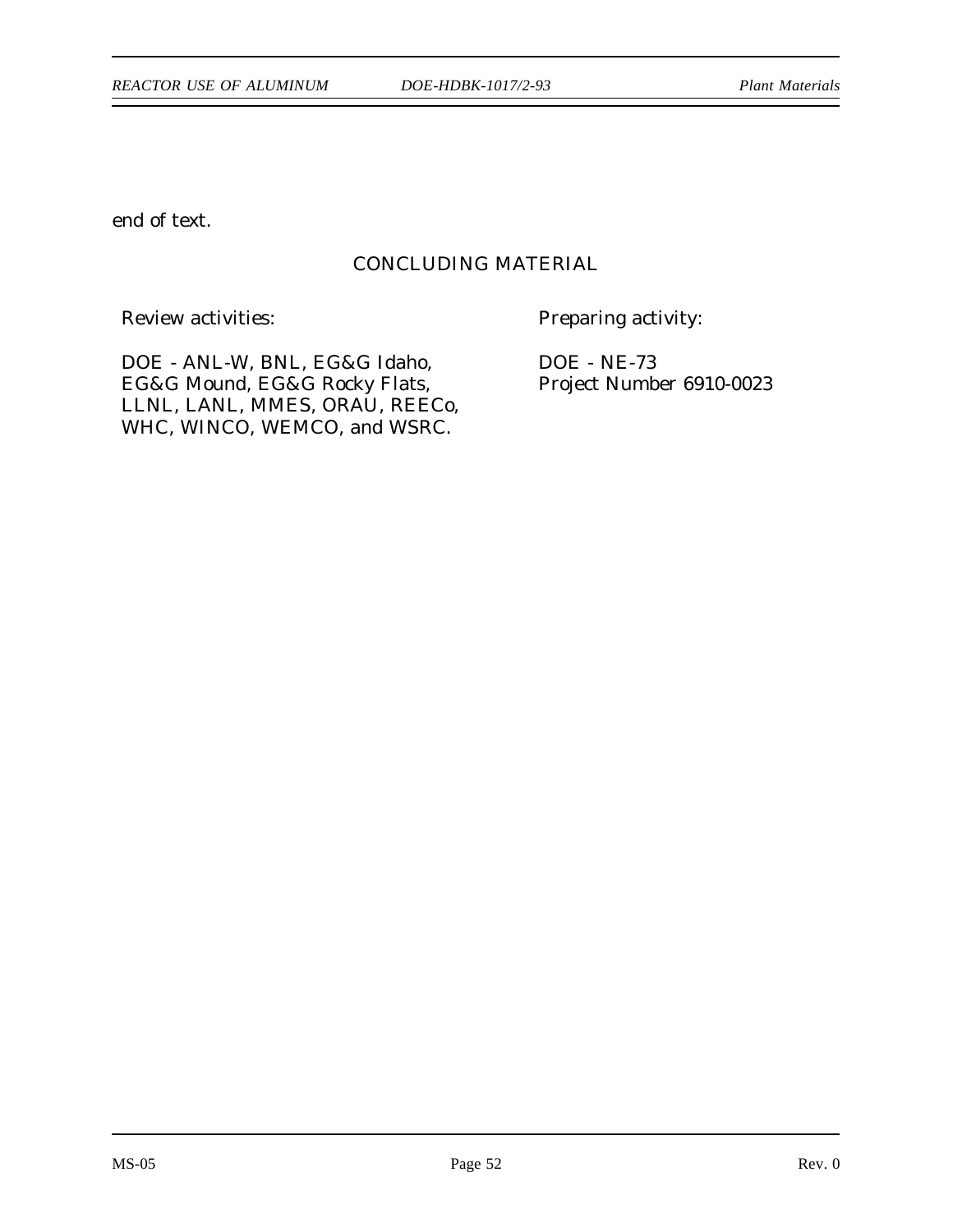end of text.

## CONCLUDING MATERIAL

Review activities:

DOE - ANL-W, BNL, EG&G Idaho, EG&G Mound, EG&G Rocky Flats, LLNL, LANL, MMES, ORAU, REECo, WHC, WINCO, WEMCO, and WSRC.

Preparing activity:

DOE - NE-73
Project Number 6910-0023